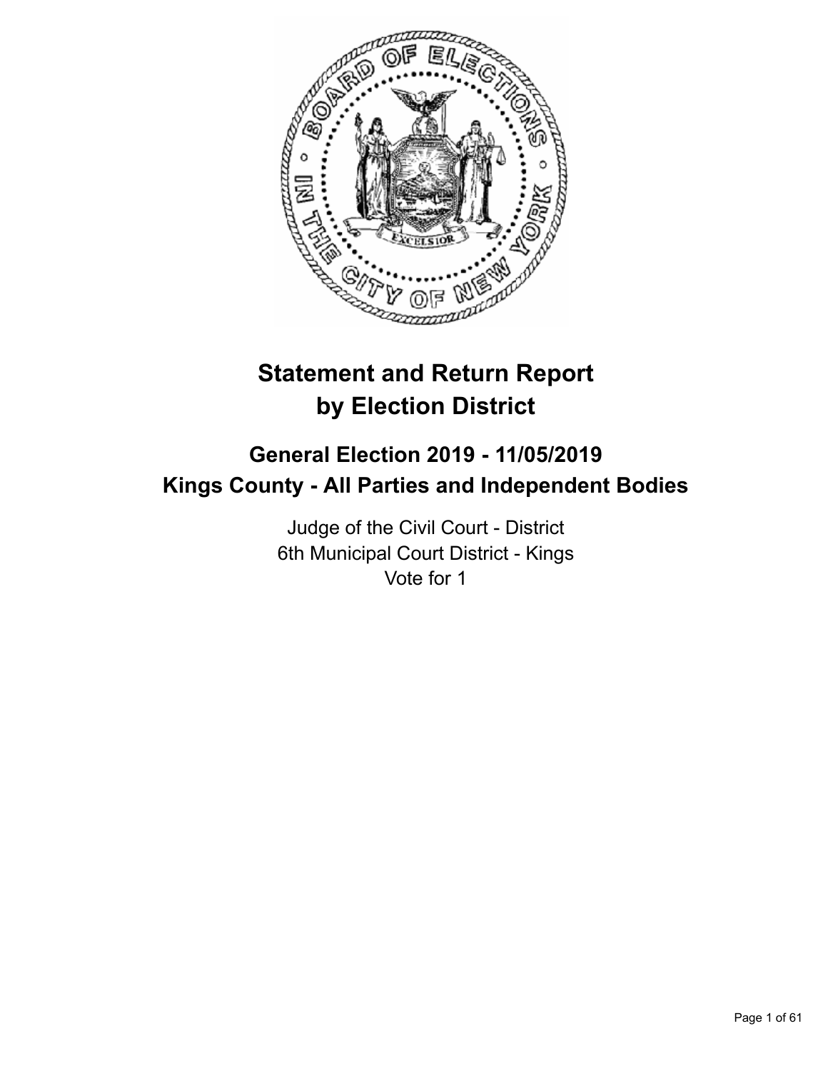# Statement and Return Report by Election District

## General Election 2019 - 11/05/2019
## Kings County - All Parties and Independent Bodies

Judge of the Civil Court - District
6th Municipal Court District - Kings
Vote for 1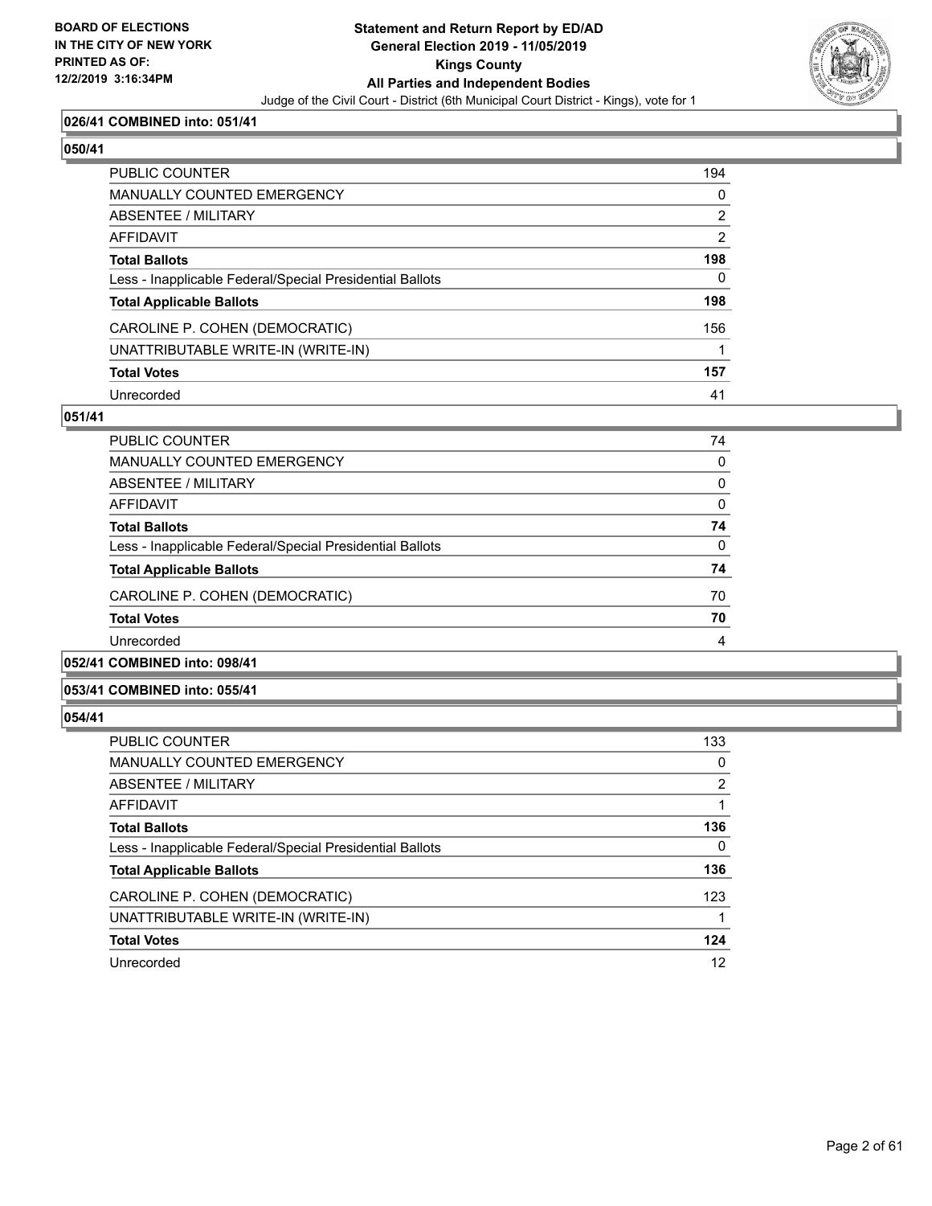### 026/41 COMBINED into: 051/41

### 050/41

| | |
|---|---|
| PUBLIC COUNTER | 194 |
| MANUALLY COUNTED EMERGENCY | 0 |
| ABSENTEE / MILITARY | 2 |
| AFFIDAVIT | 2 |
| **Total Ballots** | **198** |
| Less - Inapplicable Federal/Special Presidential Ballots | 0 |
| **Total Applicable Ballots** | **198** |
| CAROLINE P. COHEN (DEMOCRATIC) | 156 |
| UNATTRIBUTABLE WRITE-IN (WRITE-IN) | 1 |
| **Total Votes** | **157** |
| Unrecorded | 41 |

### 051/41

| | |
|---|---|
| PUBLIC COUNTER | 74 |
| MANUALLY COUNTED EMERGENCY | 0 |
| ABSENTEE / MILITARY | 0 |
| AFFIDAVIT | 0 |
| **Total Ballots** | **74** |
| Less - Inapplicable Federal/Special Presidential Ballots | 0 |
| **Total Applicable Ballots** | **74** |
| CAROLINE P. COHEN (DEMOCRATIC) | 70 |
| **Total Votes** | **70** |
| Unrecorded | 4 |

### 052/41 COMBINED into: 098/41

### 053/41 COMBINED into: 055/41

### 054/41

| | |
|---|---|
| PUBLIC COUNTER | 133 |
| MANUALLY COUNTED EMERGENCY | 0 |
| ABSENTEE / MILITARY | 2 |
| AFFIDAVIT | 1 |
| **Total Ballots** | **136** |
| Less - Inapplicable Federal/Special Presidential Ballots | 0 |
| **Total Applicable Ballots** | **136** |
| CAROLINE P. COHEN (DEMOCRATIC) | 123 |
| UNATTRIBUTABLE WRITE-IN (WRITE-IN) | 1 |
| **Total Votes** | **124** |
| Unrecorded | 12 |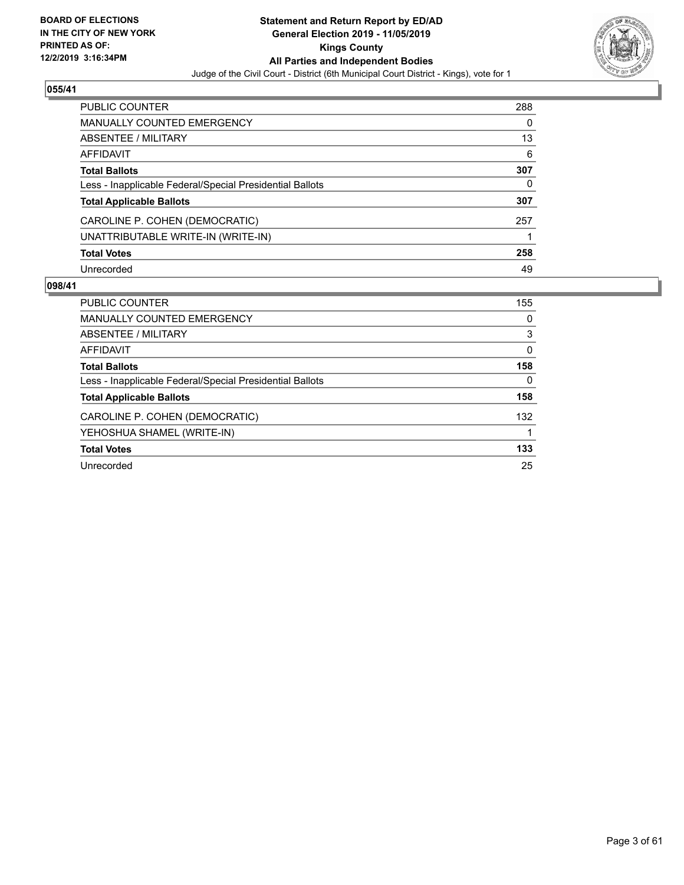## 055/41

| | |
|---|---|
| PUBLIC COUNTER | 288 |
| MANUALLY COUNTED EMERGENCY | 0 |
| ABSENTEE / MILITARY | 13 |
| AFFIDAVIT | 6 |
| **Total Ballots** | **307** |
| Less - Inapplicable Federal/Special Presidential Ballots | 0 |
| **Total Applicable Ballots** | **307** |
| CAROLINE P. COHEN (DEMOCRATIC) | 257 |
| UNATTRIBUTABLE WRITE-IN (WRITE-IN) | 1 |
| **Total Votes** | **258** |
| Unrecorded | 49 |

## 098/41

| | |
|---|---|
| PUBLIC COUNTER | 155 |
| MANUALLY COUNTED EMERGENCY | 0 |
| ABSENTEE / MILITARY | 3 |
| AFFIDAVIT | 0 |
| **Total Ballots** | **158** |
| Less - Inapplicable Federal/Special Presidential Ballots | 0 |
| **Total Applicable Ballots** | **158** |
| CAROLINE P. COHEN (DEMOCRATIC) | 132 |
| YEHOSHUA SHAMEL (WRITE-IN) | 1 |
| **Total Votes** | **133** |
| Unrecorded | 25 |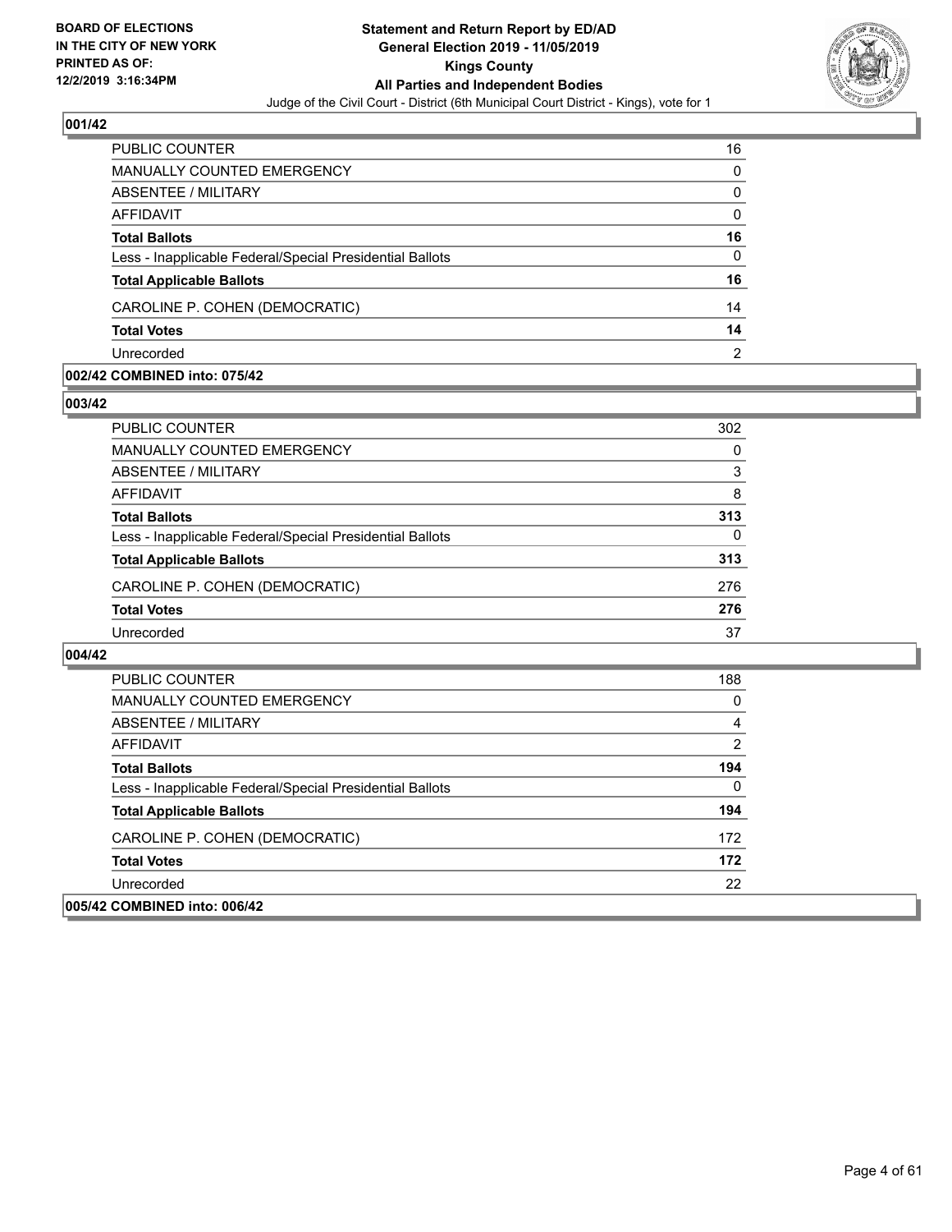## 001/42

| | |
|---|---|
| PUBLIC COUNTER | 16 |
| MANUALLY COUNTED EMERGENCY | 0 |
| ABSENTEE / MILITARY | 0 |
| AFFIDAVIT | 0 |
| **Total Ballots** | **16** |
| Less - Inapplicable Federal/Special Presidential Ballots | 0 |
| **Total Applicable Ballots** | **16** |
| CAROLINE P. COHEN (DEMOCRATIC) | 14 |
| **Total Votes** | **14** |
| Unrecorded | 2 |

## 002/42 COMBINED into: 075/42

## 003/42

| | |
|---|---|
| PUBLIC COUNTER | 302 |
| MANUALLY COUNTED EMERGENCY | 0 |
| ABSENTEE / MILITARY | 3 |
| AFFIDAVIT | 8 |
| **Total Ballots** | **313** |
| Less - Inapplicable Federal/Special Presidential Ballots | 0 |
| **Total Applicable Ballots** | **313** |
| CAROLINE P. COHEN (DEMOCRATIC) | 276 |
| **Total Votes** | **276** |
| Unrecorded | 37 |

## 004/42

| | |
|---|---|
| PUBLIC COUNTER | 188 |
| MANUALLY COUNTED EMERGENCY | 0 |
| ABSENTEE / MILITARY | 4 |
| AFFIDAVIT | 2 |
| **Total Ballots** | **194** |
| Less - Inapplicable Federal/Special Presidential Ballots | 0 |
| **Total Applicable Ballots** | **194** |
| CAROLINE P. COHEN (DEMOCRATIC) | 172 |
| **Total Votes** | **172** |
| Unrecorded | 22 |

## 005/42 COMBINED into: 006/42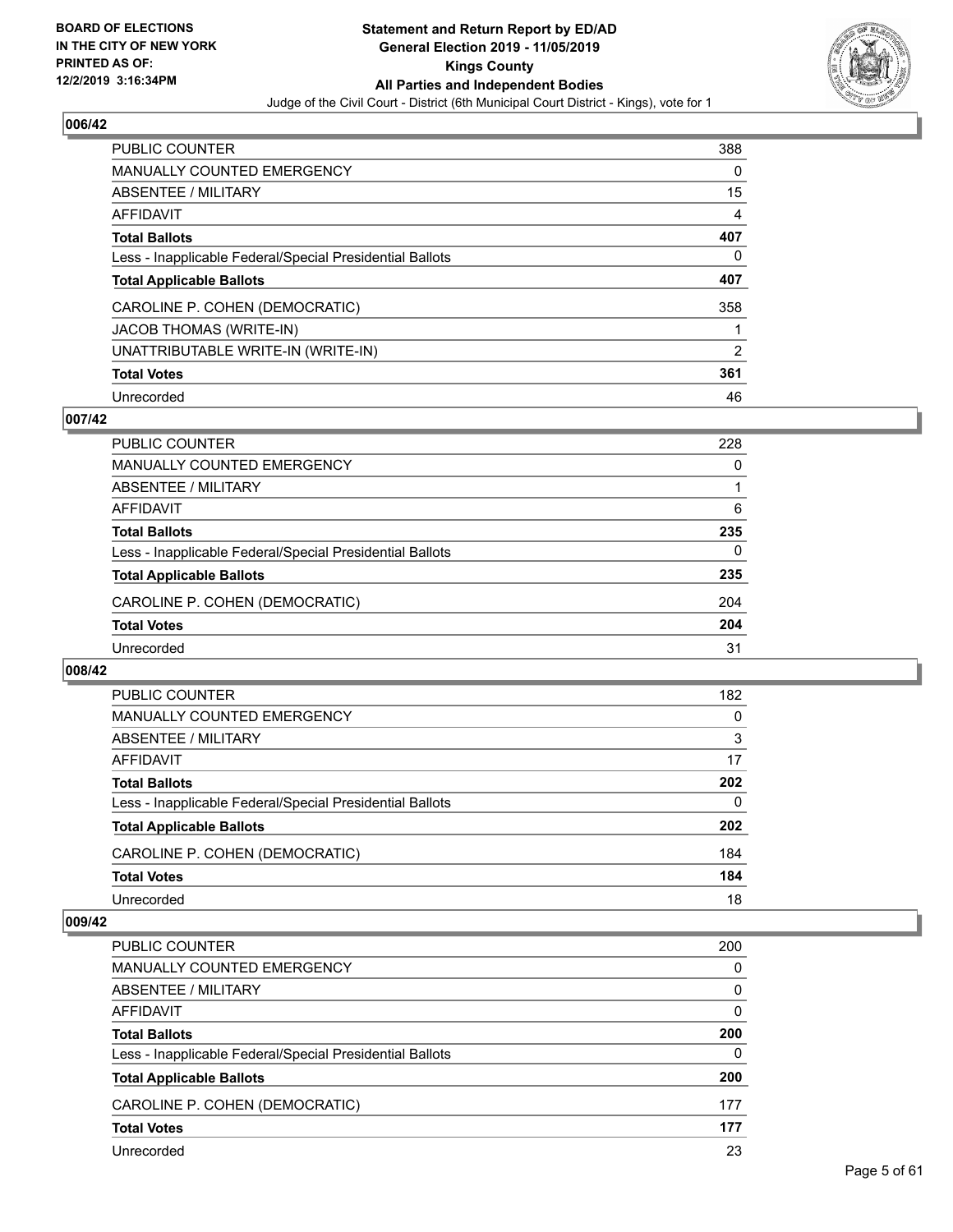## 006/42

| | |
|---|---|
| PUBLIC COUNTER | 388 |
| MANUALLY COUNTED EMERGENCY | 0 |
| ABSENTEE / MILITARY | 15 |
| AFFIDAVIT | 4 |
| **Total Ballots** | **407** |
| Less - Inapplicable Federal/Special Presidential Ballots | 0 |
| **Total Applicable Ballots** | **407** |
| CAROLINE P. COHEN (DEMOCRATIC) | 358 |
| JACOB THOMAS (WRITE-IN) | 1 |
| UNATTRIBUTABLE WRITE-IN (WRITE-IN) | 2 |
| **Total Votes** | **361** |
| Unrecorded | 46 |

## 007/42

| | |
|---|---|
| PUBLIC COUNTER | 228 |
| MANUALLY COUNTED EMERGENCY | 0 |
| ABSENTEE / MILITARY | 1 |
| AFFIDAVIT | 6 |
| **Total Ballots** | **235** |
| Less - Inapplicable Federal/Special Presidential Ballots | 0 |
| **Total Applicable Ballots** | **235** |
| CAROLINE P. COHEN (DEMOCRATIC) | 204 |
| **Total Votes** | **204** |
| Unrecorded | 31 |

## 008/42

| | |
|---|---|
| PUBLIC COUNTER | 182 |
| MANUALLY COUNTED EMERGENCY | 0 |
| ABSENTEE / MILITARY | 3 |
| AFFIDAVIT | 17 |
| **Total Ballots** | **202** |
| Less - Inapplicable Federal/Special Presidential Ballots | 0 |
| **Total Applicable Ballots** | **202** |
| CAROLINE P. COHEN (DEMOCRATIC) | 184 |
| **Total Votes** | **184** |
| Unrecorded | 18 |

## 009/42

| | |
|---|---|
| PUBLIC COUNTER | 200 |
| MANUALLY COUNTED EMERGENCY | 0 |
| ABSENTEE / MILITARY | 0 |
| AFFIDAVIT | 0 |
| **Total Ballots** | **200** |
| Less - Inapplicable Federal/Special Presidential Ballots | 0 |
| **Total Applicable Ballots** | **200** |
| CAROLINE P. COHEN (DEMOCRATIC) | 177 |
| **Total Votes** | **177** |
| Unrecorded | 23 |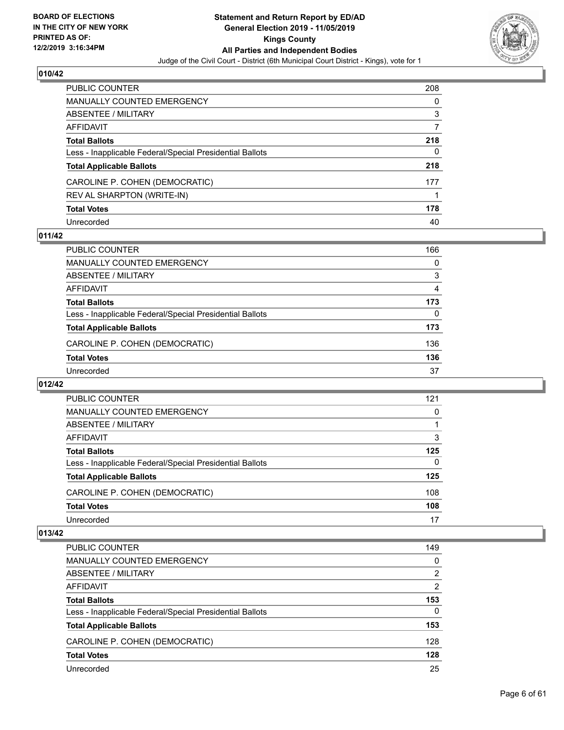## 010/42

| | |
|---|---|
| PUBLIC COUNTER | 208 |
| MANUALLY COUNTED EMERGENCY | 0 |
| ABSENTEE / MILITARY | 3 |
| AFFIDAVIT | 7 |
| **Total Ballots** | **218** |
| Less - Inapplicable Federal/Special Presidential Ballots | 0 |
| **Total Applicable Ballots** | **218** |
| CAROLINE P. COHEN (DEMOCRATIC) | 177 |
| REV AL SHARPTON (WRITE-IN) | 1 |
| **Total Votes** | **178** |
| Unrecorded | 40 |

## 011/42

| | |
|---|---|
| PUBLIC COUNTER | 166 |
| MANUALLY COUNTED EMERGENCY | 0 |
| ABSENTEE / MILITARY | 3 |
| AFFIDAVIT | 4 |
| **Total Ballots** | **173** |
| Less - Inapplicable Federal/Special Presidential Ballots | 0 |
| **Total Applicable Ballots** | **173** |
| CAROLINE P. COHEN (DEMOCRATIC) | 136 |
| **Total Votes** | **136** |
| Unrecorded | 37 |

## 012/42

| | |
|---|---|
| PUBLIC COUNTER | 121 |
| MANUALLY COUNTED EMERGENCY | 0 |
| ABSENTEE / MILITARY | 1 |
| AFFIDAVIT | 3 |
| **Total Ballots** | **125** |
| Less - Inapplicable Federal/Special Presidential Ballots | 0 |
| **Total Applicable Ballots** | **125** |
| CAROLINE P. COHEN (DEMOCRATIC) | 108 |
| **Total Votes** | **108** |
| Unrecorded | 17 |

## 013/42

| | |
|---|---|
| PUBLIC COUNTER | 149 |
| MANUALLY COUNTED EMERGENCY | 0 |
| ABSENTEE / MILITARY | 2 |
| AFFIDAVIT | 2 |
| **Total Ballots** | **153** |
| Less - Inapplicable Federal/Special Presidential Ballots | 0 |
| **Total Applicable Ballots** | **153** |
| CAROLINE P. COHEN (DEMOCRATIC) | 128 |
| **Total Votes** | **128** |
| Unrecorded | 25 |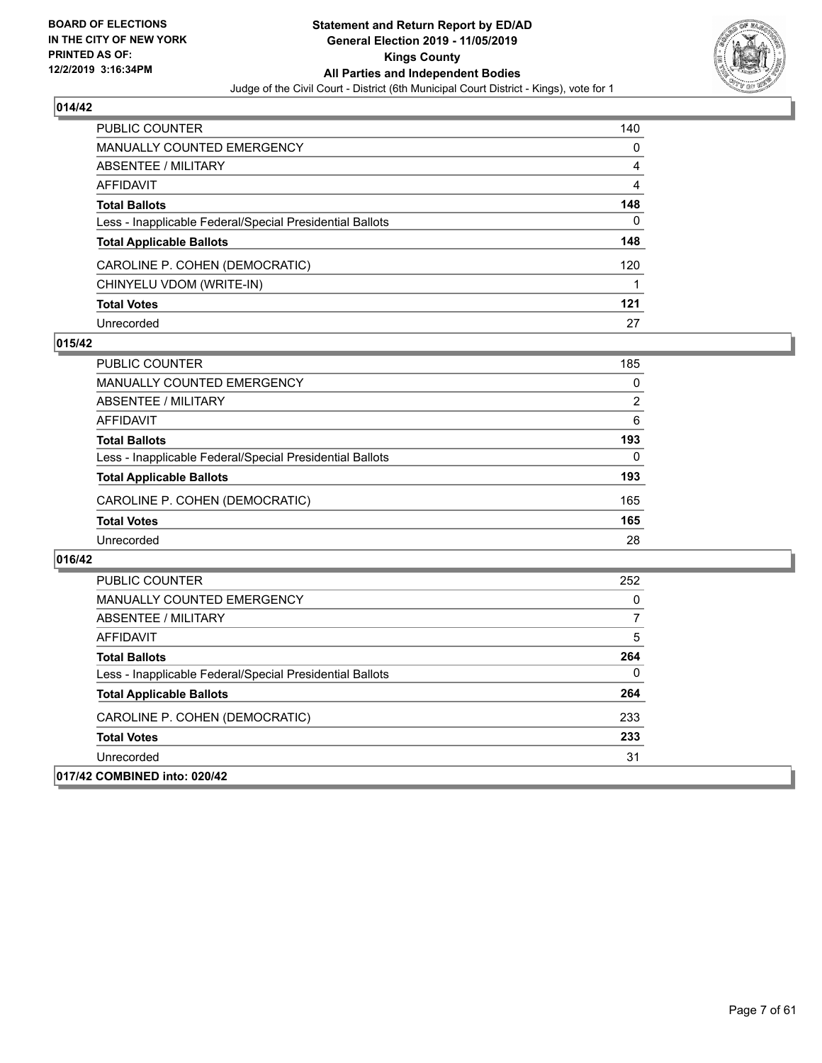## 014/42

| | |
|---|---|
| PUBLIC COUNTER | 140 |
| MANUALLY COUNTED EMERGENCY | 0 |
| ABSENTEE / MILITARY | 4 |
| AFFIDAVIT | 4 |
| **Total Ballots** | **148** |
| Less - Inapplicable Federal/Special Presidential Ballots | 0 |
| **Total Applicable Ballots** | **148** |
| CAROLINE P. COHEN (DEMOCRATIC) | 120 |
| CHINYELU VDOM (WRITE-IN) | 1 |
| **Total Votes** | **121** |
| Unrecorded | 27 |

## 015/42

| | |
|---|---|
| PUBLIC COUNTER | 185 |
| MANUALLY COUNTED EMERGENCY | 0 |
| ABSENTEE / MILITARY | 2 |
| AFFIDAVIT | 6 |
| **Total Ballots** | **193** |
| Less - Inapplicable Federal/Special Presidential Ballots | 0 |
| **Total Applicable Ballots** | **193** |
| CAROLINE P. COHEN (DEMOCRATIC) | 165 |
| **Total Votes** | **165** |
| Unrecorded | 28 |

## 016/42

| | |
|---|---|
| PUBLIC COUNTER | 252 |
| MANUALLY COUNTED EMERGENCY | 0 |
| ABSENTEE / MILITARY | 7 |
| AFFIDAVIT | 5 |
| **Total Ballots** | **264** |
| Less - Inapplicable Federal/Special Presidential Ballots | 0 |
| **Total Applicable Ballots** | **264** |
| CAROLINE P. COHEN (DEMOCRATIC) | 233 |
| **Total Votes** | **233** |
| Unrecorded | 31 |

## 017/42 COMBINED into: 020/42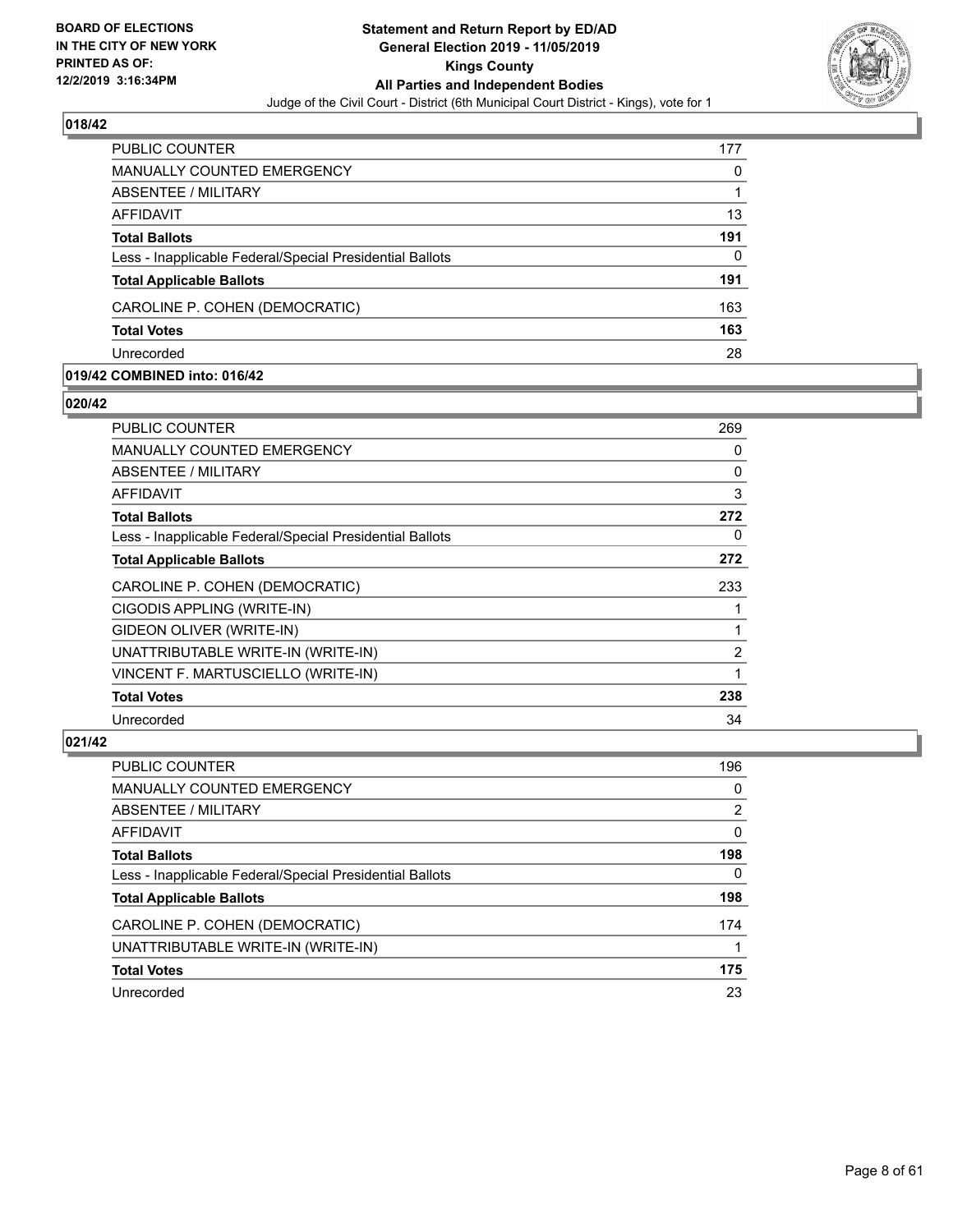## 018/42

| | |
|---|---|
| PUBLIC COUNTER | 177 |
| MANUALLY COUNTED EMERGENCY | 0 |
| ABSENTEE / MILITARY | 1 |
| AFFIDAVIT | 13 |
| **Total Ballots** | **191** |
| Less - Inapplicable Federal/Special Presidential Ballots | 0 |
| **Total Applicable Ballots** | **191** |
| CAROLINE P. COHEN (DEMOCRATIC) | 163 |
| **Total Votes** | **163** |
| Unrecorded | 28 |

## 019/42 COMBINED into: 016/42

## 020/42

| | |
|---|---|
| PUBLIC COUNTER | 269 |
| MANUALLY COUNTED EMERGENCY | 0 |
| ABSENTEE / MILITARY | 0 |
| AFFIDAVIT | 3 |
| **Total Ballots** | **272** |
| Less - Inapplicable Federal/Special Presidential Ballots | 0 |
| **Total Applicable Ballots** | **272** |
| CAROLINE P. COHEN (DEMOCRATIC) | 233 |
| CIGODIS APPLING (WRITE-IN) | 1 |
| GIDEON OLIVER (WRITE-IN) | 1 |
| UNATTRIBUTABLE WRITE-IN (WRITE-IN) | 2 |
| VINCENT F. MARTUSCIELLO (WRITE-IN) | 1 |
| **Total Votes** | **238** |
| Unrecorded | 34 |

## 021/42

| | |
|---|---|
| PUBLIC COUNTER | 196 |
| MANUALLY COUNTED EMERGENCY | 0 |
| ABSENTEE / MILITARY | 2 |
| AFFIDAVIT | 0 |
| **Total Ballots** | **198** |
| Less - Inapplicable Federal/Special Presidential Ballots | 0 |
| **Total Applicable Ballots** | **198** |
| CAROLINE P. COHEN (DEMOCRATIC) | 174 |
| UNATTRIBUTABLE WRITE-IN (WRITE-IN) | 1 |
| **Total Votes** | **175** |
| Unrecorded | 23 |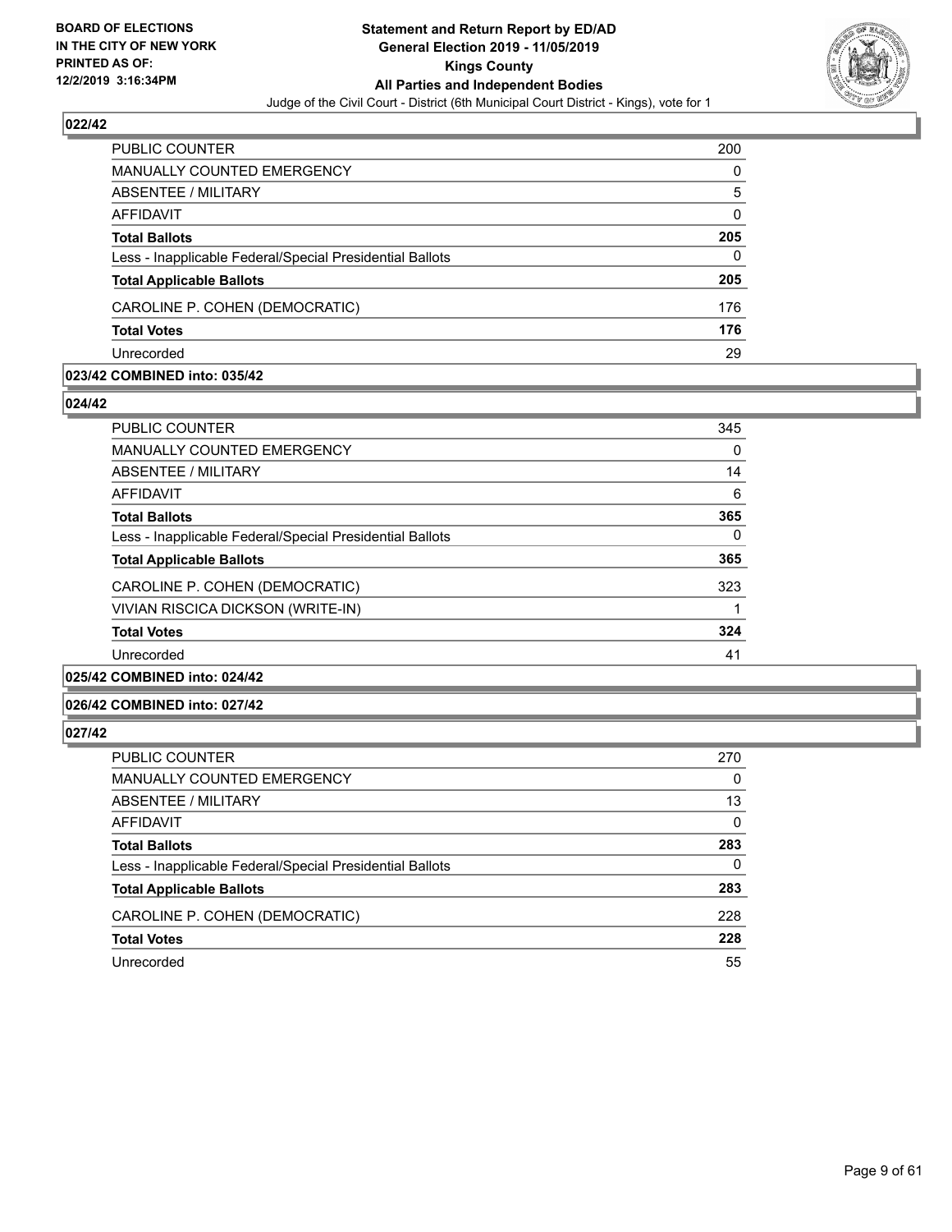## 022/42

| | |
|---|---|
| PUBLIC COUNTER | 200 |
| MANUALLY COUNTED EMERGENCY | 0 |
| ABSENTEE / MILITARY | 5 |
| AFFIDAVIT | 0 |
| **Total Ballots** | **205** |
| Less - Inapplicable Federal/Special Presidential Ballots | 0 |
| **Total Applicable Ballots** | **205** |
| CAROLINE P. COHEN (DEMOCRATIC) | 176 |
| **Total Votes** | **176** |
| Unrecorded | 29 |

## 023/42 COMBINED into: 035/42

## 024/42

| | |
|---|---|
| PUBLIC COUNTER | 345 |
| MANUALLY COUNTED EMERGENCY | 0 |
| ABSENTEE / MILITARY | 14 |
| AFFIDAVIT | 6 |
| **Total Ballots** | **365** |
| Less - Inapplicable Federal/Special Presidential Ballots | 0 |
| **Total Applicable Ballots** | **365** |
| CAROLINE P. COHEN (DEMOCRATIC) | 323 |
| VIVIAN RISCICA DICKSON (WRITE-IN) | 1 |
| **Total Votes** | **324** |
| Unrecorded | 41 |

## 025/42 COMBINED into: 024/42

## 026/42 COMBINED into: 027/42

## 027/42

| | |
|---|---|
| PUBLIC COUNTER | 270 |
| MANUALLY COUNTED EMERGENCY | 0 |
| ABSENTEE / MILITARY | 13 |
| AFFIDAVIT | 0 |
| **Total Ballots** | **283** |
| Less - Inapplicable Federal/Special Presidential Ballots | 0 |
| **Total Applicable Ballots** | **283** |
| CAROLINE P. COHEN (DEMOCRATIC) | 228 |
| **Total Votes** | **228** |
| Unrecorded | 55 |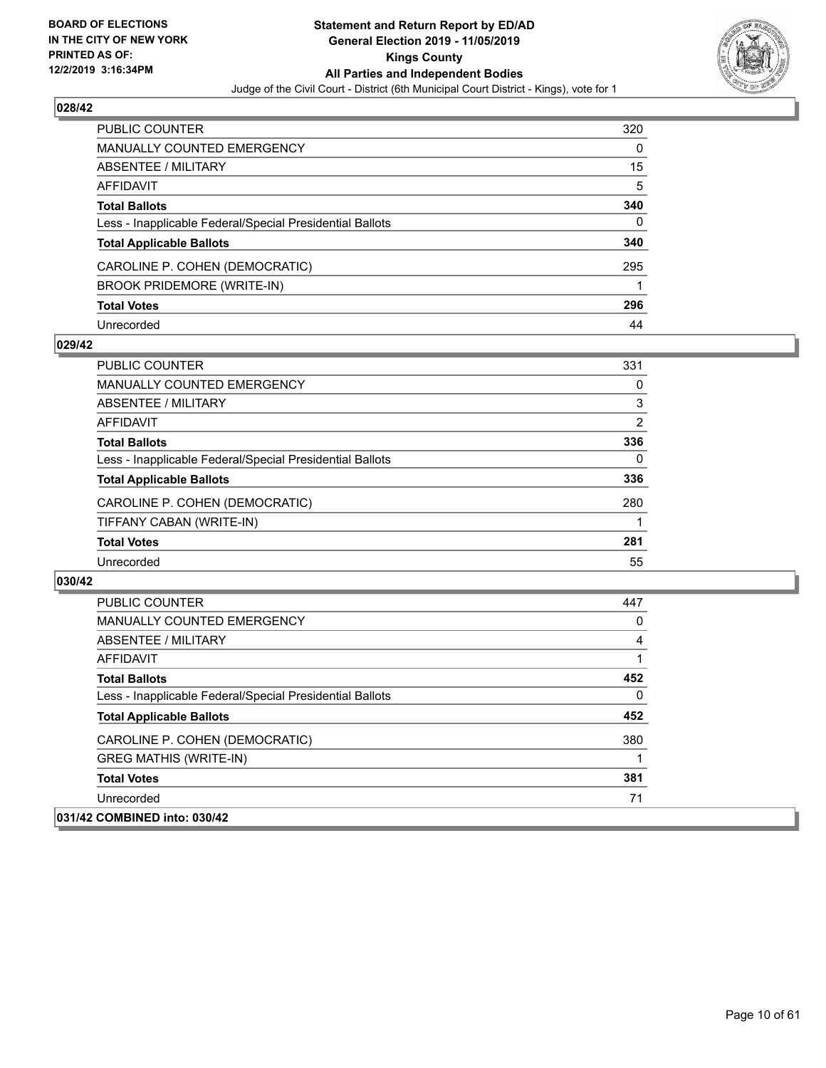**Statement and Return Report by ED/AD**
**General Election 2019 - 11/05/2019**
**Kings County**
**All Parties and Independent Bodies**
Judge of the Civil Court - District (6th Municipal Court District - Kings), vote for 1

BOARD OF ELECTIONS IN THE CITY OF NEW YORK PRINTED AS OF: 12/2/2019 3:16:34PM

## 028/42

| | |
|---|---|
| PUBLIC COUNTER | 320 |
| MANUALLY COUNTED EMERGENCY | 0 |
| ABSENTEE / MILITARY | 15 |
| AFFIDAVIT | 5 |
| **Total Ballots** | **340** |
| Less - Inapplicable Federal/Special Presidential Ballots | 0 |
| **Total Applicable Ballots** | **340** |
| CAROLINE P. COHEN (DEMOCRATIC) | 295 |
| BROOK PRIDEMORE (WRITE-IN) | 1 |
| **Total Votes** | **296** |
| Unrecorded | 44 |

## 029/42

| | |
|---|---|
| PUBLIC COUNTER | 331 |
| MANUALLY COUNTED EMERGENCY | 0 |
| ABSENTEE / MILITARY | 3 |
| AFFIDAVIT | 2 |
| **Total Ballots** | **336** |
| Less - Inapplicable Federal/Special Presidential Ballots | 0 |
| **Total Applicable Ballots** | **336** |
| CAROLINE P. COHEN (DEMOCRATIC) | 280 |
| TIFFANY CABAN (WRITE-IN) | 1 |
| **Total Votes** | **281** |
| Unrecorded | 55 |

## 030/42

| | |
|---|---|
| PUBLIC COUNTER | 447 |
| MANUALLY COUNTED EMERGENCY | 0 |
| ABSENTEE / MILITARY | 4 |
| AFFIDAVIT | 1 |
| **Total Ballots** | **452** |
| Less - Inapplicable Federal/Special Presidential Ballots | 0 |
| **Total Applicable Ballots** | **452** |
| CAROLINE P. COHEN (DEMOCRATIC) | 380 |
| GREG MATHIS (WRITE-IN) | 1 |
| **Total Votes** | **381** |
| Unrecorded | 71 |

## 031/42 COMBINED into: 030/42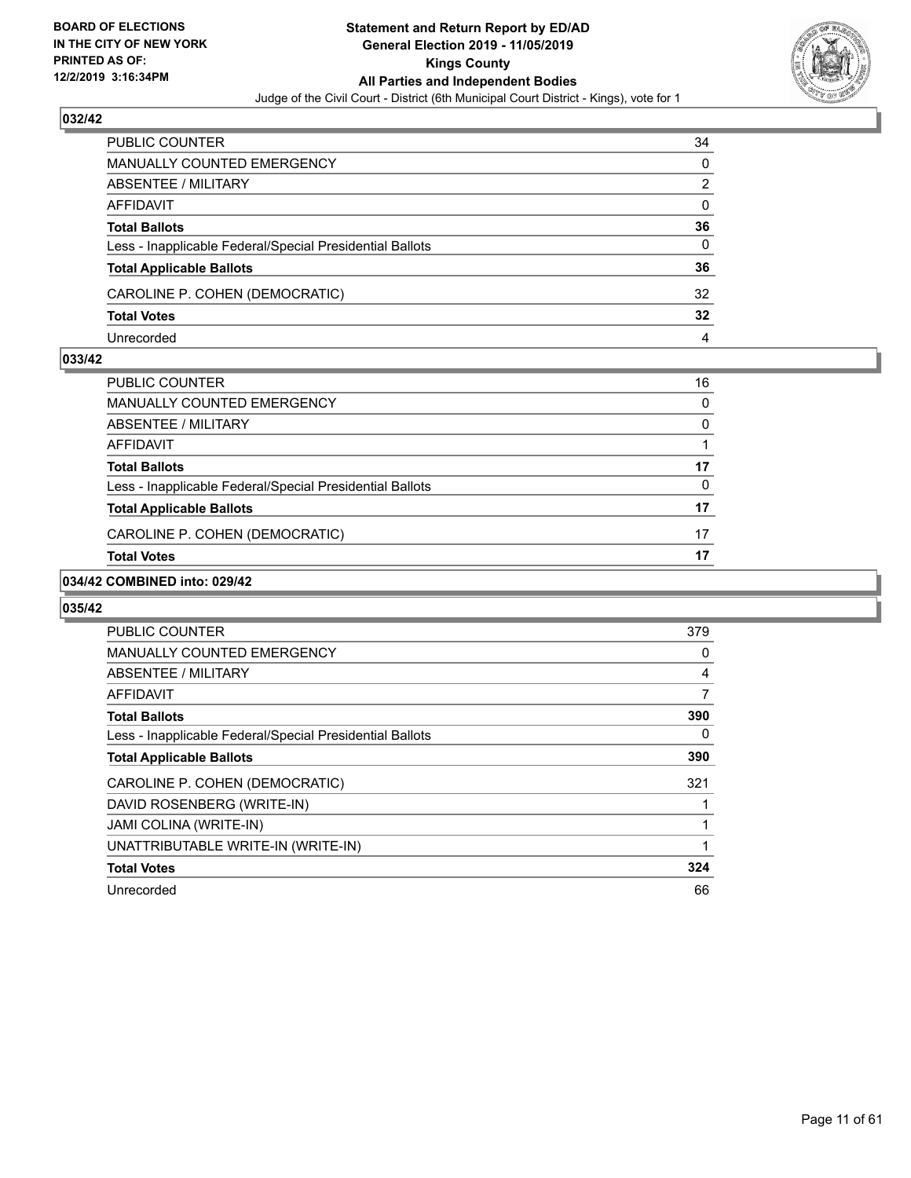## 032/42

| | |
|---|---|
| PUBLIC COUNTER | 34 |
| MANUALLY COUNTED EMERGENCY | 0 |
| ABSENTEE / MILITARY | 2 |
| AFFIDAVIT | 0 |
| **Total Ballots** | **36** |
| Less - Inapplicable Federal/Special Presidential Ballots | 0 |
| **Total Applicable Ballots** | **36** |
| CAROLINE P. COHEN (DEMOCRATIC) | 32 |
| **Total Votes** | **32** |
| Unrecorded | 4 |

## 033/42

| | |
|---|---|
| PUBLIC COUNTER | 16 |
| MANUALLY COUNTED EMERGENCY | 0 |
| ABSENTEE / MILITARY | 0 |
| AFFIDAVIT | 1 |
| **Total Ballots** | **17** |
| Less - Inapplicable Federal/Special Presidential Ballots | 0 |
| **Total Applicable Ballots** | **17** |
| CAROLINE P. COHEN (DEMOCRATIC) | 17 |
| **Total Votes** | **17** |

## 034/42 COMBINED into: 029/42

## 035/42

| | |
|---|---|
| PUBLIC COUNTER | 379 |
| MANUALLY COUNTED EMERGENCY | 0 |
| ABSENTEE / MILITARY | 4 |
| AFFIDAVIT | 7 |
| **Total Ballots** | **390** |
| Less - Inapplicable Federal/Special Presidential Ballots | 0 |
| **Total Applicable Ballots** | **390** |
| CAROLINE P. COHEN (DEMOCRATIC) | 321 |
| DAVID ROSENBERG (WRITE-IN) | 1 |
| JAMI COLINA (WRITE-IN) | 1 |
| UNATTRIBUTABLE WRITE-IN (WRITE-IN) | 1 |
| **Total Votes** | **324** |
| Unrecorded | 66 |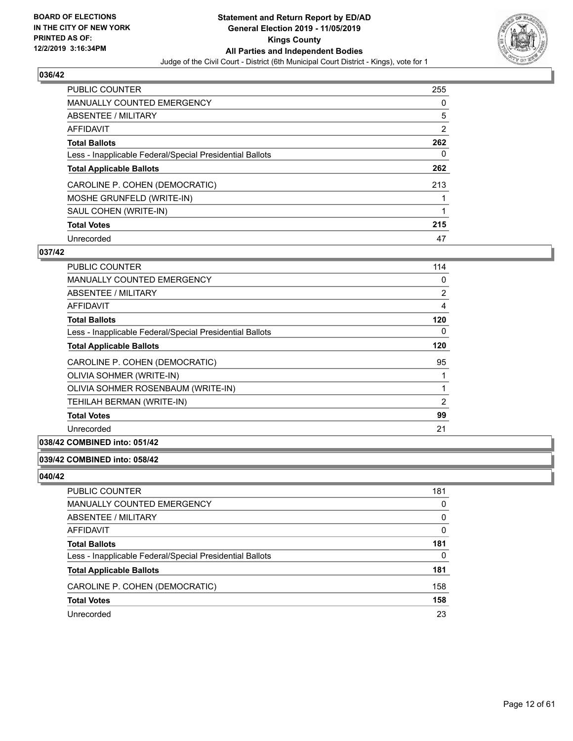## 036/42

| | |
|---|---|
| PUBLIC COUNTER | 255 |
| MANUALLY COUNTED EMERGENCY | 0 |
| ABSENTEE / MILITARY | 5 |
| AFFIDAVIT | 2 |
| **Total Ballots** | **262** |
| Less - Inapplicable Federal/Special Presidential Ballots | 0 |
| **Total Applicable Ballots** | **262** |
| CAROLINE P. COHEN (DEMOCRATIC) | 213 |
| MOSHE GRUNFELD (WRITE-IN) | 1 |
| SAUL COHEN (WRITE-IN) | 1 |
| **Total Votes** | **215** |
| Unrecorded | 47 |

## 037/42

| | |
|---|---|
| PUBLIC COUNTER | 114 |
| MANUALLY COUNTED EMERGENCY | 0 |
| ABSENTEE / MILITARY | 2 |
| AFFIDAVIT | 4 |
| **Total Ballots** | **120** |
| Less - Inapplicable Federal/Special Presidential Ballots | 0 |
| **Total Applicable Ballots** | **120** |
| CAROLINE P. COHEN (DEMOCRATIC) | 95 |
| OLIVIA SOHMER (WRITE-IN) | 1 |
| OLIVIA SOHMER ROSENBAUM (WRITE-IN) | 1 |
| TEHILAH BERMAN (WRITE-IN) | 2 |
| **Total Votes** | **99** |
| Unrecorded | 21 |

## 038/42 COMBINED into: 051/42

## 039/42 COMBINED into: 058/42

## 040/42

| | |
|---|---|
| PUBLIC COUNTER | 181 |
| MANUALLY COUNTED EMERGENCY | 0 |
| ABSENTEE / MILITARY | 0 |
| AFFIDAVIT | 0 |
| **Total Ballots** | **181** |
| Less - Inapplicable Federal/Special Presidential Ballots | 0 |
| **Total Applicable Ballots** | **181** |
| CAROLINE P. COHEN (DEMOCRATIC) | 158 |
| **Total Votes** | **158** |
| Unrecorded | 23 |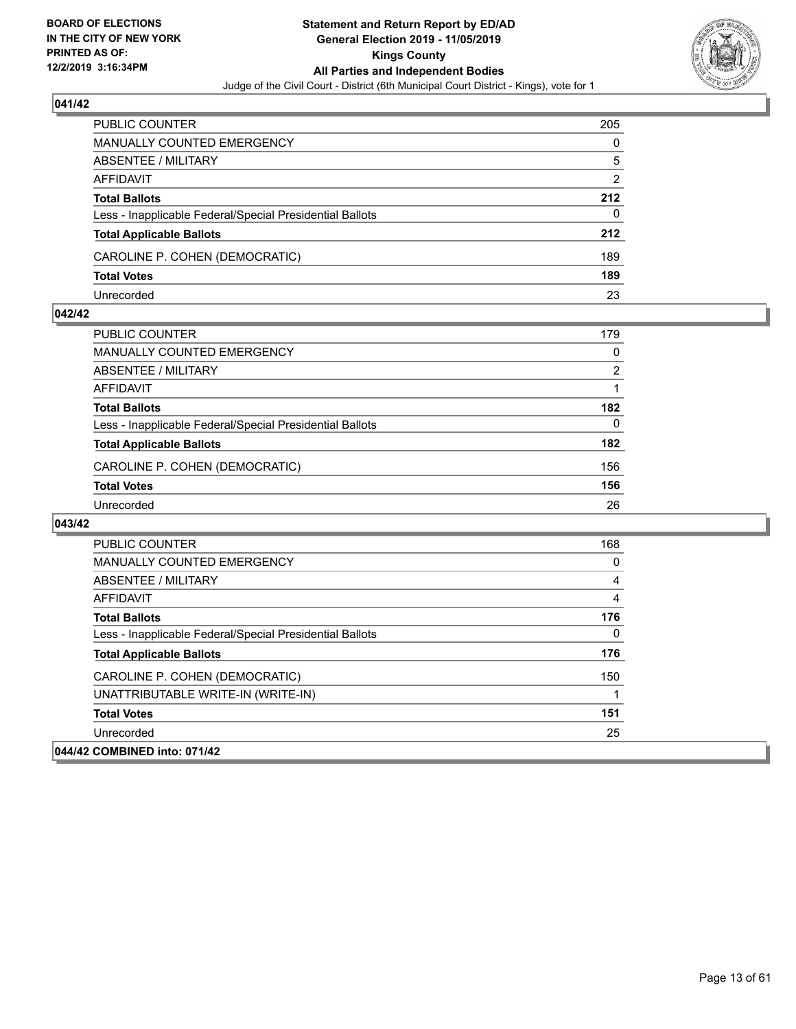## 041/42

| | |
|---|---|
| PUBLIC COUNTER | 205 |
| MANUALLY COUNTED EMERGENCY | 0 |
| ABSENTEE / MILITARY | 5 |
| AFFIDAVIT | 2 |
| **Total Ballots** | **212** |
| Less - Inapplicable Federal/Special Presidential Ballots | 0 |
| **Total Applicable Ballots** | **212** |
| CAROLINE P. COHEN (DEMOCRATIC) | 189 |
| **Total Votes** | **189** |
| Unrecorded | 23 |

## 042/42

| | |
|---|---|
| PUBLIC COUNTER | 179 |
| MANUALLY COUNTED EMERGENCY | 0 |
| ABSENTEE / MILITARY | 2 |
| AFFIDAVIT | 1 |
| **Total Ballots** | **182** |
| Less - Inapplicable Federal/Special Presidential Ballots | 0 |
| **Total Applicable Ballots** | **182** |
| CAROLINE P. COHEN (DEMOCRATIC) | 156 |
| **Total Votes** | **156** |
| Unrecorded | 26 |

## 043/42

| | |
|---|---|
| PUBLIC COUNTER | 168 |
| MANUALLY COUNTED EMERGENCY | 0 |
| ABSENTEE / MILITARY | 4 |
| AFFIDAVIT | 4 |
| **Total Ballots** | **176** |
| Less - Inapplicable Federal/Special Presidential Ballots | 0 |
| **Total Applicable Ballots** | **176** |
| CAROLINE P. COHEN (DEMOCRATIC) | 150 |
| UNATTRIBUTABLE WRITE-IN (WRITE-IN) | 1 |
| **Total Votes** | **151** |
| Unrecorded | 25 |

## 044/42 COMBINED into: 071/42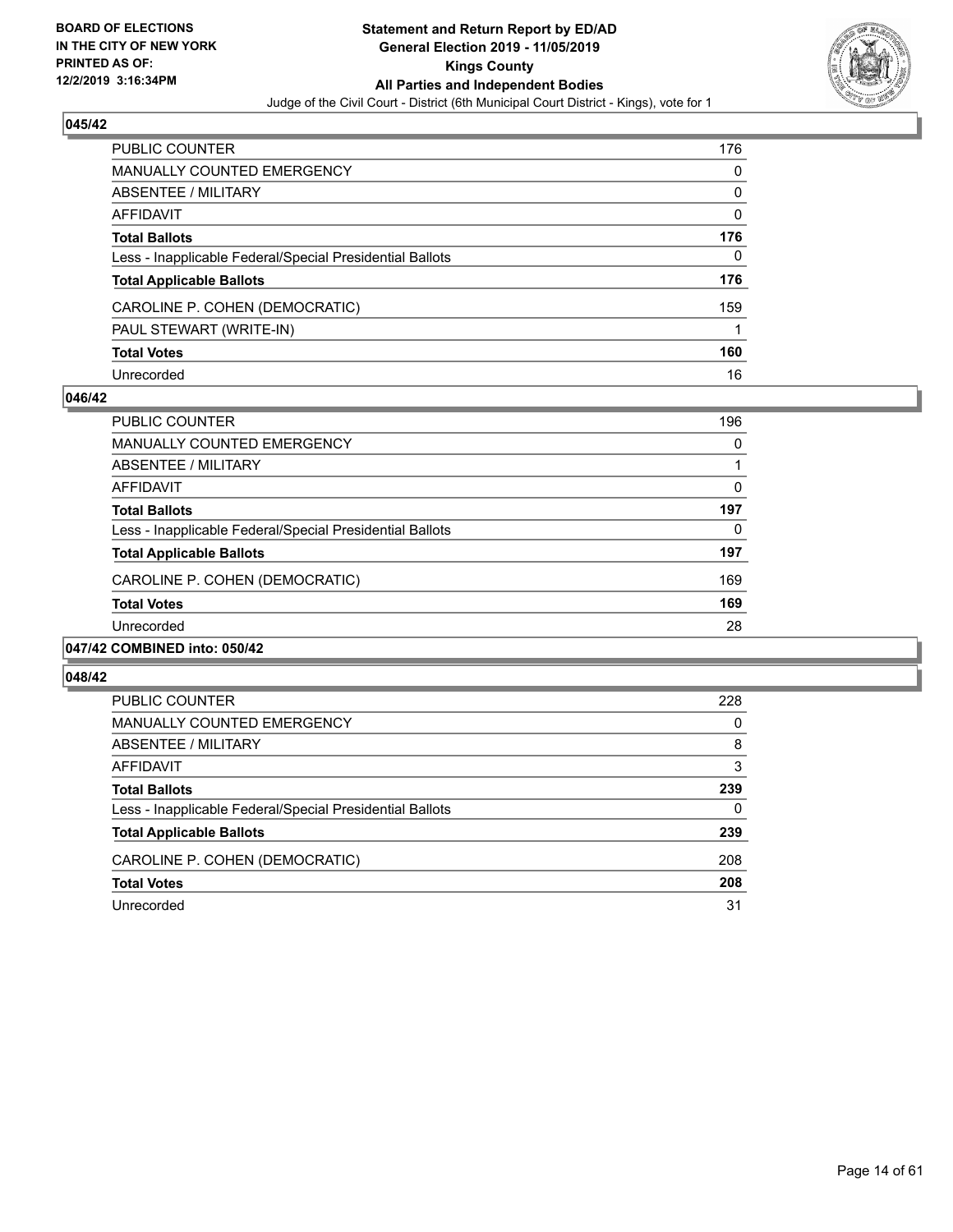## 045/42

| | |
|---|---|
| PUBLIC COUNTER | 176 |
| MANUALLY COUNTED EMERGENCY | 0 |
| ABSENTEE / MILITARY | 0 |
| AFFIDAVIT | 0 |
| **Total Ballots** | **176** |
| Less - Inapplicable Federal/Special Presidential Ballots | 0 |
| **Total Applicable Ballots** | **176** |
| CAROLINE P. COHEN (DEMOCRATIC) | 159 |
| PAUL STEWART (WRITE-IN) | 1 |
| **Total Votes** | **160** |
| Unrecorded | 16 |

## 046/42

| | |
|---|---|
| PUBLIC COUNTER | 196 |
| MANUALLY COUNTED EMERGENCY | 0 |
| ABSENTEE / MILITARY | 1 |
| AFFIDAVIT | 0 |
| **Total Ballots** | **197** |
| Less - Inapplicable Federal/Special Presidential Ballots | 0 |
| **Total Applicable Ballots** | **197** |
| CAROLINE P. COHEN (DEMOCRATIC) | 169 |
| **Total Votes** | **169** |
| Unrecorded | 28 |

## 047/42 COMBINED into: 050/42

## 048/42

| | |
|---|---|
| PUBLIC COUNTER | 228 |
| MANUALLY COUNTED EMERGENCY | 0 |
| ABSENTEE / MILITARY | 8 |
| AFFIDAVIT | 3 |
| **Total Ballots** | **239** |
| Less - Inapplicable Federal/Special Presidential Ballots | 0 |
| **Total Applicable Ballots** | **239** |
| CAROLINE P. COHEN (DEMOCRATIC) | 208 |
| **Total Votes** | **208** |
| Unrecorded | 31 |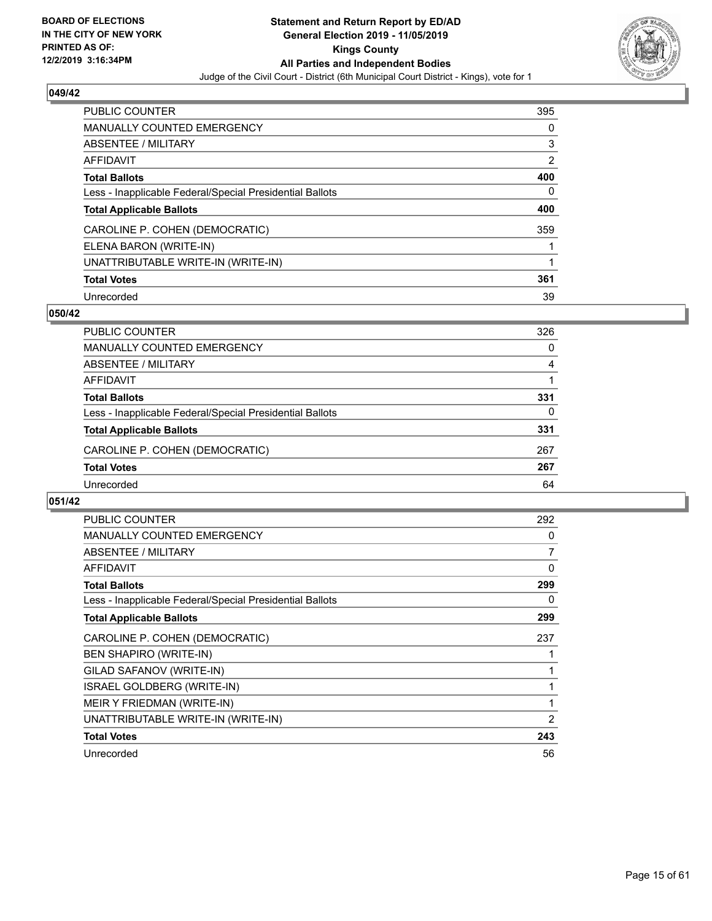## 049/42

| | |
|---|---|
| PUBLIC COUNTER | 395 |
| MANUALLY COUNTED EMERGENCY | 0 |
| ABSENTEE / MILITARY | 3 |
| AFFIDAVIT | 2 |
| **Total Ballots** | **400** |
| Less - Inapplicable Federal/Special Presidential Ballots | 0 |
| **Total Applicable Ballots** | **400** |
| CAROLINE P. COHEN (DEMOCRATIC) | 359 |
| ELENA BARON (WRITE-IN) | 1 |
| UNATTRIBUTABLE WRITE-IN (WRITE-IN) | 1 |
| **Total Votes** | **361** |
| Unrecorded | 39 |

## 050/42

| | |
|---|---|
| PUBLIC COUNTER | 326 |
| MANUALLY COUNTED EMERGENCY | 0 |
| ABSENTEE / MILITARY | 4 |
| AFFIDAVIT | 1 |
| **Total Ballots** | **331** |
| Less - Inapplicable Federal/Special Presidential Ballots | 0 |
| **Total Applicable Ballots** | **331** |
| CAROLINE P. COHEN (DEMOCRATIC) | 267 |
| **Total Votes** | **267** |
| Unrecorded | 64 |

## 051/42

| | |
|---|---|
| PUBLIC COUNTER | 292 |
| MANUALLY COUNTED EMERGENCY | 0 |
| ABSENTEE / MILITARY | 7 |
| AFFIDAVIT | 0 |
| **Total Ballots** | **299** |
| Less - Inapplicable Federal/Special Presidential Ballots | 0 |
| **Total Applicable Ballots** | **299** |
| CAROLINE P. COHEN (DEMOCRATIC) | 237 |
| BEN SHAPIRO (WRITE-IN) | 1 |
| GILAD SAFANOV (WRITE-IN) | 1 |
| ISRAEL GOLDBERG (WRITE-IN) | 1 |
| MEIR Y FRIEDMAN (WRITE-IN) | 1 |
| UNATTRIBUTABLE WRITE-IN (WRITE-IN) | 2 |
| **Total Votes** | **243** |
| Unrecorded | 56 |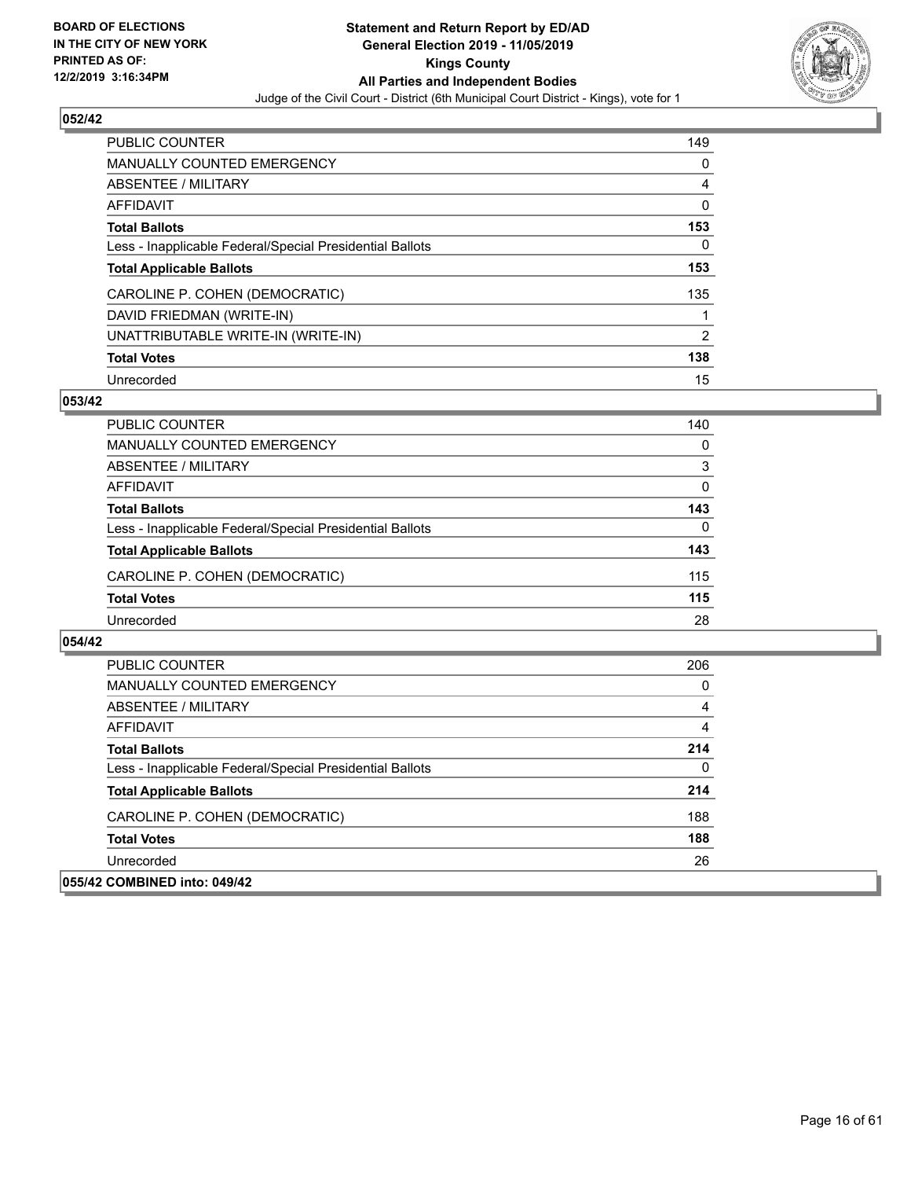**BOARD OF ELECTIONS IN THE CITY OF NEW YORK PRINTED AS OF: 12/2/2019 3:16:34PM**

**Statement and Return Report by ED/AD General Election 2019 - 11/05/2019 Kings County All Parties and Independent Bodies**

Judge of the Civil Court - District (6th Municipal Court District - Kings), vote for 1

### 052/42

| | |
|---|---|
| PUBLIC COUNTER | 149 |
| MANUALLY COUNTED EMERGENCY | 0 |
| ABSENTEE / MILITARY | 4 |
| AFFIDAVIT | 0 |
| **Total Ballots** | **153** |
| Less - Inapplicable Federal/Special Presidential Ballots | 0 |
| **Total Applicable Ballots** | **153** |
| CAROLINE P. COHEN (DEMOCRATIC) | 135 |
| DAVID FRIEDMAN (WRITE-IN) | 1 |
| UNATTRIBUTABLE WRITE-IN (WRITE-IN) | 2 |
| **Total Votes** | **138** |
| Unrecorded | 15 |

### 053/42

| | |
|---|---|
| PUBLIC COUNTER | 140 |
| MANUALLY COUNTED EMERGENCY | 0 |
| ABSENTEE / MILITARY | 3 |
| AFFIDAVIT | 0 |
| **Total Ballots** | **143** |
| Less - Inapplicable Federal/Special Presidential Ballots | 0 |
| **Total Applicable Ballots** | **143** |
| CAROLINE P. COHEN (DEMOCRATIC) | 115 |
| **Total Votes** | **115** |
| Unrecorded | 28 |

### 054/42

| | |
|---|---|
| PUBLIC COUNTER | 206 |
| MANUALLY COUNTED EMERGENCY | 0 |
| ABSENTEE / MILITARY | 4 |
| AFFIDAVIT | 4 |
| **Total Ballots** | **214** |
| Less - Inapplicable Federal/Special Presidential Ballots | 0 |
| **Total Applicable Ballots** | **214** |
| CAROLINE P. COHEN (DEMOCRATIC) | 188 |
| **Total Votes** | **188** |
| Unrecorded | 26 |

### 055/42 COMBINED into: 049/42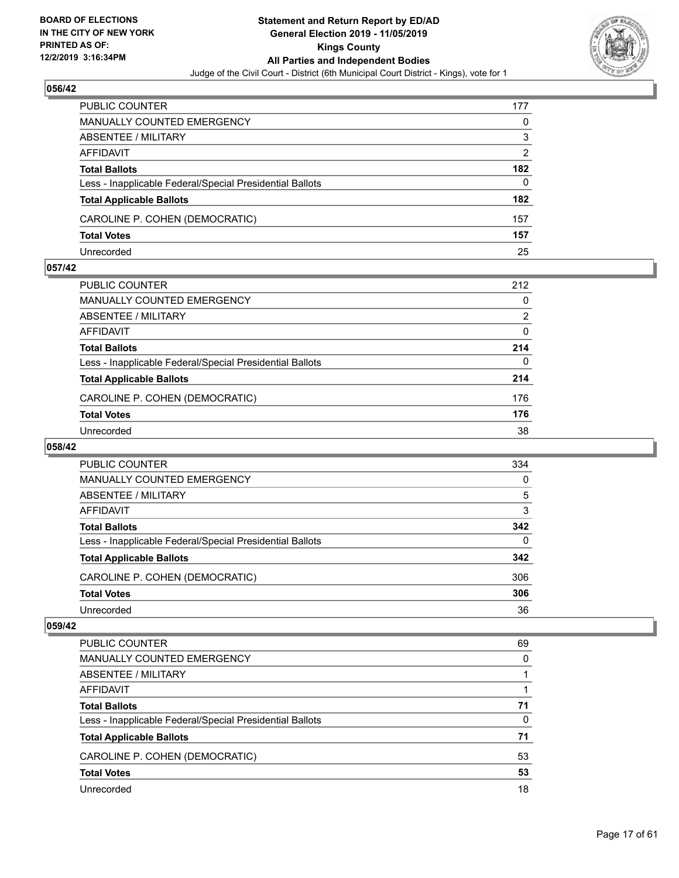**BOARD OF ELECTIONS IN THE CITY OF NEW YORK PRINTED AS OF: 12/2/2019 3:16:34PM**

**Statement and Return Report by ED/AD**
**General Election 2019 - 11/05/2019**
**Kings County**
**All Parties and Independent Bodies**
Judge of the Civil Court - District (6th Municipal Court District - Kings), vote for 1

### 056/42

| | |
|---|---|
| PUBLIC COUNTER | 177 |
| MANUALLY COUNTED EMERGENCY | 0 |
| ABSENTEE / MILITARY | 3 |
| AFFIDAVIT | 2 |
| **Total Ballots** | **182** |
| Less - Inapplicable Federal/Special Presidential Ballots | 0 |
| **Total Applicable Ballots** | **182** |
| CAROLINE P. COHEN (DEMOCRATIC) | 157 |
| **Total Votes** | **157** |
| Unrecorded | 25 |

### 057/42

| | |
|---|---|
| PUBLIC COUNTER | 212 |
| MANUALLY COUNTED EMERGENCY | 0 |
| ABSENTEE / MILITARY | 2 |
| AFFIDAVIT | 0 |
| **Total Ballots** | **214** |
| Less - Inapplicable Federal/Special Presidential Ballots | 0 |
| **Total Applicable Ballots** | **214** |
| CAROLINE P. COHEN (DEMOCRATIC) | 176 |
| **Total Votes** | **176** |
| Unrecorded | 38 |

### 058/42

| | |
|---|---|
| PUBLIC COUNTER | 334 |
| MANUALLY COUNTED EMERGENCY | 0 |
| ABSENTEE / MILITARY | 5 |
| AFFIDAVIT | 3 |
| **Total Ballots** | **342** |
| Less - Inapplicable Federal/Special Presidential Ballots | 0 |
| **Total Applicable Ballots** | **342** |
| CAROLINE P. COHEN (DEMOCRATIC) | 306 |
| **Total Votes** | **306** |
| Unrecorded | 36 |

### 059/42

| | |
|---|---|
| PUBLIC COUNTER | 69 |
| MANUALLY COUNTED EMERGENCY | 0 |
| ABSENTEE / MILITARY | 1 |
| AFFIDAVIT | 1 |
| **Total Ballots** | **71** |
| Less - Inapplicable Federal/Special Presidential Ballots | 0 |
| **Total Applicable Ballots** | **71** |
| CAROLINE P. COHEN (DEMOCRATIC) | 53 |
| **Total Votes** | **53** |
| Unrecorded | 18 |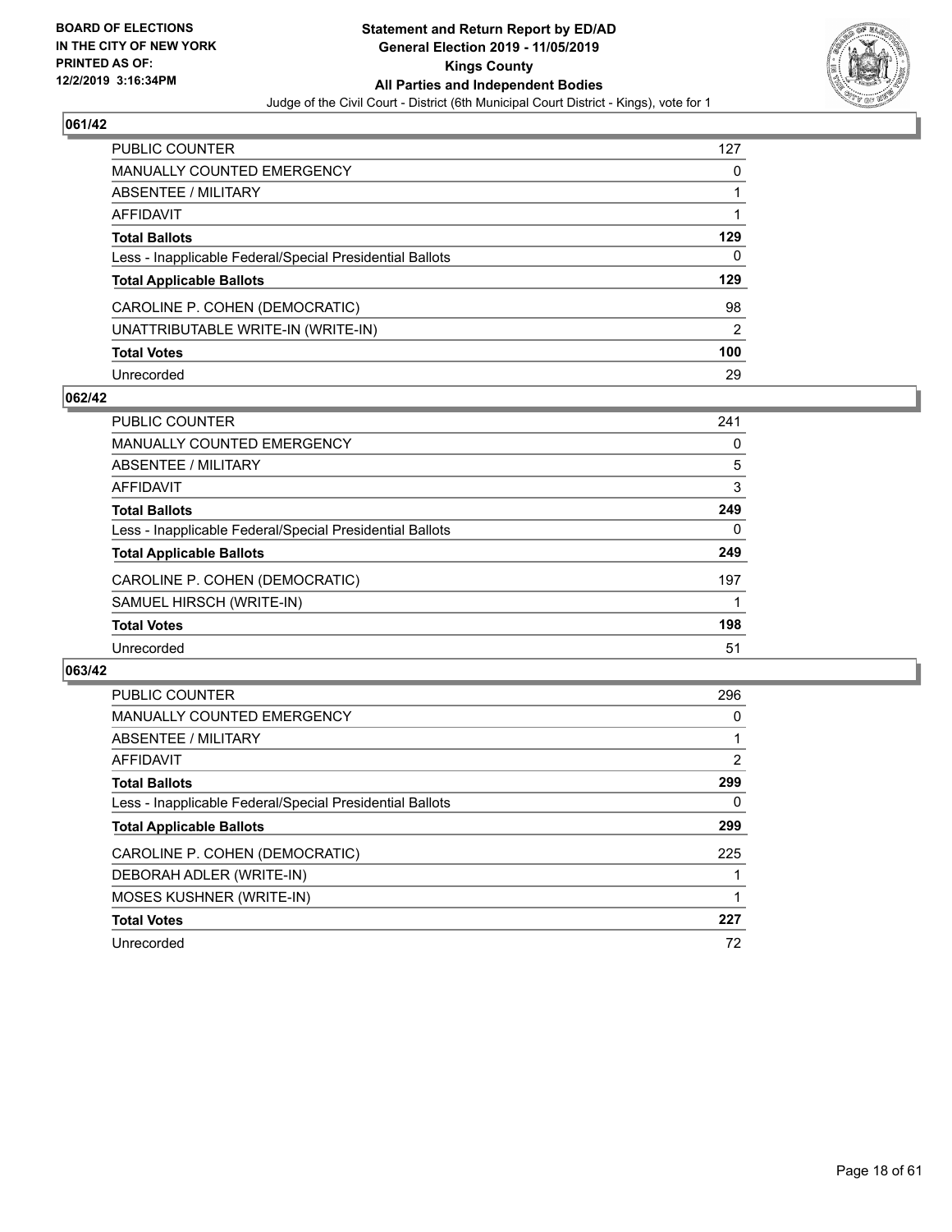## 061/42

| | |
|---|---|
| PUBLIC COUNTER | 127 |
| MANUALLY COUNTED EMERGENCY | 0 |
| ABSENTEE / MILITARY | 1 |
| AFFIDAVIT | 1 |
| **Total Ballots** | **129** |
| Less - Inapplicable Federal/Special Presidential Ballots | 0 |
| **Total Applicable Ballots** | **129** |
| CAROLINE P. COHEN (DEMOCRATIC) | 98 |
| UNATTRIBUTABLE WRITE-IN (WRITE-IN) | 2 |
| **Total Votes** | **100** |
| Unrecorded | 29 |

## 062/42

| | |
|---|---|
| PUBLIC COUNTER | 241 |
| MANUALLY COUNTED EMERGENCY | 0 |
| ABSENTEE / MILITARY | 5 |
| AFFIDAVIT | 3 |
| **Total Ballots** | **249** |
| Less - Inapplicable Federal/Special Presidential Ballots | 0 |
| **Total Applicable Ballots** | **249** |
| CAROLINE P. COHEN (DEMOCRATIC) | 197 |
| SAMUEL HIRSCH (WRITE-IN) | 1 |
| **Total Votes** | **198** |
| Unrecorded | 51 |

## 063/42

| | |
|---|---|
| PUBLIC COUNTER | 296 |
| MANUALLY COUNTED EMERGENCY | 0 |
| ABSENTEE / MILITARY | 1 |
| AFFIDAVIT | 2 |
| **Total Ballots** | **299** |
| Less - Inapplicable Federal/Special Presidential Ballots | 0 |
| **Total Applicable Ballots** | **299** |
| CAROLINE P. COHEN (DEMOCRATIC) | 225 |
| DEBORAH ADLER (WRITE-IN) | 1 |
| MOSES KUSHNER (WRITE-IN) | 1 |
| **Total Votes** | **227** |
| Unrecorded | 72 |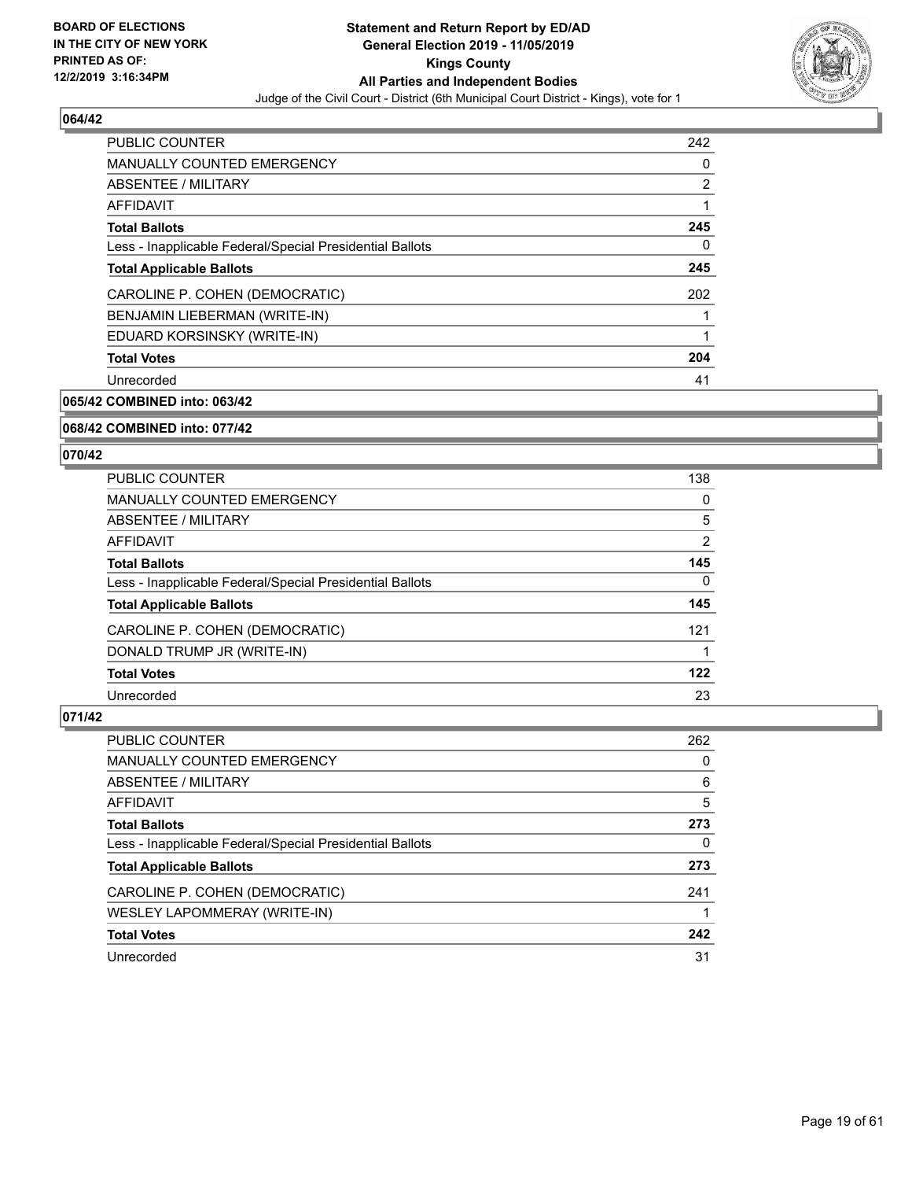**BOARD OF ELECTIONS IN THE CITY OF NEW YORK PRINTED AS OF: 12/2/2019 3:16:34PM**

# Statement and Return Report by ED/AD General Election 2019 - 11/05/2019 Kings County All Parties and Independent Bodies

Judge of the Civil Court - District (6th Municipal Court District - Kings), vote for 1

## 064/42

| | |
|---|---|
| PUBLIC COUNTER | 242 |
| MANUALLY COUNTED EMERGENCY | 0 |
| ABSENTEE / MILITARY | 2 |
| AFFIDAVIT | 1 |
| **Total Ballots** | **245** |
| Less - Inapplicable Federal/Special Presidential Ballots | 0 |
| **Total Applicable Ballots** | **245** |
| CAROLINE P. COHEN (DEMOCRATIC) | 202 |
| BENJAMIN LIEBERMAN (WRITE-IN) | 1 |
| EDUARD KORSINSKY (WRITE-IN) | 1 |
| **Total Votes** | **204** |
| Unrecorded | 41 |

## 065/42 COMBINED into: 063/42

## 068/42 COMBINED into: 077/42

## 070/42

| | |
|---|---|
| PUBLIC COUNTER | 138 |
| MANUALLY COUNTED EMERGENCY | 0 |
| ABSENTEE / MILITARY | 5 |
| AFFIDAVIT | 2 |
| **Total Ballots** | **145** |
| Less - Inapplicable Federal/Special Presidential Ballots | 0 |
| **Total Applicable Ballots** | **145** |
| CAROLINE P. COHEN (DEMOCRATIC) | 121 |
| DONALD TRUMP JR (WRITE-IN) | 1 |
| **Total Votes** | **122** |
| Unrecorded | 23 |

## 071/42

| | |
|---|---|
| PUBLIC COUNTER | 262 |
| MANUALLY COUNTED EMERGENCY | 0 |
| ABSENTEE / MILITARY | 6 |
| AFFIDAVIT | 5 |
| **Total Ballots** | **273** |
| Less - Inapplicable Federal/Special Presidential Ballots | 0 |
| **Total Applicable Ballots** | **273** |
| CAROLINE P. COHEN (DEMOCRATIC) | 241 |
| WESLEY LAPOMMERAY (WRITE-IN) | 1 |
| **Total Votes** | **242** |
| Unrecorded | 31 |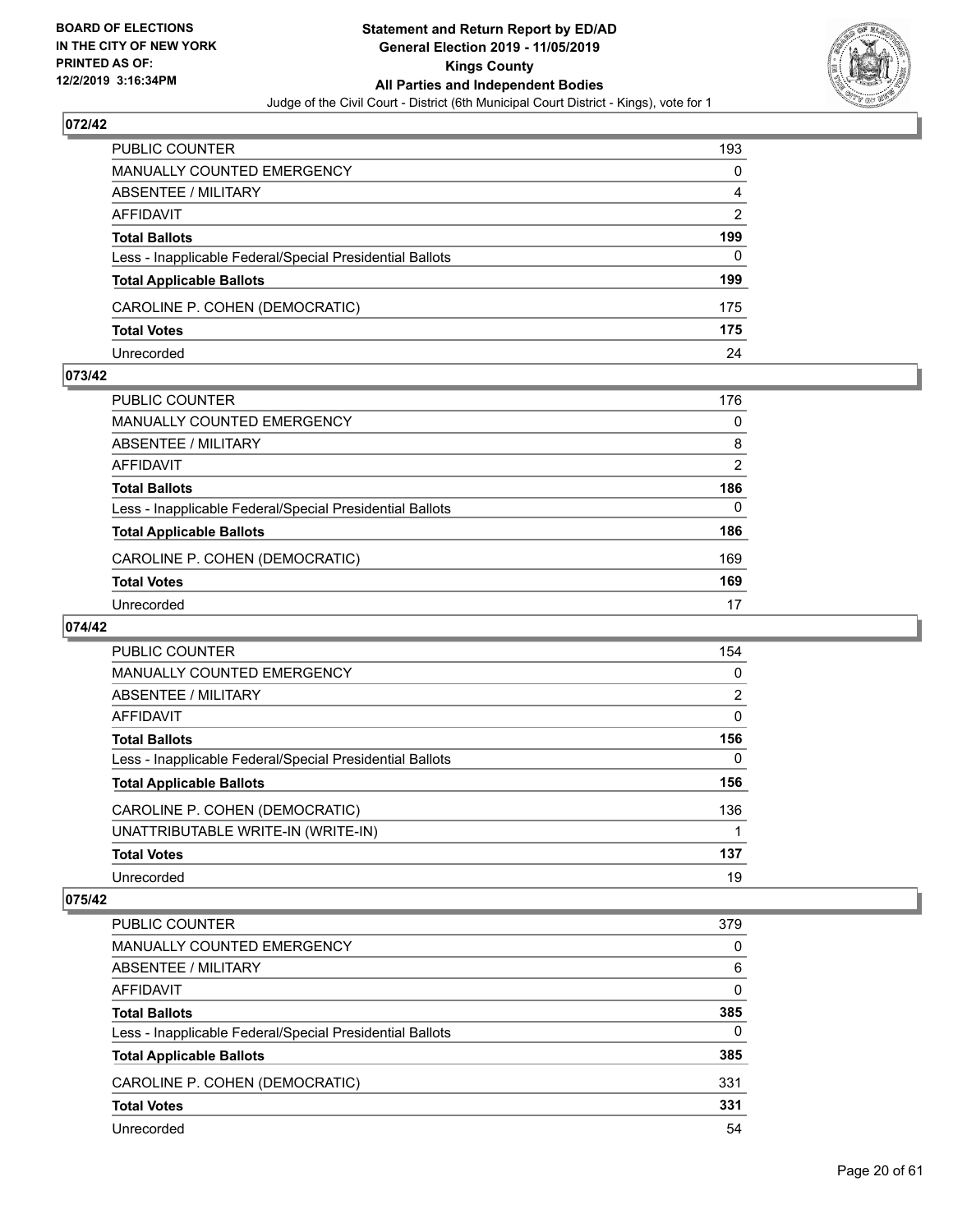## 072/42

| | |
|---|---|
| PUBLIC COUNTER | 193 |
| MANUALLY COUNTED EMERGENCY | 0 |
| ABSENTEE / MILITARY | 4 |
| AFFIDAVIT | 2 |
| **Total Ballots** | **199** |
| Less - Inapplicable Federal/Special Presidential Ballots | 0 |
| **Total Applicable Ballots** | **199** |
| CAROLINE P. COHEN (DEMOCRATIC) | 175 |
| **Total Votes** | **175** |
| Unrecorded | 24 |

## 073/42

| | |
|---|---|
| PUBLIC COUNTER | 176 |
| MANUALLY COUNTED EMERGENCY | 0 |
| ABSENTEE / MILITARY | 8 |
| AFFIDAVIT | 2 |
| **Total Ballots** | **186** |
| Less - Inapplicable Federal/Special Presidential Ballots | 0 |
| **Total Applicable Ballots** | **186** |
| CAROLINE P. COHEN (DEMOCRATIC) | 169 |
| **Total Votes** | **169** |
| Unrecorded | 17 |

## 074/42

| | |
|---|---|
| PUBLIC COUNTER | 154 |
| MANUALLY COUNTED EMERGENCY | 0 |
| ABSENTEE / MILITARY | 2 |
| AFFIDAVIT | 0 |
| **Total Ballots** | **156** |
| Less - Inapplicable Federal/Special Presidential Ballots | 0 |
| **Total Applicable Ballots** | **156** |
| CAROLINE P. COHEN (DEMOCRATIC) | 136 |
| UNATTRIBUTABLE WRITE-IN (WRITE-IN) | 1 |
| **Total Votes** | **137** |
| Unrecorded | 19 |

## 075/42

| | |
|---|---|
| PUBLIC COUNTER | 379 |
| MANUALLY COUNTED EMERGENCY | 0 |
| ABSENTEE / MILITARY | 6 |
| AFFIDAVIT | 0 |
| **Total Ballots** | **385** |
| Less - Inapplicable Federal/Special Presidential Ballots | 0 |
| **Total Applicable Ballots** | **385** |
| CAROLINE P. COHEN (DEMOCRATIC) | 331 |
| **Total Votes** | **331** |
| Unrecorded | 54 |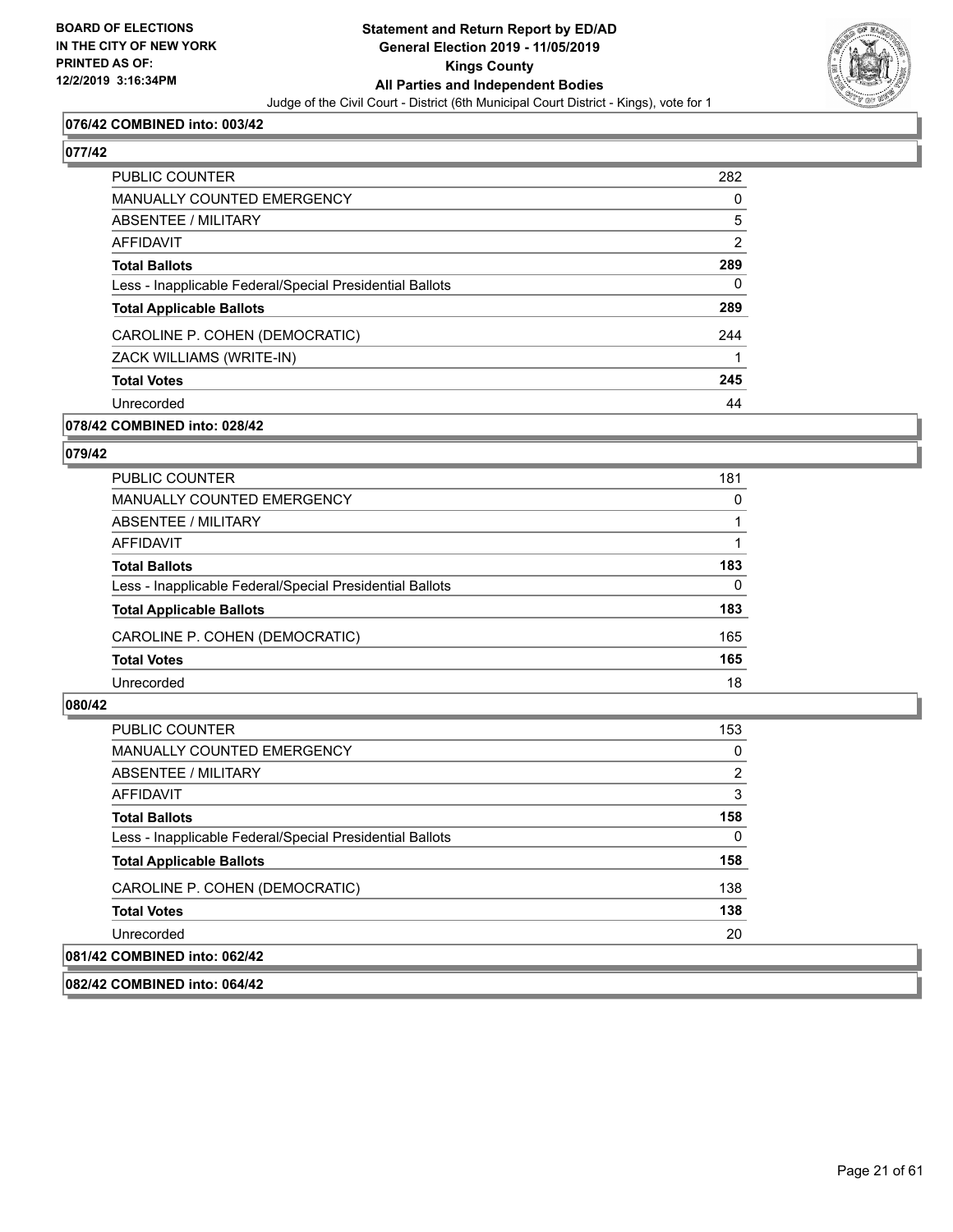**Statement and Return Report by ED/AD**
**General Election 2019 - 11/05/2019**
**Kings County**
**All Parties and Independent Bodies**
Judge of the Civil Court - District (6th Municipal Court District - Kings), vote for 1

BOARD OF ELECTIONS
IN THE CITY OF NEW YORK
PRINTED AS OF:
12/2/2019 3:16:34PM

**076/42 COMBINED into: 003/42**

**077/42**

| | |
|---|---|
| PUBLIC COUNTER | 282 |
| MANUALLY COUNTED EMERGENCY | 0 |
| ABSENTEE / MILITARY | 5 |
| AFFIDAVIT | 2 |
| **Total Ballots** | **289** |
| Less - Inapplicable Federal/Special Presidential Ballots | 0 |
| **Total Applicable Ballots** | **289** |
| CAROLINE P. COHEN (DEMOCRATIC) | 244 |
| ZACK WILLIAMS (WRITE-IN) | 1 |
| **Total Votes** | **245** |
| Unrecorded | 44 |

**078/42 COMBINED into: 028/42**

**079/42**

| | |
|---|---|
| PUBLIC COUNTER | 181 |
| MANUALLY COUNTED EMERGENCY | 0 |
| ABSENTEE / MILITARY | 1 |
| AFFIDAVIT | 1 |
| **Total Ballots** | **183** |
| Less - Inapplicable Federal/Special Presidential Ballots | 0 |
| **Total Applicable Ballots** | **183** |
| CAROLINE P. COHEN (DEMOCRATIC) | 165 |
| **Total Votes** | **165** |
| Unrecorded | 18 |

**080/42**

| | |
|---|---|
| PUBLIC COUNTER | 153 |
| MANUALLY COUNTED EMERGENCY | 0 |
| ABSENTEE / MILITARY | 2 |
| AFFIDAVIT | 3 |
| **Total Ballots** | **158** |
| Less - Inapplicable Federal/Special Presidential Ballots | 0 |
| **Total Applicable Ballots** | **158** |
| CAROLINE P. COHEN (DEMOCRATIC) | 138 |
| **Total Votes** | **138** |
| Unrecorded | 20 |

**081/42 COMBINED into: 062/42**

**082/42 COMBINED into: 064/42**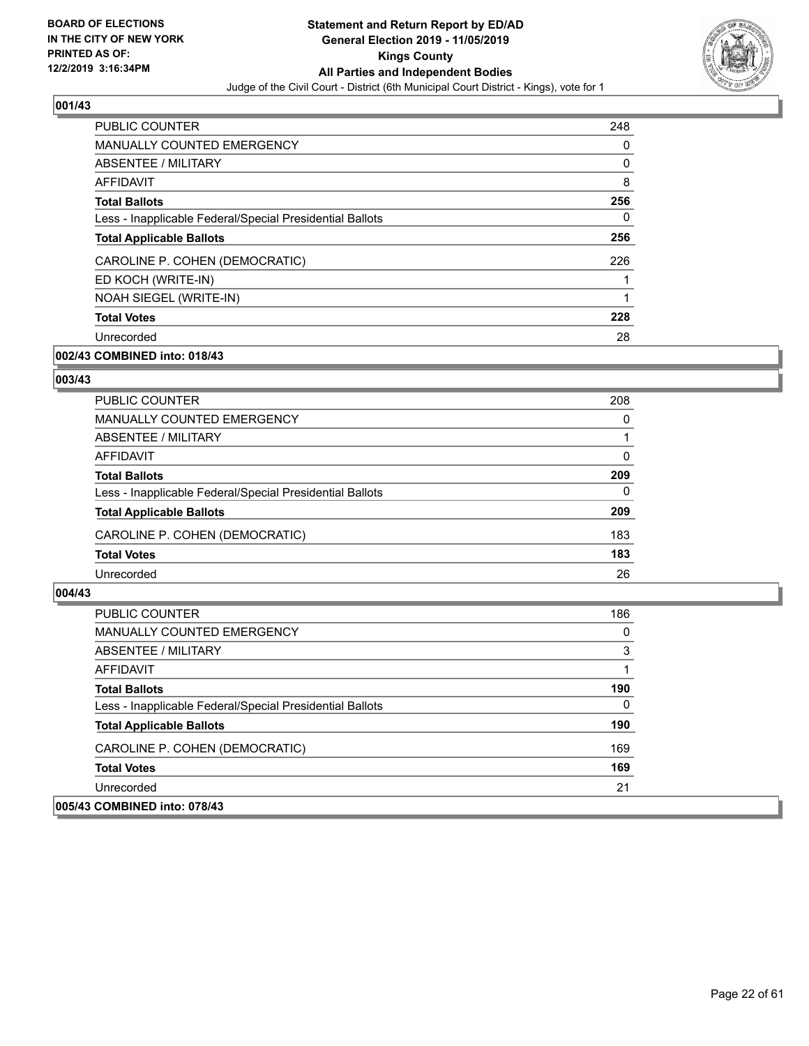BOARD OF ELECTIONS
IN THE CITY OF NEW YORK
PRINTED AS OF:
12/2/2019 3:16:34PM

# Statement and Return Report by ED/AD
## General Election 2019 - 11/05/2019
## Kings County
## All Parties and Independent Bodies
Judge of the Civil Court - District (6th Municipal Court District - Kings), vote for 1

### 001/43

| | |
|---|---|
| PUBLIC COUNTER | 248 |
| MANUALLY COUNTED EMERGENCY | 0 |
| ABSENTEE / MILITARY | 0 |
| AFFIDAVIT | 8 |
| **Total Ballots** | **256** |
| Less - Inapplicable Federal/Special Presidential Ballots | 0 |
| **Total Applicable Ballots** | **256** |
| CAROLINE P. COHEN (DEMOCRATIC) | 226 |
| ED KOCH (WRITE-IN) | 1 |
| NOAH SIEGEL (WRITE-IN) | 1 |
| **Total Votes** | **228** |
| Unrecorded | 28 |

### 002/43 COMBINED into: 018/43

### 003/43

| | |
|---|---|
| PUBLIC COUNTER | 208 |
| MANUALLY COUNTED EMERGENCY | 0 |
| ABSENTEE / MILITARY | 1 |
| AFFIDAVIT | 0 |
| **Total Ballots** | **209** |
| Less - Inapplicable Federal/Special Presidential Ballots | 0 |
| **Total Applicable Ballots** | **209** |
| CAROLINE P. COHEN (DEMOCRATIC) | 183 |
| **Total Votes** | **183** |
| Unrecorded | 26 |

### 004/43

| | |
|---|---|
| PUBLIC COUNTER | 186 |
| MANUALLY COUNTED EMERGENCY | 0 |
| ABSENTEE / MILITARY | 3 |
| AFFIDAVIT | 1 |
| **Total Ballots** | **190** |
| Less - Inapplicable Federal/Special Presidential Ballots | 0 |
| **Total Applicable Ballots** | **190** |
| CAROLINE P. COHEN (DEMOCRATIC) | 169 |
| **Total Votes** | **169** |
| Unrecorded | 21 |

### 005/43 COMBINED into: 078/43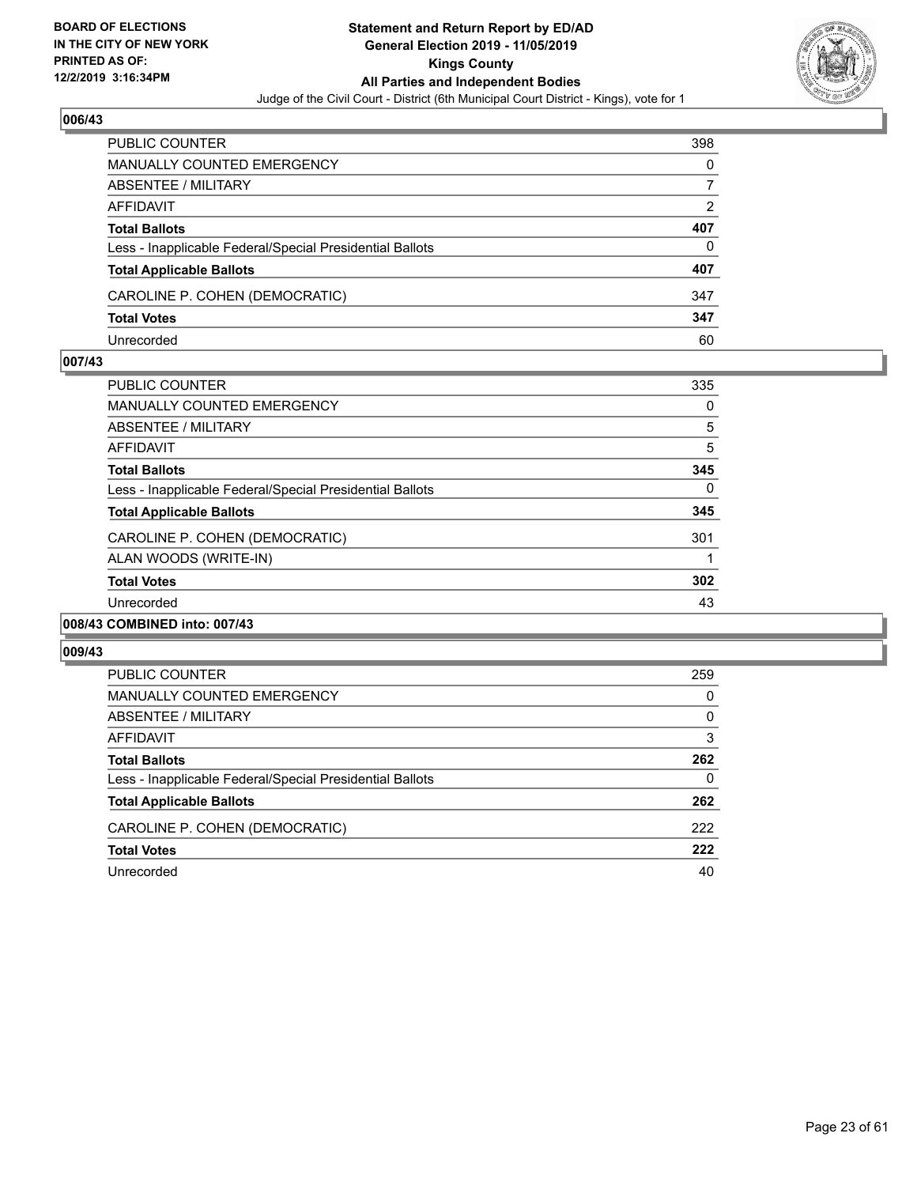## 006/43

| | |
|---|---|
| PUBLIC COUNTER | 398 |
| MANUALLY COUNTED EMERGENCY | 0 |
| ABSENTEE / MILITARY | 7 |
| AFFIDAVIT | 2 |
| **Total Ballots** | **407** |
| Less - Inapplicable Federal/Special Presidential Ballots | 0 |
| **Total Applicable Ballots** | **407** |
| CAROLINE P. COHEN (DEMOCRATIC) | 347 |
| **Total Votes** | **347** |
| Unrecorded | 60 |

## 007/43

| | |
|---|---|
| PUBLIC COUNTER | 335 |
| MANUALLY COUNTED EMERGENCY | 0 |
| ABSENTEE / MILITARY | 5 |
| AFFIDAVIT | 5 |
| **Total Ballots** | **345** |
| Less - Inapplicable Federal/Special Presidential Ballots | 0 |
| **Total Applicable Ballots** | **345** |
| CAROLINE P. COHEN (DEMOCRATIC) | 301 |
| ALAN WOODS (WRITE-IN) | 1 |
| **Total Votes** | **302** |
| Unrecorded | 43 |

## 008/43 COMBINED into: 007/43

## 009/43

| | |
|---|---|
| PUBLIC COUNTER | 259 |
| MANUALLY COUNTED EMERGENCY | 0 |
| ABSENTEE / MILITARY | 0 |
| AFFIDAVIT | 3 |
| **Total Ballots** | **262** |
| Less - Inapplicable Federal/Special Presidential Ballots | 0 |
| **Total Applicable Ballots** | **262** |
| CAROLINE P. COHEN (DEMOCRATIC) | 222 |
| **Total Votes** | **222** |
| Unrecorded | 40 |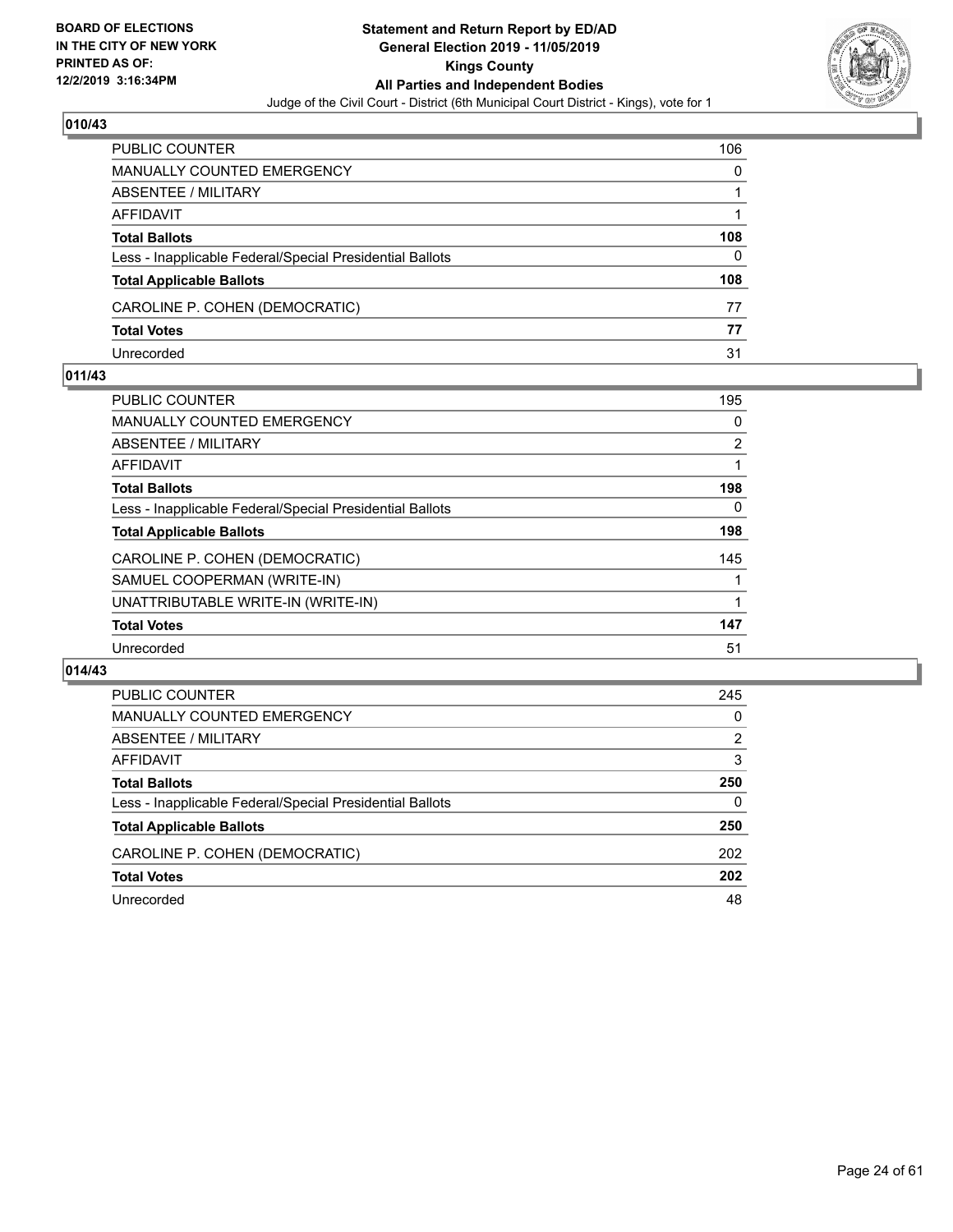**BOARD OF ELECTIONS IN THE CITY OF NEW YORK PRINTED AS OF: 12/2/2019 3:16:34PM**

**Statement and Return Report by ED/AD**
**General Election 2019 - 11/05/2019**
**Kings County**
**All Parties and Independent Bodies**
Judge of the Civil Court - District (6th Municipal Court District - Kings), vote for 1

## 010/43

| | |
|---|---|
| PUBLIC COUNTER | 106 |
| MANUALLY COUNTED EMERGENCY | 0 |
| ABSENTEE / MILITARY | 1 |
| AFFIDAVIT | 1 |
| **Total Ballots** | **108** |
| Less - Inapplicable Federal/Special Presidential Ballots | 0 |
| **Total Applicable Ballots** | **108** |
| CAROLINE P. COHEN (DEMOCRATIC) | 77 |
| **Total Votes** | **77** |
| Unrecorded | 31 |

## 011/43

| | |
|---|---|
| PUBLIC COUNTER | 195 |
| MANUALLY COUNTED EMERGENCY | 0 |
| ABSENTEE / MILITARY | 2 |
| AFFIDAVIT | 1 |
| **Total Ballots** | **198** |
| Less - Inapplicable Federal/Special Presidential Ballots | 0 |
| **Total Applicable Ballots** | **198** |
| CAROLINE P. COHEN (DEMOCRATIC) | 145 |
| SAMUEL COOPERMAN (WRITE-IN) | 1 |
| UNATTRIBUTABLE WRITE-IN (WRITE-IN) | 1 |
| **Total Votes** | **147** |
| Unrecorded | 51 |

## 014/43

| | |
|---|---|
| PUBLIC COUNTER | 245 |
| MANUALLY COUNTED EMERGENCY | 0 |
| ABSENTEE / MILITARY | 2 |
| AFFIDAVIT | 3 |
| **Total Ballots** | **250** |
| Less - Inapplicable Federal/Special Presidential Ballots | 0 |
| **Total Applicable Ballots** | **250** |
| CAROLINE P. COHEN (DEMOCRATIC) | 202 |
| **Total Votes** | **202** |
| Unrecorded | 48 |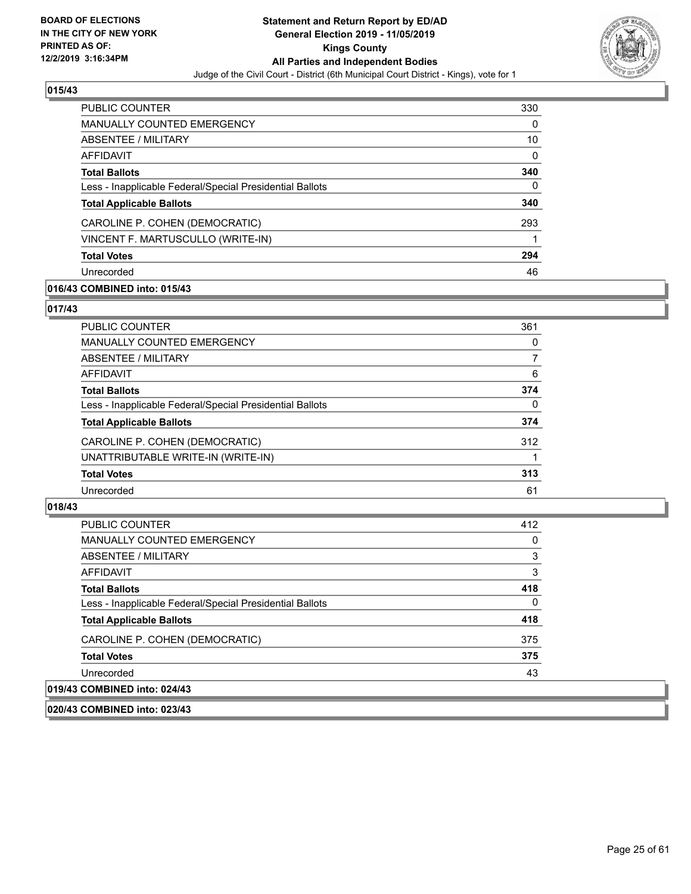## 015/43

| | |
|---|---|
| PUBLIC COUNTER | 330 |
| MANUALLY COUNTED EMERGENCY | 0 |
| ABSENTEE / MILITARY | 10 |
| AFFIDAVIT | 0 |
| **Total Ballots** | **340** |
| Less - Inapplicable Federal/Special Presidential Ballots | 0 |
| **Total Applicable Ballots** | **340** |
| CAROLINE P. COHEN (DEMOCRATIC) | 293 |
| VINCENT F. MARTUSCULLO (WRITE-IN) | 1 |
| **Total Votes** | **294** |
| Unrecorded | 46 |

## 016/43 COMBINED into: 015/43

## 017/43

| | |
|---|---|
| PUBLIC COUNTER | 361 |
| MANUALLY COUNTED EMERGENCY | 0 |
| ABSENTEE / MILITARY | 7 |
| AFFIDAVIT | 6 |
| **Total Ballots** | **374** |
| Less - Inapplicable Federal/Special Presidential Ballots | 0 |
| **Total Applicable Ballots** | **374** |
| CAROLINE P. COHEN (DEMOCRATIC) | 312 |
| UNATTRIBUTABLE WRITE-IN (WRITE-IN) | 1 |
| **Total Votes** | **313** |
| Unrecorded | 61 |

## 018/43

| | |
|---|---|
| PUBLIC COUNTER | 412 |
| MANUALLY COUNTED EMERGENCY | 0 |
| ABSENTEE / MILITARY | 3 |
| AFFIDAVIT | 3 |
| **Total Ballots** | **418** |
| Less - Inapplicable Federal/Special Presidential Ballots | 0 |
| **Total Applicable Ballots** | **418** |
| CAROLINE P. COHEN (DEMOCRATIC) | 375 |
| **Total Votes** | **375** |
| Unrecorded | 43 |

## 019/43 COMBINED into: 024/43

## 020/43 COMBINED into: 023/43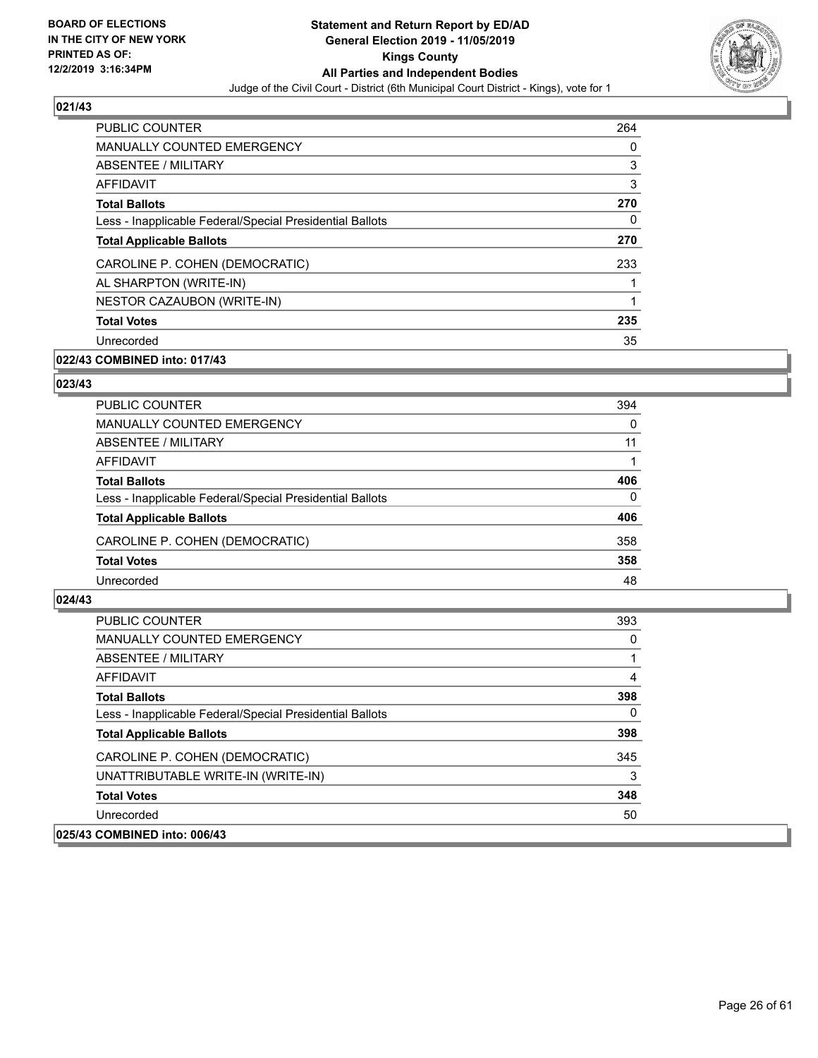**BOARD OF ELECTIONS IN THE CITY OF NEW YORK PRINTED AS OF: 12/2/2019 3:16:34PM**

# Statement and Return Report by ED/AD General Election 2019 - 11/05/2019 Kings County All Parties and Independent Bodies

Judge of the Civil Court - District (6th Municipal Court District - Kings), vote for 1

## 021/43

| | |
|---|---|
| PUBLIC COUNTER | 264 |
| MANUALLY COUNTED EMERGENCY | 0 |
| ABSENTEE / MILITARY | 3 |
| AFFIDAVIT | 3 |
| **Total Ballots** | **270** |
| Less - Inapplicable Federal/Special Presidential Ballots | 0 |
| **Total Applicable Ballots** | **270** |
| CAROLINE P. COHEN (DEMOCRATIC) | 233 |
| AL SHARPTON (WRITE-IN) | 1 |
| NESTOR CAZAUBON (WRITE-IN) | 1 |
| **Total Votes** | **235** |
| Unrecorded | 35 |

## 022/43 COMBINED into: 017/43

## 023/43

| | |
|---|---|
| PUBLIC COUNTER | 394 |
| MANUALLY COUNTED EMERGENCY | 0 |
| ABSENTEE / MILITARY | 11 |
| AFFIDAVIT | 1 |
| **Total Ballots** | **406** |
| Less - Inapplicable Federal/Special Presidential Ballots | 0 |
| **Total Applicable Ballots** | **406** |
| CAROLINE P. COHEN (DEMOCRATIC) | 358 |
| **Total Votes** | **358** |
| Unrecorded | 48 |

## 024/43

| | |
|---|---|
| PUBLIC COUNTER | 393 |
| MANUALLY COUNTED EMERGENCY | 0 |
| ABSENTEE / MILITARY | 1 |
| AFFIDAVIT | 4 |
| **Total Ballots** | **398** |
| Less - Inapplicable Federal/Special Presidential Ballots | 0 |
| **Total Applicable Ballots** | **398** |
| CAROLINE P. COHEN (DEMOCRATIC) | 345 |
| UNATTRIBUTABLE WRITE-IN (WRITE-IN) | 3 |
| **Total Votes** | **348** |
| Unrecorded | 50 |

## 025/43 COMBINED into: 006/43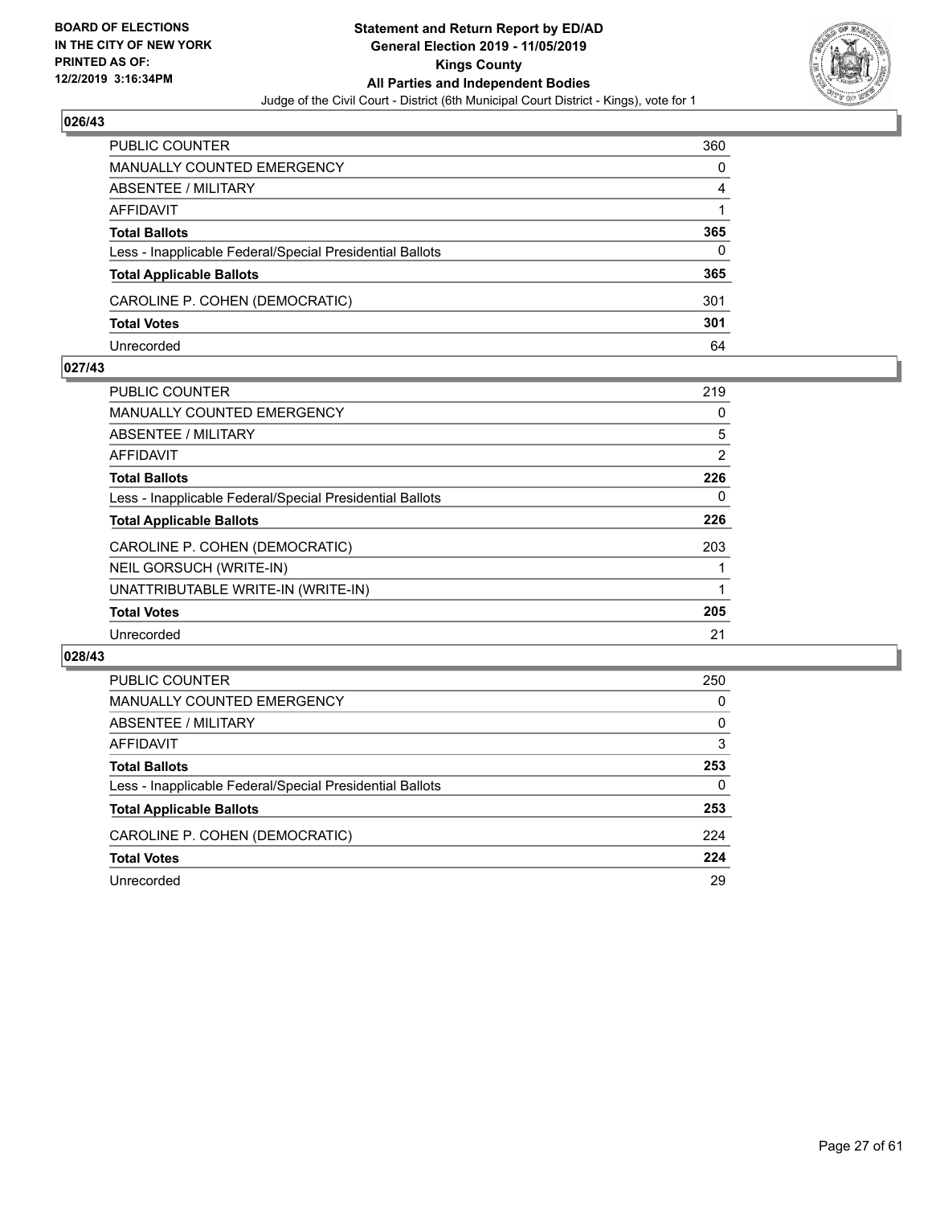BOARD OF ELECTIONS
IN THE CITY OF NEW YORK
PRINTED AS OF:
12/2/2019 3:16:34PM

**Statement and Return Report by ED/AD**
**General Election 2019 - 11/05/2019**
**Kings County**
**All Parties and Independent Bodies**
Judge of the Civil Court - District (6th Municipal Court District - Kings), vote for 1

## 026/43

| | |
|---|---|
| PUBLIC COUNTER | 360 |
| MANUALLY COUNTED EMERGENCY | 0 |
| ABSENTEE / MILITARY | 4 |
| AFFIDAVIT | 1 |
| **Total Ballots** | **365** |
| Less - Inapplicable Federal/Special Presidential Ballots | 0 |
| **Total Applicable Ballots** | **365** |
| CAROLINE P. COHEN (DEMOCRATIC) | 301 |
| **Total Votes** | **301** |
| Unrecorded | 64 |

## 027/43

| | |
|---|---|
| PUBLIC COUNTER | 219 |
| MANUALLY COUNTED EMERGENCY | 0 |
| ABSENTEE / MILITARY | 5 |
| AFFIDAVIT | 2 |
| **Total Ballots** | **226** |
| Less - Inapplicable Federal/Special Presidential Ballots | 0 |
| **Total Applicable Ballots** | **226** |
| CAROLINE P. COHEN (DEMOCRATIC) | 203 |
| NEIL GORSUCH (WRITE-IN) | 1 |
| UNATTRIBUTABLE WRITE-IN (WRITE-IN) | 1 |
| **Total Votes** | **205** |
| Unrecorded | 21 |

## 028/43

| | |
|---|---|
| PUBLIC COUNTER | 250 |
| MANUALLY COUNTED EMERGENCY | 0 |
| ABSENTEE / MILITARY | 0 |
| AFFIDAVIT | 3 |
| **Total Ballots** | **253** |
| Less - Inapplicable Federal/Special Presidential Ballots | 0 |
| **Total Applicable Ballots** | **253** |
| CAROLINE P. COHEN (DEMOCRATIC) | 224 |
| **Total Votes** | **224** |
| Unrecorded | 29 |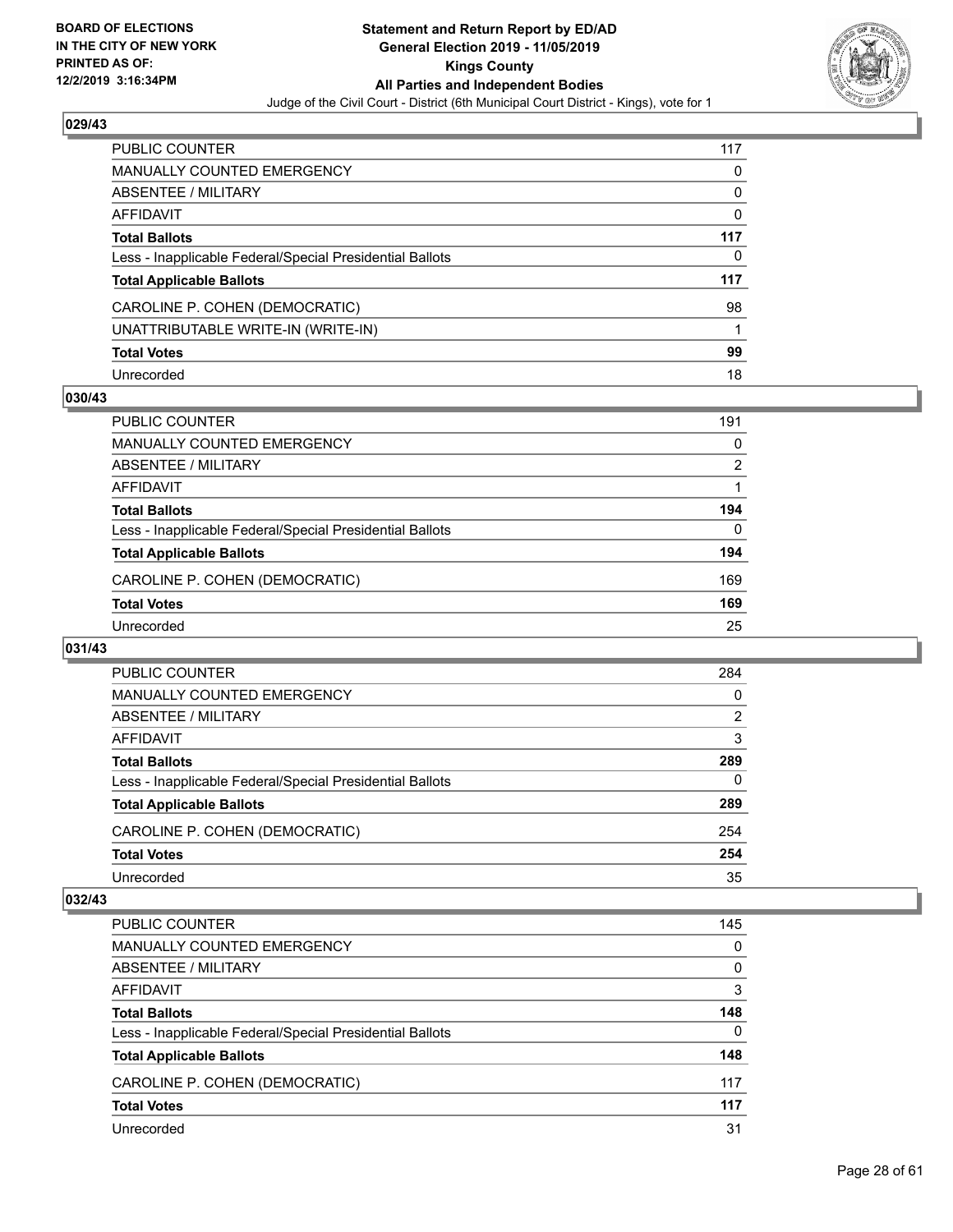## 029/43

| | |
|---|---|
| PUBLIC COUNTER | 117 |
| MANUALLY COUNTED EMERGENCY | 0 |
| ABSENTEE / MILITARY | 0 |
| AFFIDAVIT | 0 |
| **Total Ballots** | **117** |
| Less - Inapplicable Federal/Special Presidential Ballots | 0 |
| **Total Applicable Ballots** | **117** |
| CAROLINE P. COHEN (DEMOCRATIC) | 98 |
| UNATTRIBUTABLE WRITE-IN (WRITE-IN) | 1 |
| **Total Votes** | **99** |
| Unrecorded | 18 |

## 030/43

| | |
|---|---|
| PUBLIC COUNTER | 191 |
| MANUALLY COUNTED EMERGENCY | 0 |
| ABSENTEE / MILITARY | 2 |
| AFFIDAVIT | 1 |
| **Total Ballots** | **194** |
| Less - Inapplicable Federal/Special Presidential Ballots | 0 |
| **Total Applicable Ballots** | **194** |
| CAROLINE P. COHEN (DEMOCRATIC) | 169 |
| **Total Votes** | **169** |
| Unrecorded | 25 |

## 031/43

| | |
|---|---|
| PUBLIC COUNTER | 284 |
| MANUALLY COUNTED EMERGENCY | 0 |
| ABSENTEE / MILITARY | 2 |
| AFFIDAVIT | 3 |
| **Total Ballots** | **289** |
| Less - Inapplicable Federal/Special Presidential Ballots | 0 |
| **Total Applicable Ballots** | **289** |
| CAROLINE P. COHEN (DEMOCRATIC) | 254 |
| **Total Votes** | **254** |
| Unrecorded | 35 |

## 032/43

| | |
|---|---|
| PUBLIC COUNTER | 145 |
| MANUALLY COUNTED EMERGENCY | 0 |
| ABSENTEE / MILITARY | 0 |
| AFFIDAVIT | 3 |
| **Total Ballots** | **148** |
| Less - Inapplicable Federal/Special Presidential Ballots | 0 |
| **Total Applicable Ballots** | **148** |
| CAROLINE P. COHEN (DEMOCRATIC) | 117 |
| **Total Votes** | **117** |
| Unrecorded | 31 |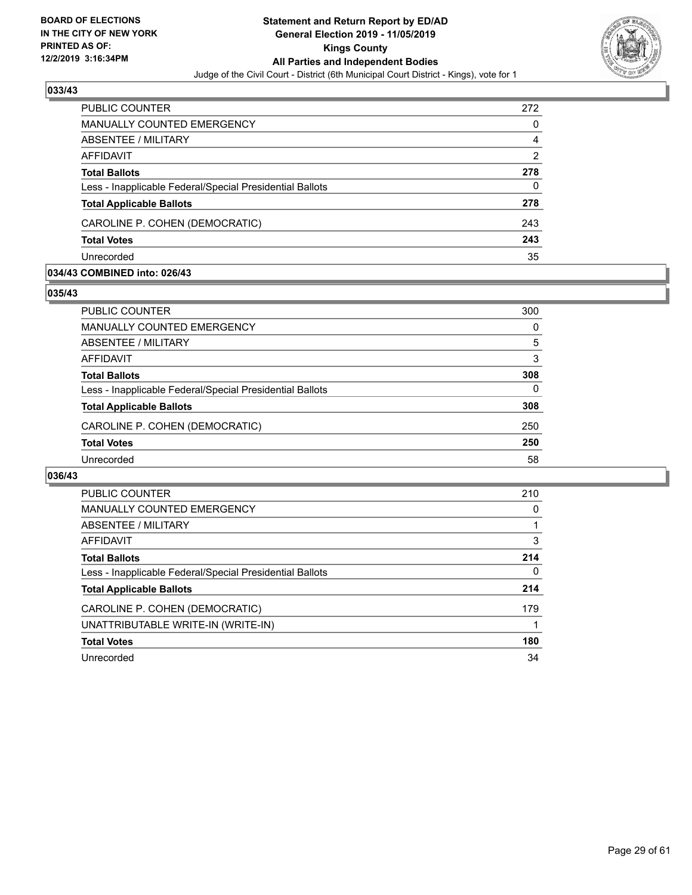## 033/43

| | |
|---|---|
| PUBLIC COUNTER | 272 |
| MANUALLY COUNTED EMERGENCY | 0 |
| ABSENTEE / MILITARY | 4 |
| AFFIDAVIT | 2 |
| **Total Ballots** | **278** |
| Less - Inapplicable Federal/Special Presidential Ballots | 0 |
| **Total Applicable Ballots** | **278** |
| CAROLINE P. COHEN (DEMOCRATIC) | 243 |
| **Total Votes** | **243** |
| Unrecorded | 35 |

## 034/43 COMBINED into: 026/43

## 035/43

| | |
|---|---|
| PUBLIC COUNTER | 300 |
| MANUALLY COUNTED EMERGENCY | 0 |
| ABSENTEE / MILITARY | 5 |
| AFFIDAVIT | 3 |
| **Total Ballots** | **308** |
| Less - Inapplicable Federal/Special Presidential Ballots | 0 |
| **Total Applicable Ballots** | **308** |
| CAROLINE P. COHEN (DEMOCRATIC) | 250 |
| **Total Votes** | **250** |
| Unrecorded | 58 |

## 036/43

| | |
|---|---|
| PUBLIC COUNTER | 210 |
| MANUALLY COUNTED EMERGENCY | 0 |
| ABSENTEE / MILITARY | 1 |
| AFFIDAVIT | 3 |
| **Total Ballots** | **214** |
| Less - Inapplicable Federal/Special Presidential Ballots | 0 |
| **Total Applicable Ballots** | **214** |
| CAROLINE P. COHEN (DEMOCRATIC) | 179 |
| UNATTRIBUTABLE WRITE-IN (WRITE-IN) | 1 |
| **Total Votes** | **180** |
| Unrecorded | 34 |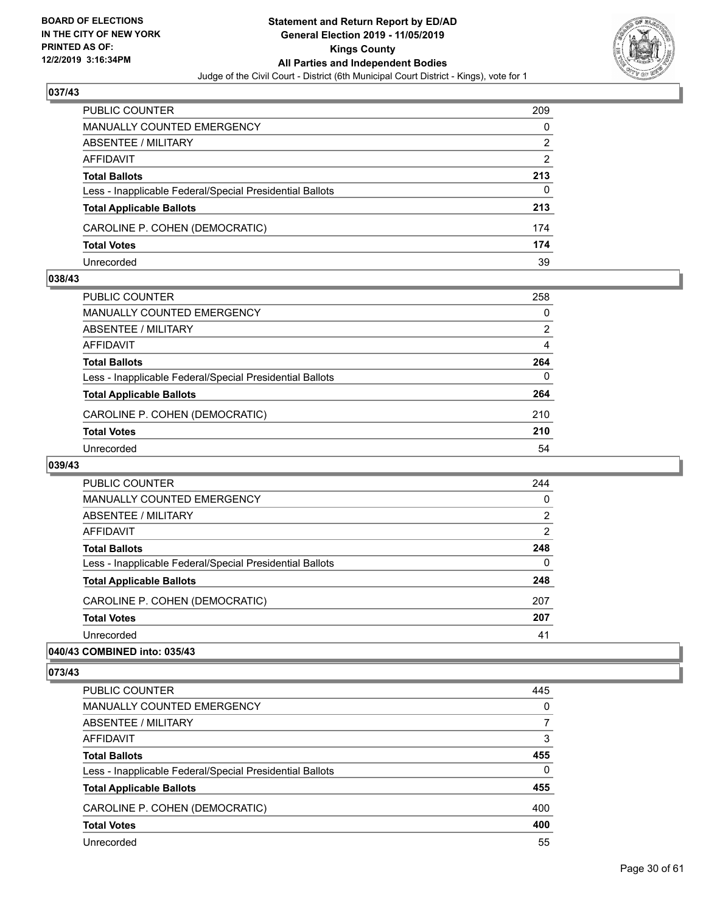## 037/43

| | |
|---|---|
| PUBLIC COUNTER | 209 |
| MANUALLY COUNTED EMERGENCY | 0 |
| ABSENTEE / MILITARY | 2 |
| AFFIDAVIT | 2 |
| **Total Ballots** | **213** |
| Less - Inapplicable Federal/Special Presidential Ballots | 0 |
| **Total Applicable Ballots** | **213** |
| CAROLINE P. COHEN (DEMOCRATIC) | 174 |
| **Total Votes** | **174** |
| Unrecorded | 39 |

## 038/43

| | |
|---|---|
| PUBLIC COUNTER | 258 |
| MANUALLY COUNTED EMERGENCY | 0 |
| ABSENTEE / MILITARY | 2 |
| AFFIDAVIT | 4 |
| **Total Ballots** | **264** |
| Less - Inapplicable Federal/Special Presidential Ballots | 0 |
| **Total Applicable Ballots** | **264** |
| CAROLINE P. COHEN (DEMOCRATIC) | 210 |
| **Total Votes** | **210** |
| Unrecorded | 54 |

## 039/43

| | |
|---|---|
| PUBLIC COUNTER | 244 |
| MANUALLY COUNTED EMERGENCY | 0 |
| ABSENTEE / MILITARY | 2 |
| AFFIDAVIT | 2 |
| **Total Ballots** | **248** |
| Less - Inapplicable Federal/Special Presidential Ballots | 0 |
| **Total Applicable Ballots** | **248** |
| CAROLINE P. COHEN (DEMOCRATIC) | 207 |
| **Total Votes** | **207** |
| Unrecorded | 41 |

## 040/43 COMBINED into: 035/43

## 073/43

| | |
|---|---|
| PUBLIC COUNTER | 445 |
| MANUALLY COUNTED EMERGENCY | 0 |
| ABSENTEE / MILITARY | 7 |
| AFFIDAVIT | 3 |
| **Total Ballots** | **455** |
| Less - Inapplicable Federal/Special Presidential Ballots | 0 |
| **Total Applicable Ballots** | **455** |
| CAROLINE P. COHEN (DEMOCRATIC) | 400 |
| **Total Votes** | **400** |
| Unrecorded | 55 |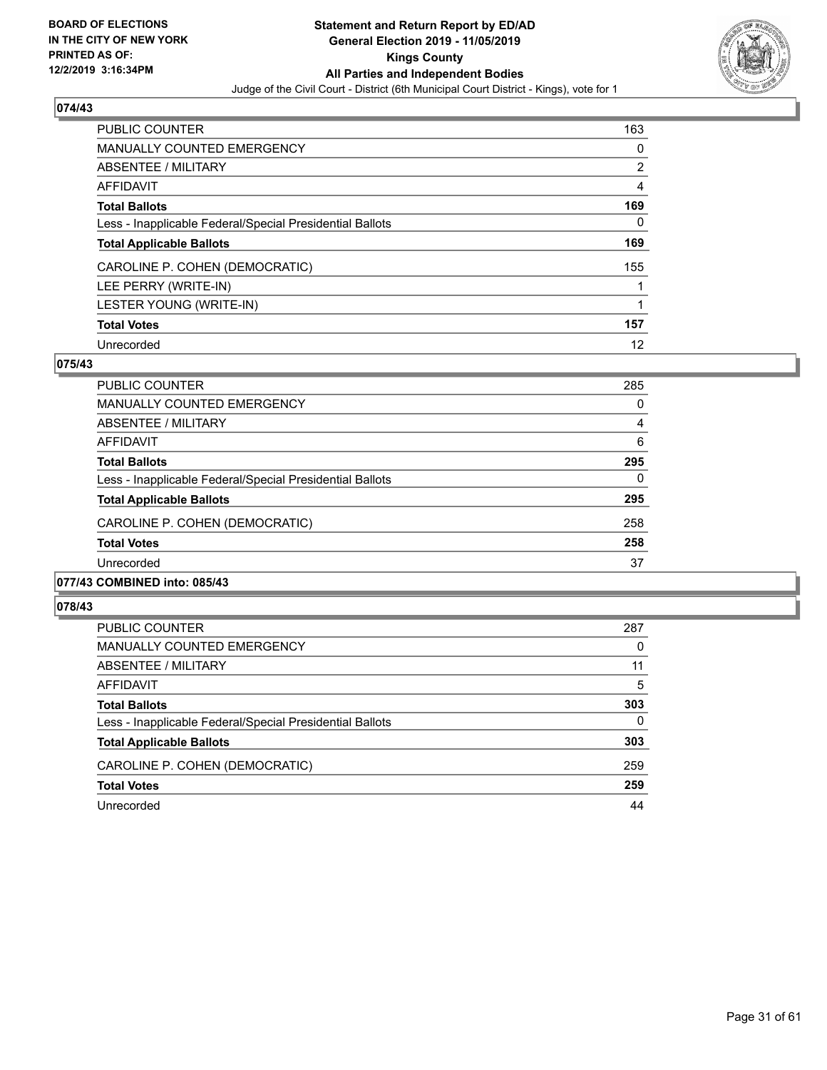## 074/43

| | |
|---|---|
| PUBLIC COUNTER | 163 |
| MANUALLY COUNTED EMERGENCY | 0 |
| ABSENTEE / MILITARY | 2 |
| AFFIDAVIT | 4 |
| **Total Ballots** | **169** |
| Less - Inapplicable Federal/Special Presidential Ballots | 0 |
| **Total Applicable Ballots** | **169** |
| CAROLINE P. COHEN (DEMOCRATIC) | 155 |
| LEE PERRY (WRITE-IN) | 1 |
| LESTER YOUNG (WRITE-IN) | 1 |
| **Total Votes** | **157** |
| Unrecorded | 12 |

## 075/43

| | |
|---|---|
| PUBLIC COUNTER | 285 |
| MANUALLY COUNTED EMERGENCY | 0 |
| ABSENTEE / MILITARY | 4 |
| AFFIDAVIT | 6 |
| **Total Ballots** | **295** |
| Less - Inapplicable Federal/Special Presidential Ballots | 0 |
| **Total Applicable Ballots** | **295** |
| CAROLINE P. COHEN (DEMOCRATIC) | 258 |
| **Total Votes** | **258** |
| Unrecorded | 37 |

## 077/43 COMBINED into: 085/43

## 078/43

| | |
|---|---|
| PUBLIC COUNTER | 287 |
| MANUALLY COUNTED EMERGENCY | 0 |
| ABSENTEE / MILITARY | 11 |
| AFFIDAVIT | 5 |
| **Total Ballots** | **303** |
| Less - Inapplicable Federal/Special Presidential Ballots | 0 |
| **Total Applicable Ballots** | **303** |
| CAROLINE P. COHEN (DEMOCRATIC) | 259 |
| **Total Votes** | **259** |
| Unrecorded | 44 |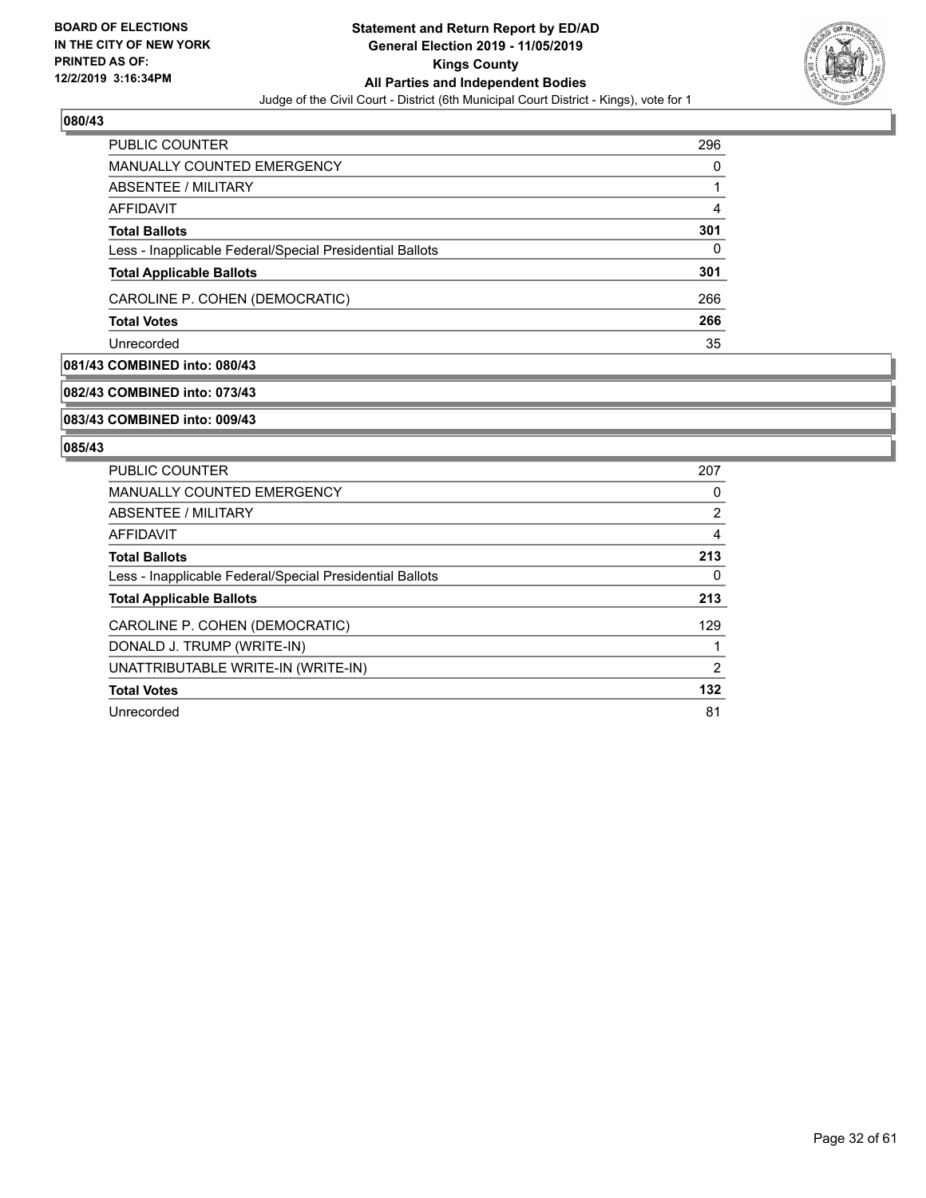## 080/43

| | |
|---|---|
| PUBLIC COUNTER | 296 |
| MANUALLY COUNTED EMERGENCY | 0 |
| ABSENTEE / MILITARY | 1 |
| AFFIDAVIT | 4 |
| **Total Ballots** | **301** |
| Less - Inapplicable Federal/Special Presidential Ballots | 0 |
| **Total Applicable Ballots** | **301** |
| CAROLINE P. COHEN (DEMOCRATIC) | 266 |
| **Total Votes** | **266** |
| Unrecorded | 35 |

## 081/43 COMBINED into: 080/43

## 082/43 COMBINED into: 073/43

## 083/43 COMBINED into: 009/43

## 085/43

| | |
|---|---|
| PUBLIC COUNTER | 207 |
| MANUALLY COUNTED EMERGENCY | 0 |
| ABSENTEE / MILITARY | 2 |
| AFFIDAVIT | 4 |
| **Total Ballots** | **213** |
| Less - Inapplicable Federal/Special Presidential Ballots | 0 |
| **Total Applicable Ballots** | **213** |
| CAROLINE P. COHEN (DEMOCRATIC) | 129 |
| DONALD J. TRUMP (WRITE-IN) | 1 |
| UNATTRIBUTABLE WRITE-IN (WRITE-IN) | 2 |
| **Total Votes** | **132** |
| Unrecorded | 81 |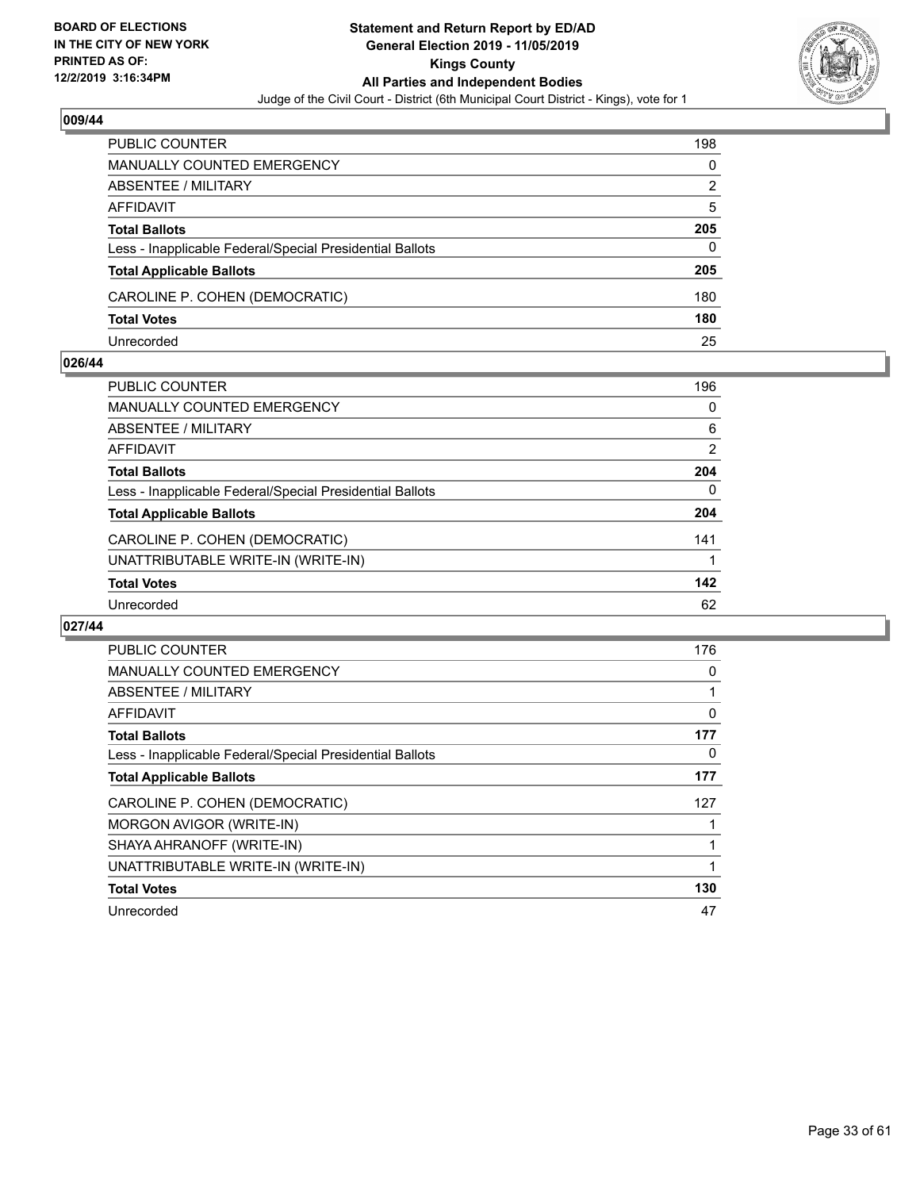## 009/44

| | |
|---|---|
| PUBLIC COUNTER | 198 |
| MANUALLY COUNTED EMERGENCY | 0 |
| ABSENTEE / MILITARY | 2 |
| AFFIDAVIT | 5 |
| **Total Ballots** | **205** |
| Less - Inapplicable Federal/Special Presidential Ballots | 0 |
| **Total Applicable Ballots** | **205** |
| CAROLINE P. COHEN (DEMOCRATIC) | 180 |
| **Total Votes** | **180** |
| Unrecorded | 25 |

## 026/44

| | |
|---|---|
| PUBLIC COUNTER | 196 |
| MANUALLY COUNTED EMERGENCY | 0 |
| ABSENTEE / MILITARY | 6 |
| AFFIDAVIT | 2 |
| **Total Ballots** | **204** |
| Less - Inapplicable Federal/Special Presidential Ballots | 0 |
| **Total Applicable Ballots** | **204** |
| CAROLINE P. COHEN (DEMOCRATIC) | 141 |
| UNATTRIBUTABLE WRITE-IN (WRITE-IN) | 1 |
| **Total Votes** | **142** |
| Unrecorded | 62 |

## 027/44

| | |
|---|---|
| PUBLIC COUNTER | 176 |
| MANUALLY COUNTED EMERGENCY | 0 |
| ABSENTEE / MILITARY | 1 |
| AFFIDAVIT | 0 |
| **Total Ballots** | **177** |
| Less - Inapplicable Federal/Special Presidential Ballots | 0 |
| **Total Applicable Ballots** | **177** |
| CAROLINE P. COHEN (DEMOCRATIC) | 127 |
| MORGON AVIGOR (WRITE-IN) | 1 |
| SHAYA AHRANOFF (WRITE-IN) | 1 |
| UNATTRIBUTABLE WRITE-IN (WRITE-IN) | 1 |
| **Total Votes** | **130** |
| Unrecorded | 47 |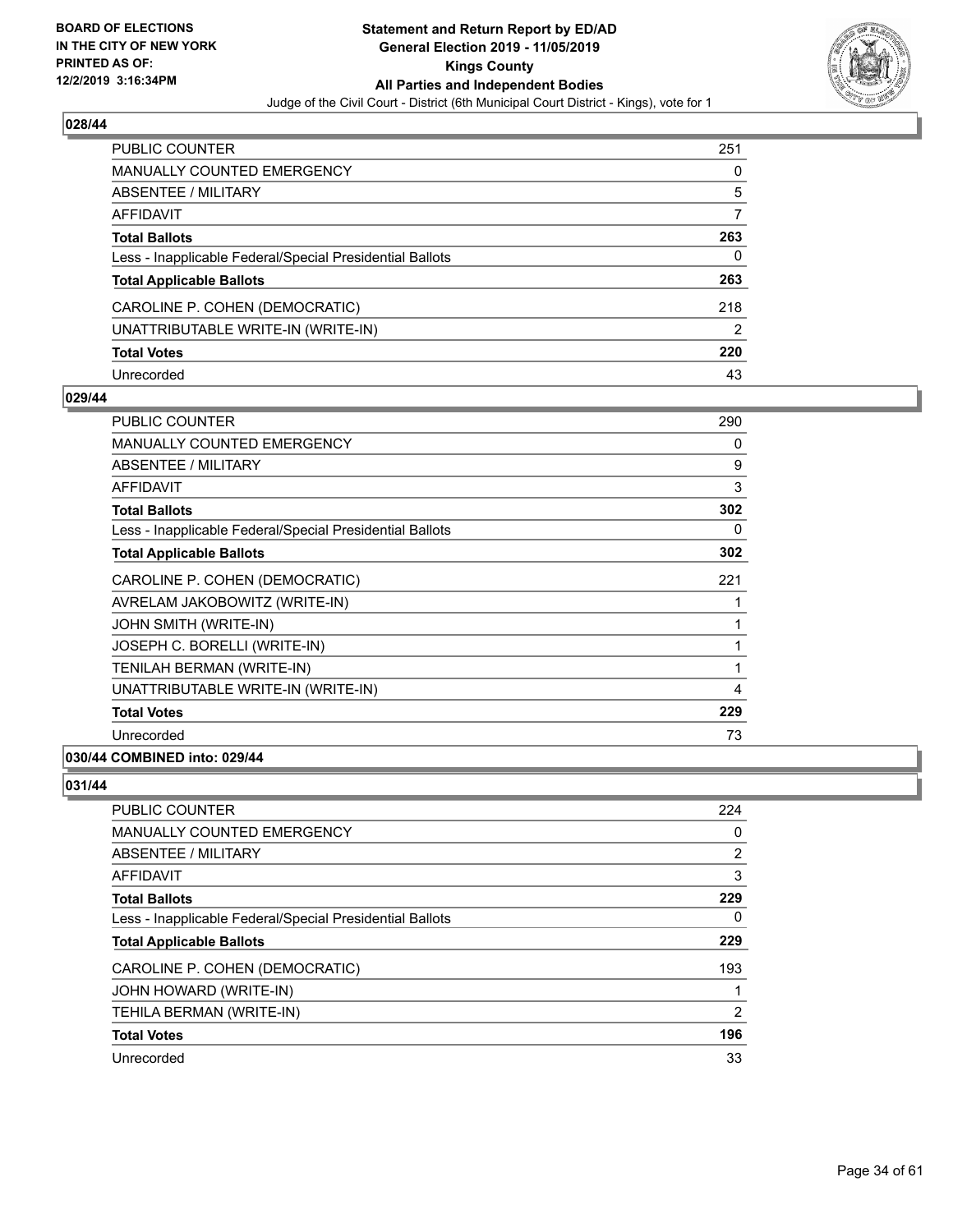## 028/44

| | |
|---|---|
| PUBLIC COUNTER | 251 |
| MANUALLY COUNTED EMERGENCY | 0 |
| ABSENTEE / MILITARY | 5 |
| AFFIDAVIT | 7 |
| **Total Ballots** | **263** |
| Less - Inapplicable Federal/Special Presidential Ballots | 0 |
| **Total Applicable Ballots** | **263** |
| CAROLINE P. COHEN (DEMOCRATIC) | 218 |
| UNATTRIBUTABLE WRITE-IN (WRITE-IN) | 2 |
| **Total Votes** | **220** |
| Unrecorded | 43 |

## 029/44

| | |
|---|---|
| PUBLIC COUNTER | 290 |
| MANUALLY COUNTED EMERGENCY | 0 |
| ABSENTEE / MILITARY | 9 |
| AFFIDAVIT | 3 |
| **Total Ballots** | **302** |
| Less - Inapplicable Federal/Special Presidential Ballots | 0 |
| **Total Applicable Ballots** | **302** |
| CAROLINE P. COHEN (DEMOCRATIC) | 221 |
| AVRELAM JAKOBOWITZ (WRITE-IN) | 1 |
| JOHN SMITH (WRITE-IN) | 1 |
| JOSEPH C. BORELLI (WRITE-IN) | 1 |
| TENILAH BERMAN (WRITE-IN) | 1 |
| UNATTRIBUTABLE WRITE-IN (WRITE-IN) | 4 |
| **Total Votes** | **229** |
| Unrecorded | 73 |

## 030/44 COMBINED into: 029/44

## 031/44

| | |
|---|---|
| PUBLIC COUNTER | 224 |
| MANUALLY COUNTED EMERGENCY | 0 |
| ABSENTEE / MILITARY | 2 |
| AFFIDAVIT | 3 |
| **Total Ballots** | **229** |
| Less - Inapplicable Federal/Special Presidential Ballots | 0 |
| **Total Applicable Ballots** | **229** |
| CAROLINE P. COHEN (DEMOCRATIC) | 193 |
| JOHN HOWARD (WRITE-IN) | 1 |
| TEHILA BERMAN (WRITE-IN) | 2 |
| **Total Votes** | **196** |
| Unrecorded | 33 |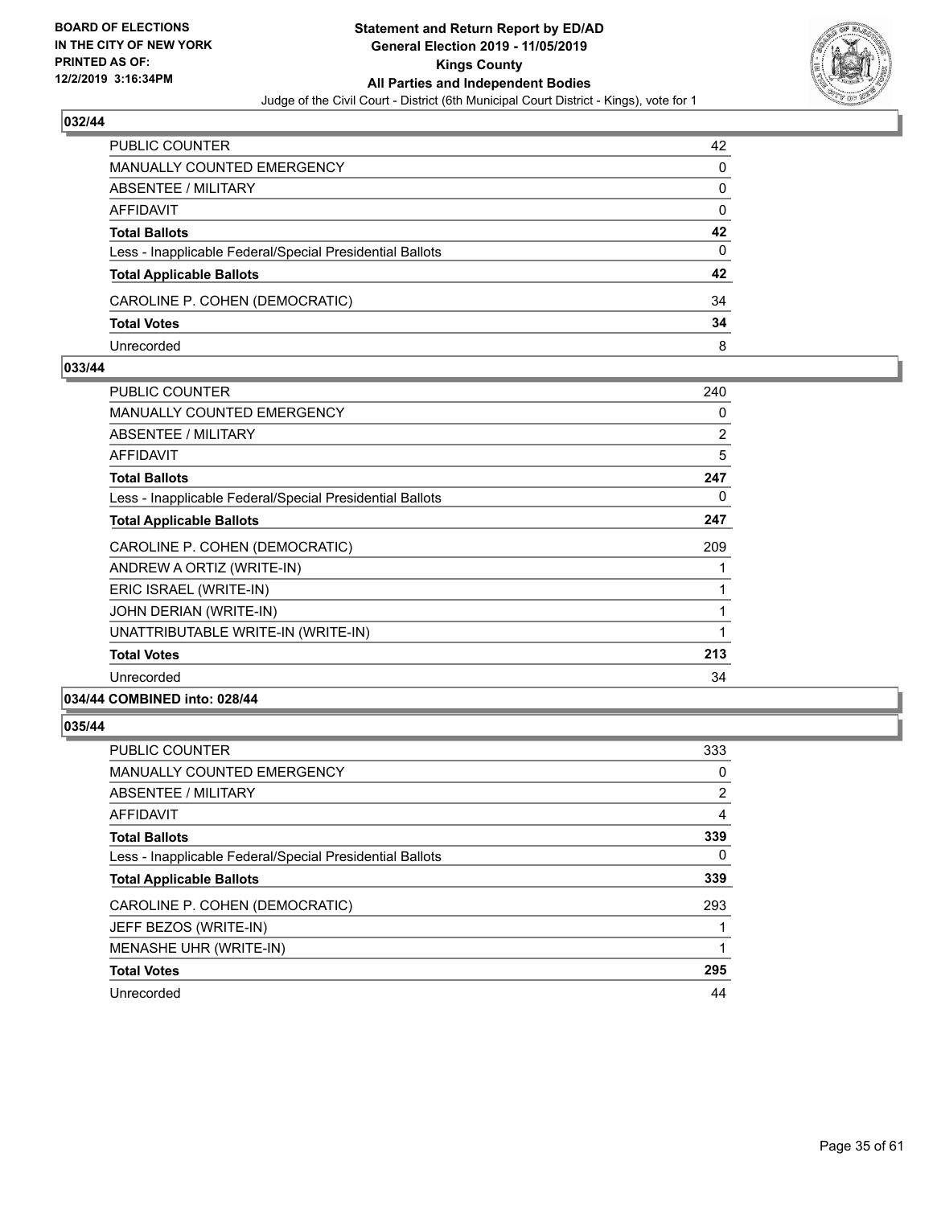## 032/44

| | |
|---|---|
| PUBLIC COUNTER | 42 |
| MANUALLY COUNTED EMERGENCY | 0 |
| ABSENTEE / MILITARY | 0 |
| AFFIDAVIT | 0 |
| **Total Ballots** | **42** |
| Less - Inapplicable Federal/Special Presidential Ballots | 0 |
| **Total Applicable Ballots** | **42** |
| CAROLINE P. COHEN (DEMOCRATIC) | 34 |
| **Total Votes** | **34** |
| Unrecorded | 8 |

## 033/44

| | |
|---|---|
| PUBLIC COUNTER | 240 |
| MANUALLY COUNTED EMERGENCY | 0 |
| ABSENTEE / MILITARY | 2 |
| AFFIDAVIT | 5 |
| **Total Ballots** | **247** |
| Less - Inapplicable Federal/Special Presidential Ballots | 0 |
| **Total Applicable Ballots** | **247** |
| CAROLINE P. COHEN (DEMOCRATIC) | 209 |
| ANDREW A ORTIZ (WRITE-IN) | 1 |
| ERIC ISRAEL (WRITE-IN) | 1 |
| JOHN DERIAN (WRITE-IN) | 1 |
| UNATTRIBUTABLE WRITE-IN (WRITE-IN) | 1 |
| **Total Votes** | **213** |
| Unrecorded | 34 |

## 034/44 COMBINED into: 028/44

## 035/44

| | |
|---|---|
| PUBLIC COUNTER | 333 |
| MANUALLY COUNTED EMERGENCY | 0 |
| ABSENTEE / MILITARY | 2 |
| AFFIDAVIT | 4 |
| **Total Ballots** | **339** |
| Less - Inapplicable Federal/Special Presidential Ballots | 0 |
| **Total Applicable Ballots** | **339** |
| CAROLINE P. COHEN (DEMOCRATIC) | 293 |
| JEFF BEZOS (WRITE-IN) | 1 |
| MENASHE UHR (WRITE-IN) | 1 |
| **Total Votes** | **295** |
| Unrecorded | 44 |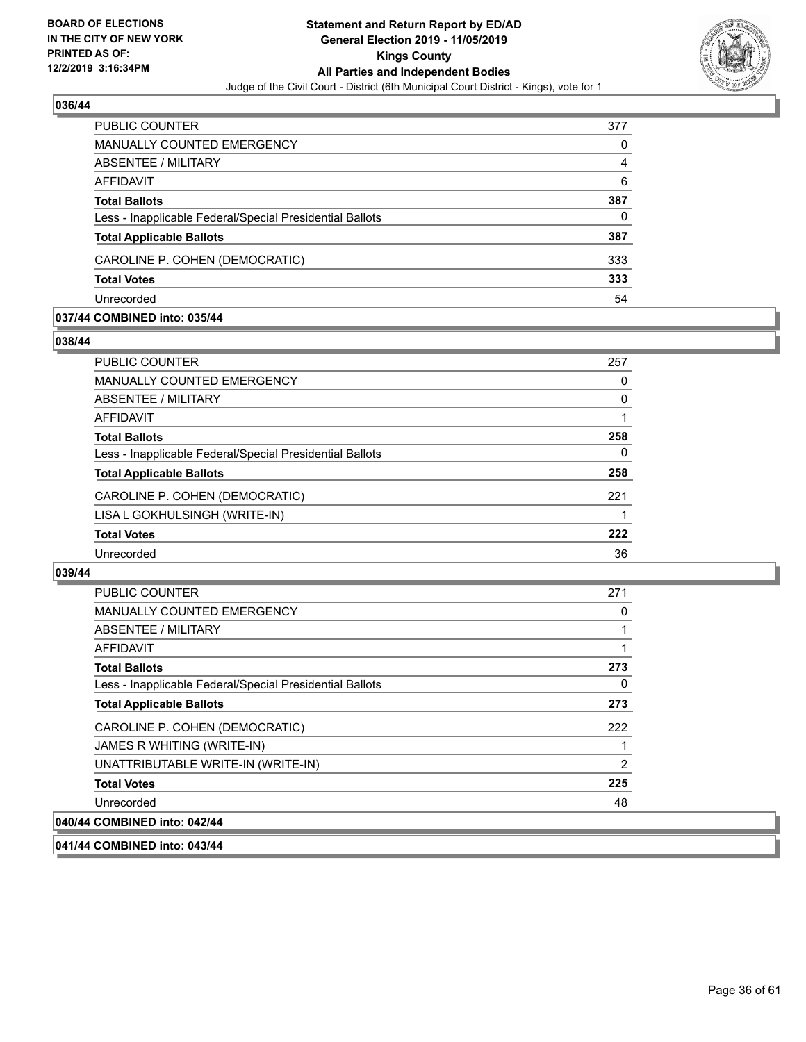## 036/44

| | |
|---|---|
| PUBLIC COUNTER | 377 |
| MANUALLY COUNTED EMERGENCY | 0 |
| ABSENTEE / MILITARY | 4 |
| AFFIDAVIT | 6 |
| **Total Ballots** | **387** |
| Less - Inapplicable Federal/Special Presidential Ballots | 0 |
| **Total Applicable Ballots** | **387** |
| CAROLINE P. COHEN (DEMOCRATIC) | 333 |
| **Total Votes** | **333** |
| Unrecorded | 54 |

## 037/44 COMBINED into: 035/44

## 038/44

| | |
|---|---|
| PUBLIC COUNTER | 257 |
| MANUALLY COUNTED EMERGENCY | 0 |
| ABSENTEE / MILITARY | 0 |
| AFFIDAVIT | 1 |
| **Total Ballots** | **258** |
| Less - Inapplicable Federal/Special Presidential Ballots | 0 |
| **Total Applicable Ballots** | **258** |
| CAROLINE P. COHEN (DEMOCRATIC) | 221 |
| LISA L GOKHULSINGH (WRITE-IN) | 1 |
| **Total Votes** | **222** |
| Unrecorded | 36 |

## 039/44

| | |
|---|---|
| PUBLIC COUNTER | 271 |
| MANUALLY COUNTED EMERGENCY | 0 |
| ABSENTEE / MILITARY | 1 |
| AFFIDAVIT | 1 |
| **Total Ballots** | **273** |
| Less - Inapplicable Federal/Special Presidential Ballots | 0 |
| **Total Applicable Ballots** | **273** |
| CAROLINE P. COHEN (DEMOCRATIC) | 222 |
| JAMES R WHITING (WRITE-IN) | 1 |
| UNATTRIBUTABLE WRITE-IN (WRITE-IN) | 2 |
| **Total Votes** | **225** |
| Unrecorded | 48 |

## 040/44 COMBINED into: 042/44

## 041/44 COMBINED into: 043/44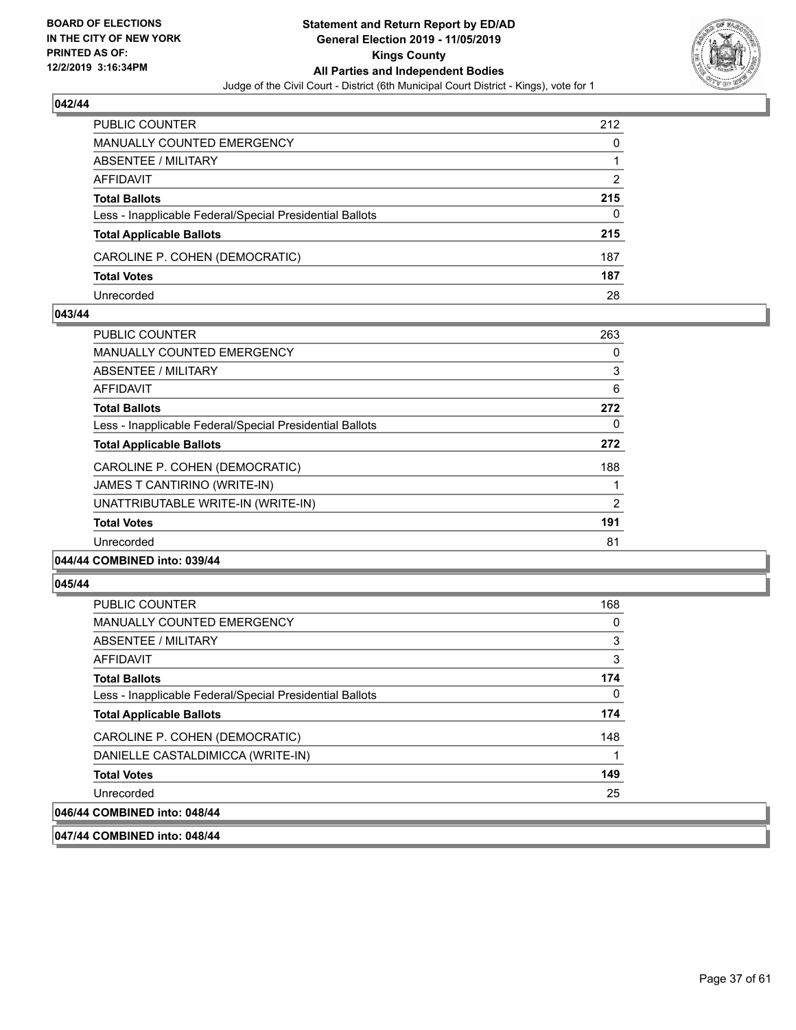## 042/44

| | |
|---|---|
| PUBLIC COUNTER | 212 |
| MANUALLY COUNTED EMERGENCY | 0 |
| ABSENTEE / MILITARY | 1 |
| AFFIDAVIT | 2 |
| **Total Ballots** | **215** |
| Less - Inapplicable Federal/Special Presidential Ballots | 0 |
| **Total Applicable Ballots** | **215** |
| CAROLINE P. COHEN (DEMOCRATIC) | 187 |
| **Total Votes** | **187** |
| Unrecorded | 28 |

## 043/44

| | |
|---|---|
| PUBLIC COUNTER | 263 |
| MANUALLY COUNTED EMERGENCY | 0 |
| ABSENTEE / MILITARY | 3 |
| AFFIDAVIT | 6 |
| **Total Ballots** | **272** |
| Less - Inapplicable Federal/Special Presidential Ballots | 0 |
| **Total Applicable Ballots** | **272** |
| CAROLINE P. COHEN (DEMOCRATIC) | 188 |
| JAMES T CANTIRINO (WRITE-IN) | 1 |
| UNATTRIBUTABLE WRITE-IN (WRITE-IN) | 2 |
| **Total Votes** | **191** |
| Unrecorded | 81 |

## 044/44 COMBINED into: 039/44

## 045/44

| | |
|---|---|
| PUBLIC COUNTER | 168 |
| MANUALLY COUNTED EMERGENCY | 0 |
| ABSENTEE / MILITARY | 3 |
| AFFIDAVIT | 3 |
| **Total Ballots** | **174** |
| Less - Inapplicable Federal/Special Presidential Ballots | 0 |
| **Total Applicable Ballots** | **174** |
| CAROLINE P. COHEN (DEMOCRATIC) | 148 |
| DANIELLE CASTALDIMICCA (WRITE-IN) | 1 |
| **Total Votes** | **149** |
| Unrecorded | 25 |

## 046/44 COMBINED into: 048/44

## 047/44 COMBINED into: 048/44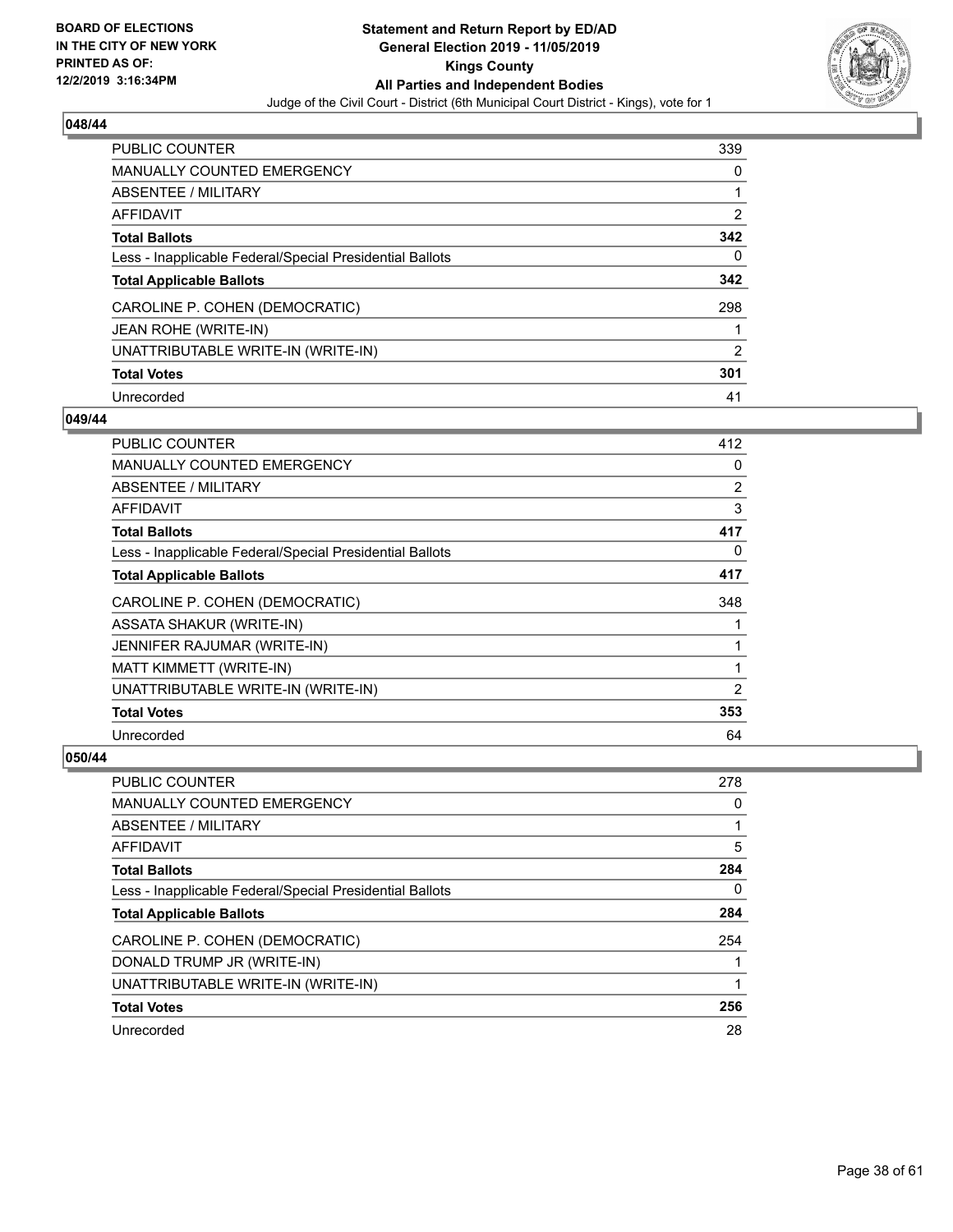## 048/44

| | |
|---|---|
| PUBLIC COUNTER | 339 |
| MANUALLY COUNTED EMERGENCY | 0 |
| ABSENTEE / MILITARY | 1 |
| AFFIDAVIT | 2 |
| **Total Ballots** | **342** |
| Less - Inapplicable Federal/Special Presidential Ballots | 0 |
| **Total Applicable Ballots** | **342** |
| CAROLINE P. COHEN (DEMOCRATIC) | 298 |
| JEAN ROHE (WRITE-IN) | 1 |
| UNATTRIBUTABLE WRITE-IN (WRITE-IN) | 2 |
| **Total Votes** | **301** |
| Unrecorded | 41 |

## 049/44

| | |
|---|---|
| PUBLIC COUNTER | 412 |
| MANUALLY COUNTED EMERGENCY | 0 |
| ABSENTEE / MILITARY | 2 |
| AFFIDAVIT | 3 |
| **Total Ballots** | **417** |
| Less - Inapplicable Federal/Special Presidential Ballots | 0 |
| **Total Applicable Ballots** | **417** |
| CAROLINE P. COHEN (DEMOCRATIC) | 348 |
| ASSATA SHAKUR (WRITE-IN) | 1 |
| JENNIFER RAJUMAR (WRITE-IN) | 1 |
| MATT KIMMETT (WRITE-IN) | 1 |
| UNATTRIBUTABLE WRITE-IN (WRITE-IN) | 2 |
| **Total Votes** | **353** |
| Unrecorded | 64 |

## 050/44

| | |
|---|---|
| PUBLIC COUNTER | 278 |
| MANUALLY COUNTED EMERGENCY | 0 |
| ABSENTEE / MILITARY | 1 |
| AFFIDAVIT | 5 |
| **Total Ballots** | **284** |
| Less - Inapplicable Federal/Special Presidential Ballots | 0 |
| **Total Applicable Ballots** | **284** |
| CAROLINE P. COHEN (DEMOCRATIC) | 254 |
| DONALD TRUMP JR (WRITE-IN) | 1 |
| UNATTRIBUTABLE WRITE-IN (WRITE-IN) | 1 |
| **Total Votes** | **256** |
| Unrecorded | 28 |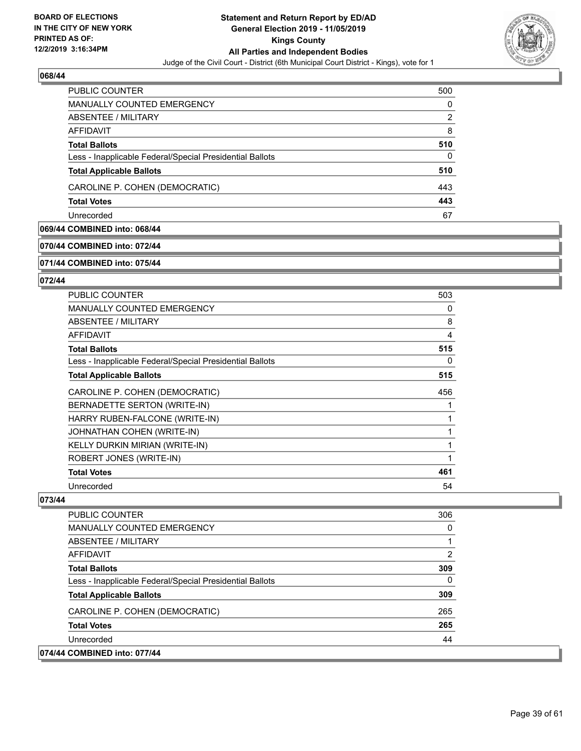## 068/44

| | |
|---|---|
| PUBLIC COUNTER | 500 |
| MANUALLY COUNTED EMERGENCY | 0 |
| ABSENTEE / MILITARY | 2 |
| AFFIDAVIT | 8 |
| **Total Ballots** | **510** |
| Less - Inapplicable Federal/Special Presidential Ballots | 0 |
| **Total Applicable Ballots** | **510** |
| CAROLINE P. COHEN (DEMOCRATIC) | 443 |
| **Total Votes** | **443** |
| Unrecorded | 67 |

## 069/44 COMBINED into: 068/44

## 070/44 COMBINED into: 072/44

## 071/44 COMBINED into: 075/44

## 072/44

| | |
|---|---|
| PUBLIC COUNTER | 503 |
| MANUALLY COUNTED EMERGENCY | 0 |
| ABSENTEE / MILITARY | 8 |
| AFFIDAVIT | 4 |
| **Total Ballots** | **515** |
| Less - Inapplicable Federal/Special Presidential Ballots | 0 |
| **Total Applicable Ballots** | **515** |
| CAROLINE P. COHEN (DEMOCRATIC) | 456 |
| BERNADETTE SERTON (WRITE-IN) | 1 |
| HARRY RUBEN-FALCONE (WRITE-IN) | 1 |
| JOHNATHAN COHEN (WRITE-IN) | 1 |
| KELLY DURKIN MIRIAN (WRITE-IN) | 1 |
| ROBERT JONES (WRITE-IN) | 1 |
| **Total Votes** | **461** |
| Unrecorded | 54 |

## 073/44

| | |
|---|---|
| PUBLIC COUNTER | 306 |
| MANUALLY COUNTED EMERGENCY | 0 |
| ABSENTEE / MILITARY | 1 |
| AFFIDAVIT | 2 |
| **Total Ballots** | **309** |
| Less - Inapplicable Federal/Special Presidential Ballots | 0 |
| **Total Applicable Ballots** | **309** |
| CAROLINE P. COHEN (DEMOCRATIC) | 265 |
| **Total Votes** | **265** |
| Unrecorded | 44 |

## 074/44 COMBINED into: 077/44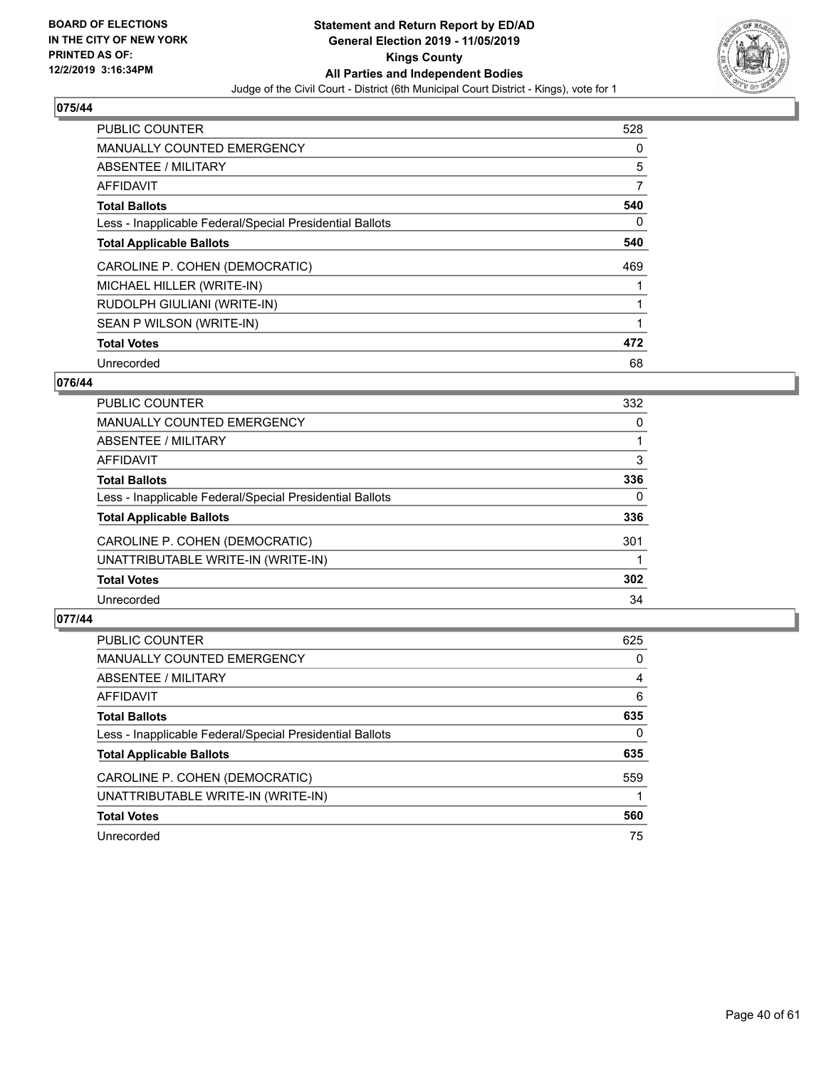**BOARD OF ELECTIONS IN THE CITY OF NEW YORK PRINTED AS OF: 12/2/2019 3:16:34PM**

**Statement and Return Report by ED/AD**
**General Election 2019 - 11/05/2019**
**Kings County**
**All Parties and Independent Bodies**
Judge of the Civil Court - District (6th Municipal Court District - Kings), vote for 1

## 075/44

| | |
|---|---|
| PUBLIC COUNTER | 528 |
| MANUALLY COUNTED EMERGENCY | 0 |
| ABSENTEE / MILITARY | 5 |
| AFFIDAVIT | 7 |
| **Total Ballots** | **540** |
| Less - Inapplicable Federal/Special Presidential Ballots | 0 |
| **Total Applicable Ballots** | **540** |
| CAROLINE P. COHEN (DEMOCRATIC) | 469 |
| MICHAEL HILLER (WRITE-IN) | 1 |
| RUDOLPH GIULIANI (WRITE-IN) | 1 |
| SEAN P WILSON (WRITE-IN) | 1 |
| **Total Votes** | **472** |
| Unrecorded | 68 |

## 076/44

| | |
|---|---|
| PUBLIC COUNTER | 332 |
| MANUALLY COUNTED EMERGENCY | 0 |
| ABSENTEE / MILITARY | 1 |
| AFFIDAVIT | 3 |
| **Total Ballots** | **336** |
| Less - Inapplicable Federal/Special Presidential Ballots | 0 |
| **Total Applicable Ballots** | **336** |
| CAROLINE P. COHEN (DEMOCRATIC) | 301 |
| UNATTRIBUTABLE WRITE-IN (WRITE-IN) | 1 |
| **Total Votes** | **302** |
| Unrecorded | 34 |

## 077/44

| | |
|---|---|
| PUBLIC COUNTER | 625 |
| MANUALLY COUNTED EMERGENCY | 0 |
| ABSENTEE / MILITARY | 4 |
| AFFIDAVIT | 6 |
| **Total Ballots** | **635** |
| Less - Inapplicable Federal/Special Presidential Ballots | 0 |
| **Total Applicable Ballots** | **635** |
| CAROLINE P. COHEN (DEMOCRATIC) | 559 |
| UNATTRIBUTABLE WRITE-IN (WRITE-IN) | 1 |
| **Total Votes** | **560** |
| Unrecorded | 75 |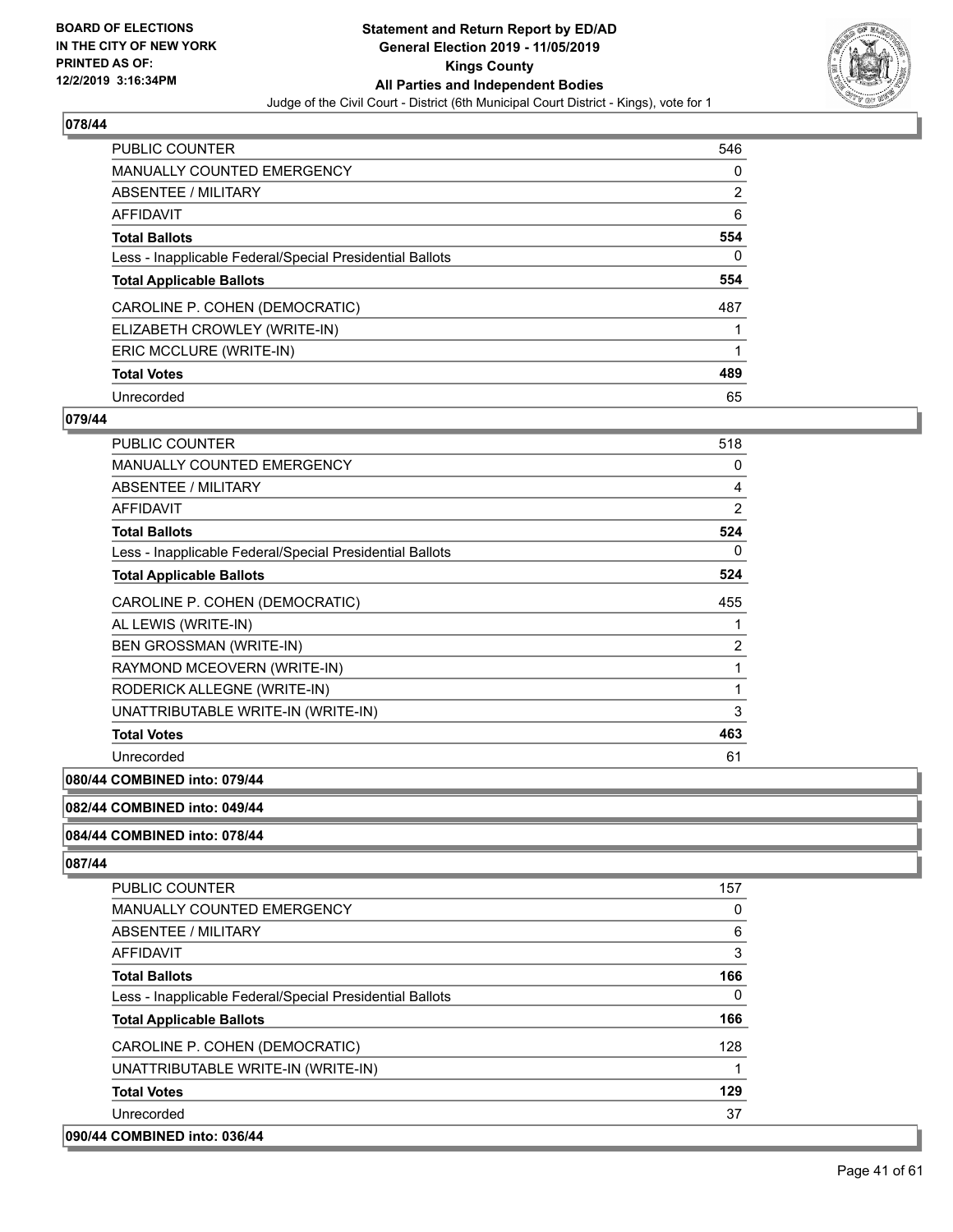### 078/44

| | |
|---|---|
| PUBLIC COUNTER | 546 |
| MANUALLY COUNTED EMERGENCY | 0 |
| ABSENTEE / MILITARY | 2 |
| AFFIDAVIT | 6 |
| **Total Ballots** | **554** |
| Less - Inapplicable Federal/Special Presidential Ballots | 0 |
| **Total Applicable Ballots** | **554** |
| CAROLINE P. COHEN (DEMOCRATIC) | 487 |
| ELIZABETH CROWLEY (WRITE-IN) | 1 |
| ERIC MCCLURE (WRITE-IN) | 1 |
| **Total Votes** | **489** |
| Unrecorded | 65 |

### 079/44

| | |
|---|---|
| PUBLIC COUNTER | 518 |
| MANUALLY COUNTED EMERGENCY | 0 |
| ABSENTEE / MILITARY | 4 |
| AFFIDAVIT | 2 |
| **Total Ballots** | **524** |
| Less - Inapplicable Federal/Special Presidential Ballots | 0 |
| **Total Applicable Ballots** | **524** |
| CAROLINE P. COHEN (DEMOCRATIC) | 455 |
| AL LEWIS (WRITE-IN) | 1 |
| BEN GROSSMAN (WRITE-IN) | 2 |
| RAYMOND MCEOVERN (WRITE-IN) | 1 |
| RODERICK ALLEGNE (WRITE-IN) | 1 |
| UNATTRIBUTABLE WRITE-IN (WRITE-IN) | 3 |
| **Total Votes** | **463** |
| Unrecorded | 61 |

### 080/44 COMBINED into: 079/44

### 082/44 COMBINED into: 049/44

### 084/44 COMBINED into: 078/44

### 087/44

| | |
|---|---|
| PUBLIC COUNTER | 157 |
| MANUALLY COUNTED EMERGENCY | 0 |
| ABSENTEE / MILITARY | 6 |
| AFFIDAVIT | 3 |
| **Total Ballots** | **166** |
| Less - Inapplicable Federal/Special Presidential Ballots | 0 |
| **Total Applicable Ballots** | **166** |
| CAROLINE P. COHEN (DEMOCRATIC) | 128 |
| UNATTRIBUTABLE WRITE-IN (WRITE-IN) | 1 |
| **Total Votes** | **129** |
| Unrecorded | 37 |

### 090/44 COMBINED into: 036/44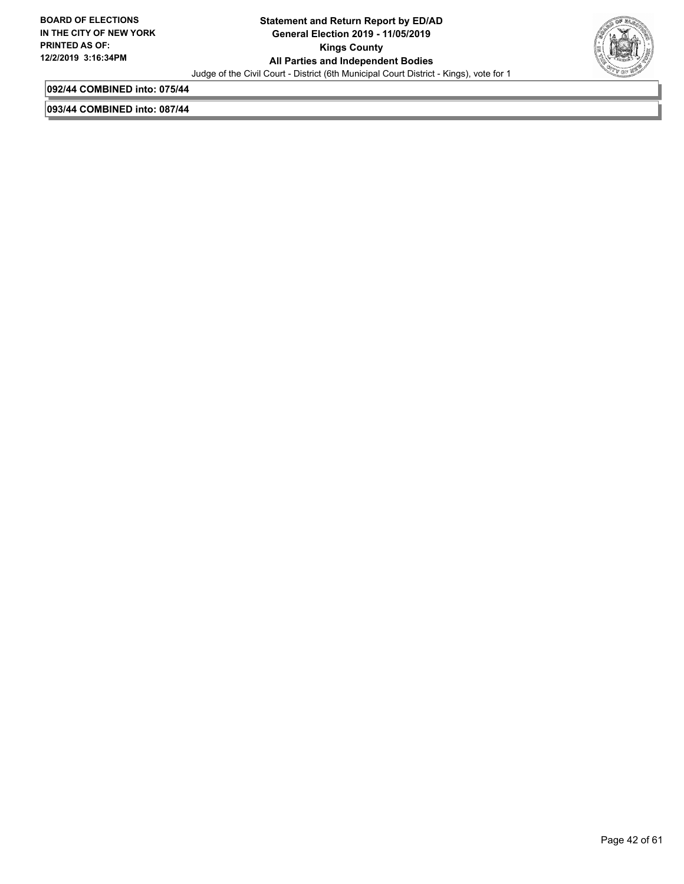**092/44 COMBINED into: 075/44**

**093/44 COMBINED into: 087/44**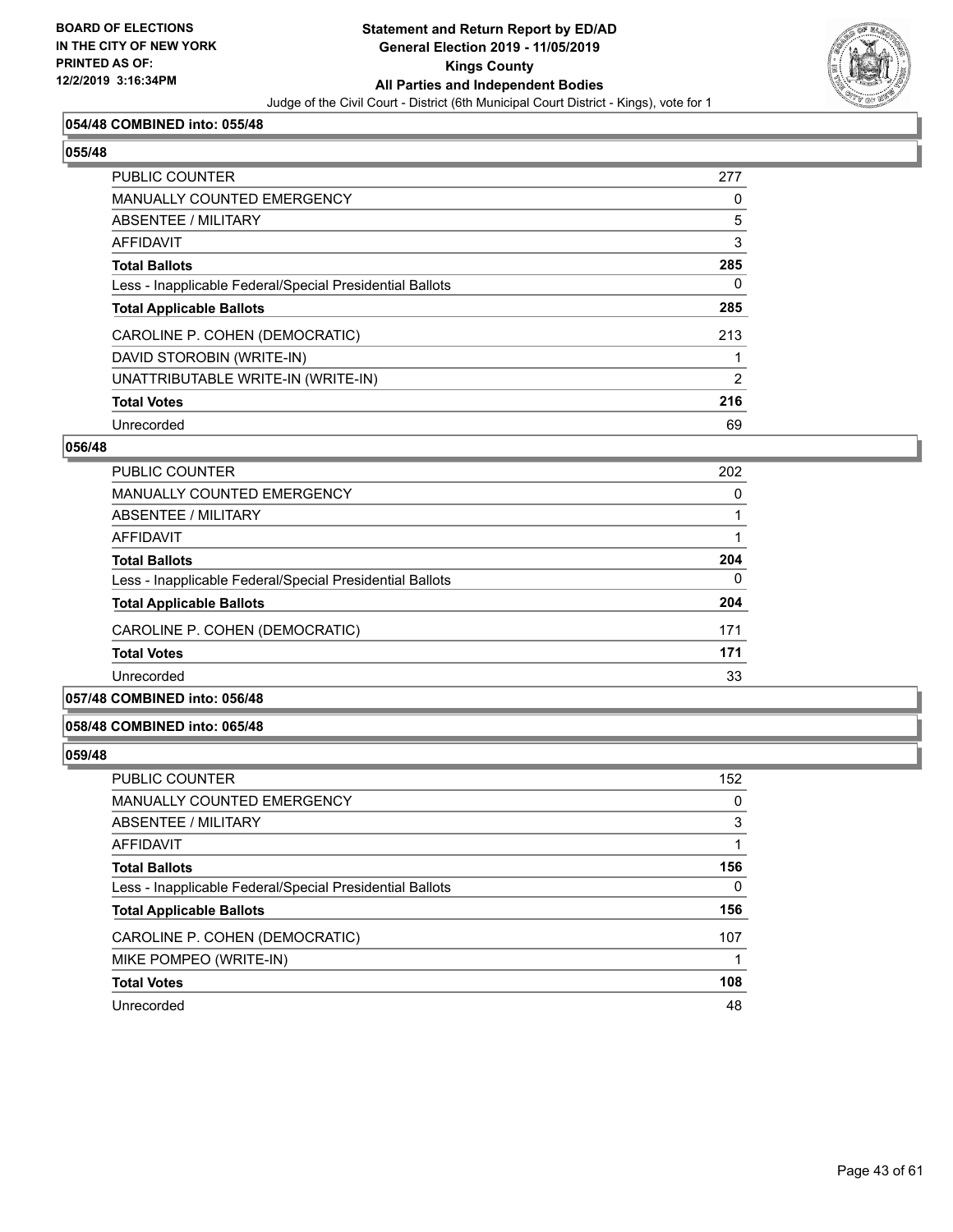### 054/48 COMBINED into: 055/48

### 055/48

| | |
|---|---|
| PUBLIC COUNTER | 277 |
| MANUALLY COUNTED EMERGENCY | 0 |
| ABSENTEE / MILITARY | 5 |
| AFFIDAVIT | 3 |
| **Total Ballots** | **285** |
| Less - Inapplicable Federal/Special Presidential Ballots | 0 |
| **Total Applicable Ballots** | **285** |
| CAROLINE P. COHEN (DEMOCRATIC) | 213 |
| DAVID STOROBIN (WRITE-IN) | 1 |
| UNATTRIBUTABLE WRITE-IN (WRITE-IN) | 2 |
| **Total Votes** | **216** |
| Unrecorded | 69 |

### 056/48

| | |
|---|---|
| PUBLIC COUNTER | 202 |
| MANUALLY COUNTED EMERGENCY | 0 |
| ABSENTEE / MILITARY | 1 |
| AFFIDAVIT | 1 |
| **Total Ballots** | **204** |
| Less - Inapplicable Federal/Special Presidential Ballots | 0 |
| **Total Applicable Ballots** | **204** |
| CAROLINE P. COHEN (DEMOCRATIC) | 171 |
| **Total Votes** | **171** |
| Unrecorded | 33 |

### 057/48 COMBINED into: 056/48

### 058/48 COMBINED into: 065/48

### 059/48

| | |
|---|---|
| PUBLIC COUNTER | 152 |
| MANUALLY COUNTED EMERGENCY | 0 |
| ABSENTEE / MILITARY | 3 |
| AFFIDAVIT | 1 |
| **Total Ballots** | **156** |
| Less - Inapplicable Federal/Special Presidential Ballots | 0 |
| **Total Applicable Ballots** | **156** |
| CAROLINE P. COHEN (DEMOCRATIC) | 107 |
| MIKE POMPEO (WRITE-IN) | 1 |
| **Total Votes** | **108** |
| Unrecorded | 48 |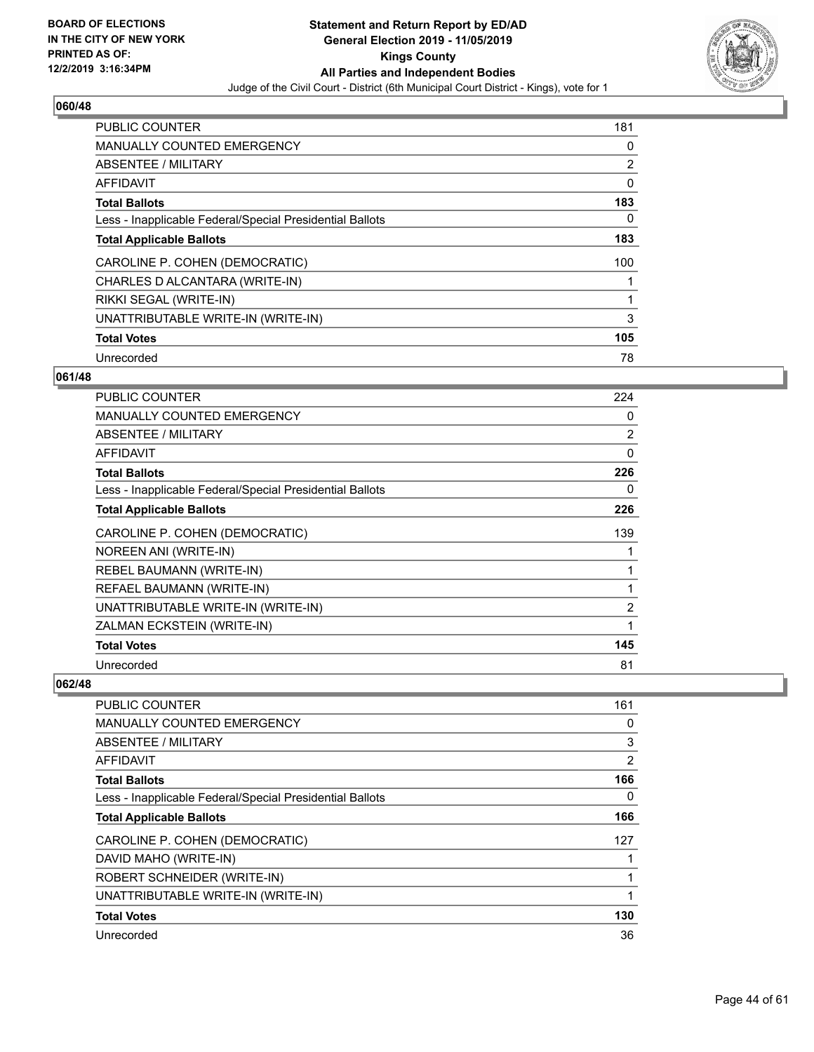## 060/48

| | |
|---|---|
| PUBLIC COUNTER | 181 |
| MANUALLY COUNTED EMERGENCY | 0 |
| ABSENTEE / MILITARY | 2 |
| AFFIDAVIT | 0 |
| **Total Ballots** | **183** |
| Less - Inapplicable Federal/Special Presidential Ballots | 0 |
| **Total Applicable Ballots** | **183** |
| CAROLINE P. COHEN (DEMOCRATIC) | 100 |
| CHARLES D ALCANTARA (WRITE-IN) | 1 |
| RIKKI SEGAL (WRITE-IN) | 1 |
| UNATTRIBUTABLE WRITE-IN (WRITE-IN) | 3 |
| **Total Votes** | **105** |
| Unrecorded | 78 |

## 061/48

| | |
|---|---|
| PUBLIC COUNTER | 224 |
| MANUALLY COUNTED EMERGENCY | 0 |
| ABSENTEE / MILITARY | 2 |
| AFFIDAVIT | 0 |
| **Total Ballots** | **226** |
| Less - Inapplicable Federal/Special Presidential Ballots | 0 |
| **Total Applicable Ballots** | **226** |
| CAROLINE P. COHEN (DEMOCRATIC) | 139 |
| NOREEN ANI (WRITE-IN) | 1 |
| REBEL BAUMANN (WRITE-IN) | 1 |
| REFAEL BAUMANN (WRITE-IN) | 1 |
| UNATTRIBUTABLE WRITE-IN (WRITE-IN) | 2 |
| ZALMAN ECKSTEIN (WRITE-IN) | 1 |
| **Total Votes** | **145** |
| Unrecorded | 81 |

## 062/48

| | |
|---|---|
| PUBLIC COUNTER | 161 |
| MANUALLY COUNTED EMERGENCY | 0 |
| ABSENTEE / MILITARY | 3 |
| AFFIDAVIT | 2 |
| **Total Ballots** | **166** |
| Less - Inapplicable Federal/Special Presidential Ballots | 0 |
| **Total Applicable Ballots** | **166** |
| CAROLINE P. COHEN (DEMOCRATIC) | 127 |
| DAVID MAHO (WRITE-IN) | 1 |
| ROBERT SCHNEIDER (WRITE-IN) | 1 |
| UNATTRIBUTABLE WRITE-IN (WRITE-IN) | 1 |
| **Total Votes** | **130** |
| Unrecorded | 36 |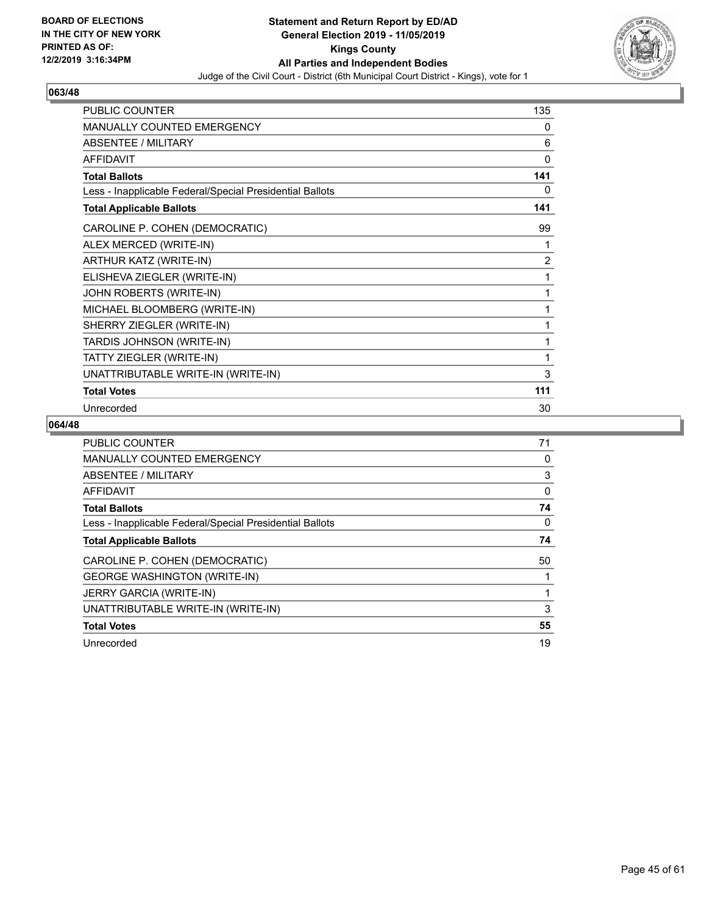**BOARD OF ELECTIONS IN THE CITY OF NEW YORK PRINTED AS OF: 12/2/2019 3:16:34PM**

**Statement and Return Report by ED/AD General Election 2019 - 11/05/2019 Kings County All Parties and Independent Bodies**

Judge of the Civil Court - District (6th Municipal Court District - Kings), vote for 1

## 063/48

| | |
|---|---|
| PUBLIC COUNTER | 135 |
| MANUALLY COUNTED EMERGENCY | 0 |
| ABSENTEE / MILITARY | 6 |
| AFFIDAVIT | 0 |
| **Total Ballots** | **141** |
| Less - Inapplicable Federal/Special Presidential Ballots | 0 |
| **Total Applicable Ballots** | **141** |
| CAROLINE P. COHEN (DEMOCRATIC) | 99 |
| ALEX MERCED (WRITE-IN) | 1 |
| ARTHUR KATZ (WRITE-IN) | 2 |
| ELISHEVA ZIEGLER (WRITE-IN) | 1 |
| JOHN ROBERTS (WRITE-IN) | 1 |
| MICHAEL BLOOMBERG (WRITE-IN) | 1 |
| SHERRY ZIEGLER (WRITE-IN) | 1 |
| TARDIS JOHNSON (WRITE-IN) | 1 |
| TATTY ZIEGLER (WRITE-IN) | 1 |
| UNATTRIBUTABLE WRITE-IN (WRITE-IN) | 3 |
| **Total Votes** | **111** |
| Unrecorded | 30 |

## 064/48

| | |
|---|---|
| PUBLIC COUNTER | 71 |
| MANUALLY COUNTED EMERGENCY | 0 |
| ABSENTEE / MILITARY | 3 |
| AFFIDAVIT | 0 |
| **Total Ballots** | **74** |
| Less - Inapplicable Federal/Special Presidential Ballots | 0 |
| **Total Applicable Ballots** | **74** |
| CAROLINE P. COHEN (DEMOCRATIC) | 50 |
| GEORGE WASHINGTON (WRITE-IN) | 1 |
| JERRY GARCIA (WRITE-IN) | 1 |
| UNATTRIBUTABLE WRITE-IN (WRITE-IN) | 3 |
| **Total Votes** | **55** |
| Unrecorded | 19 |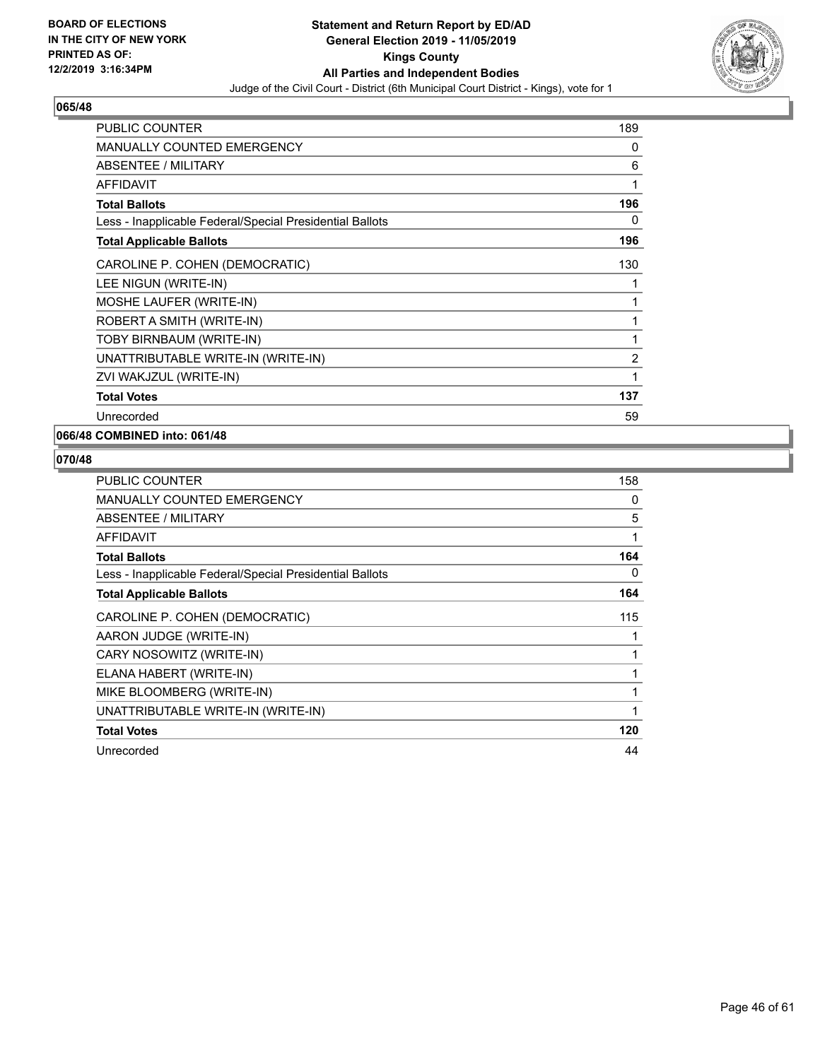## 065/48

| | |
|---|---|
| PUBLIC COUNTER | 189 |
| MANUALLY COUNTED EMERGENCY | 0 |
| ABSENTEE / MILITARY | 6 |
| AFFIDAVIT | 1 |
| **Total Ballots** | **196** |
| Less - Inapplicable Federal/Special Presidential Ballots | 0 |
| **Total Applicable Ballots** | **196** |
| CAROLINE P. COHEN (DEMOCRATIC) | 130 |
| LEE NIGUN (WRITE-IN) | 1 |
| MOSHE LAUFER (WRITE-IN) | 1 |
| ROBERT A SMITH (WRITE-IN) | 1 |
| TOBY BIRNBAUM (WRITE-IN) | 1 |
| UNATTRIBUTABLE WRITE-IN (WRITE-IN) | 2 |
| ZVI WAKJZUL (WRITE-IN) | 1 |
| **Total Votes** | **137** |
| Unrecorded | 59 |

## 066/48 COMBINED into: 061/48

## 070/48

| | |
|---|---|
| PUBLIC COUNTER | 158 |
| MANUALLY COUNTED EMERGENCY | 0 |
| ABSENTEE / MILITARY | 5 |
| AFFIDAVIT | 1 |
| **Total Ballots** | **164** |
| Less - Inapplicable Federal/Special Presidential Ballots | 0 |
| **Total Applicable Ballots** | **164** |
| CAROLINE P. COHEN (DEMOCRATIC) | 115 |
| AARON JUDGE (WRITE-IN) | 1 |
| CARY NOSOWITZ (WRITE-IN) | 1 |
| ELANA HABERT (WRITE-IN) | 1 |
| MIKE BLOOMBERG (WRITE-IN) | 1 |
| UNATTRIBUTABLE WRITE-IN (WRITE-IN) | 1 |
| **Total Votes** | **120** |
| Unrecorded | 44 |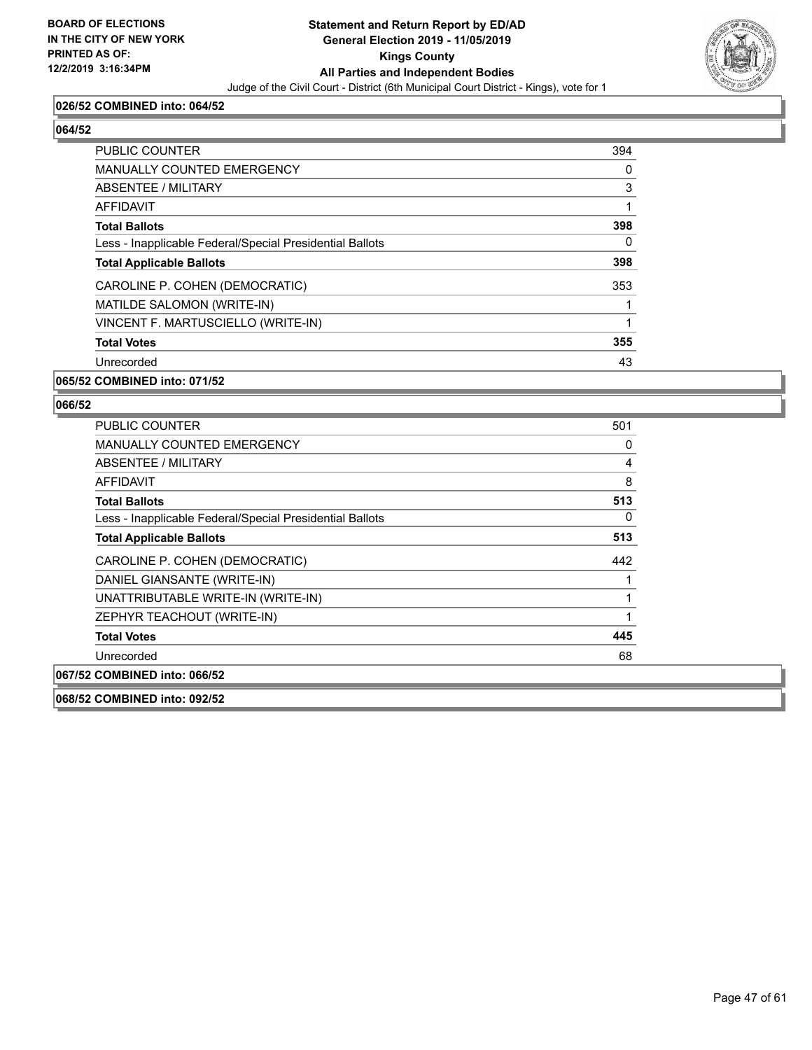**026/52 COMBINED into: 064/52**

**064/52**

| | |
|---|---|
| PUBLIC COUNTER | 394 |
| MANUALLY COUNTED EMERGENCY | 0 |
| ABSENTEE / MILITARY | 3 |
| AFFIDAVIT | 1 |
| **Total Ballots** | **398** |
| Less - Inapplicable Federal/Special Presidential Ballots | 0 |
| **Total Applicable Ballots** | **398** |
| CAROLINE P. COHEN (DEMOCRATIC) | 353 |
| MATILDE SALOMON (WRITE-IN) | 1 |
| VINCENT F. MARTUSCIELLO (WRITE-IN) | 1 |
| **Total Votes** | **355** |
| Unrecorded | 43 |

**065/52 COMBINED into: 071/52**

**066/52**

| | |
|---|---|
| PUBLIC COUNTER | 501 |
| MANUALLY COUNTED EMERGENCY | 0 |
| ABSENTEE / MILITARY | 4 |
| AFFIDAVIT | 8 |
| **Total Ballots** | **513** |
| Less - Inapplicable Federal/Special Presidential Ballots | 0 |
| **Total Applicable Ballots** | **513** |
| CAROLINE P. COHEN (DEMOCRATIC) | 442 |
| DANIEL GIANSANTE (WRITE-IN) | 1 |
| UNATTRIBUTABLE WRITE-IN (WRITE-IN) | 1 |
| ZEPHYR TEACHOUT (WRITE-IN) | 1 |
| **Total Votes** | **445** |
| Unrecorded | 68 |

**067/52 COMBINED into: 066/52**

**068/52 COMBINED into: 092/52**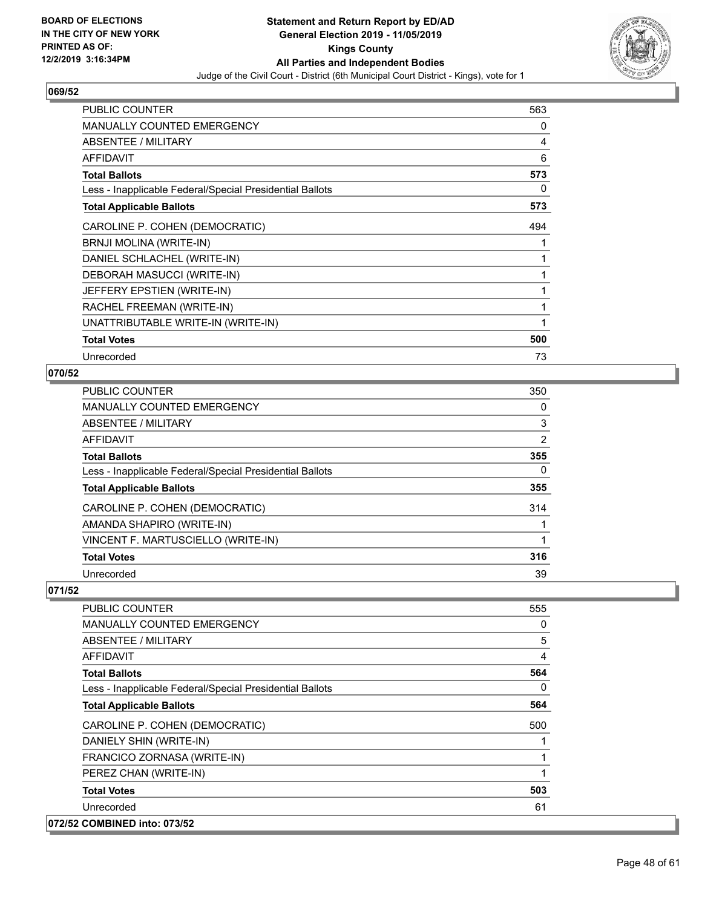## 069/52

| | |
|---|---|
| PUBLIC COUNTER | 563 |
| MANUALLY COUNTED EMERGENCY | 0 |
| ABSENTEE / MILITARY | 4 |
| AFFIDAVIT | 6 |
| **Total Ballots** | **573** |
| Less - Inapplicable Federal/Special Presidential Ballots | 0 |
| **Total Applicable Ballots** | **573** |
| CAROLINE P. COHEN (DEMOCRATIC) | 494 |
| BRNJI MOLINA (WRITE-IN) | 1 |
| DANIEL SCHLACHEL (WRITE-IN) | 1 |
| DEBORAH MASUCCI (WRITE-IN) | 1 |
| JEFFERY EPSTIEN (WRITE-IN) | 1 |
| RACHEL FREEMAN (WRITE-IN) | 1 |
| UNATTRIBUTABLE WRITE-IN (WRITE-IN) | 1 |
| **Total Votes** | **500** |
| Unrecorded | 73 |

## 070/52

| | |
|---|---|
| PUBLIC COUNTER | 350 |
| MANUALLY COUNTED EMERGENCY | 0 |
| ABSENTEE / MILITARY | 3 |
| AFFIDAVIT | 2 |
| **Total Ballots** | **355** |
| Less - Inapplicable Federal/Special Presidential Ballots | 0 |
| **Total Applicable Ballots** | **355** |
| CAROLINE P. COHEN (DEMOCRATIC) | 314 |
| AMANDA SHAPIRO (WRITE-IN) | 1 |
| VINCENT F. MARTUSCIELLO (WRITE-IN) | 1 |
| **Total Votes** | **316** |
| Unrecorded | 39 |

## 071/52

| | |
|---|---|
| PUBLIC COUNTER | 555 |
| MANUALLY COUNTED EMERGENCY | 0 |
| ABSENTEE / MILITARY | 5 |
| AFFIDAVIT | 4 |
| **Total Ballots** | **564** |
| Less - Inapplicable Federal/Special Presidential Ballots | 0 |
| **Total Applicable Ballots** | **564** |
| CAROLINE P. COHEN (DEMOCRATIC) | 500 |
| DANIELY SHIN (WRITE-IN) | 1 |
| FRANCICO ZORNASA (WRITE-IN) | 1 |
| PEREZ CHAN (WRITE-IN) | 1 |
| **Total Votes** | **503** |
| Unrecorded | 61 |

## 072/52 COMBINED into: 073/52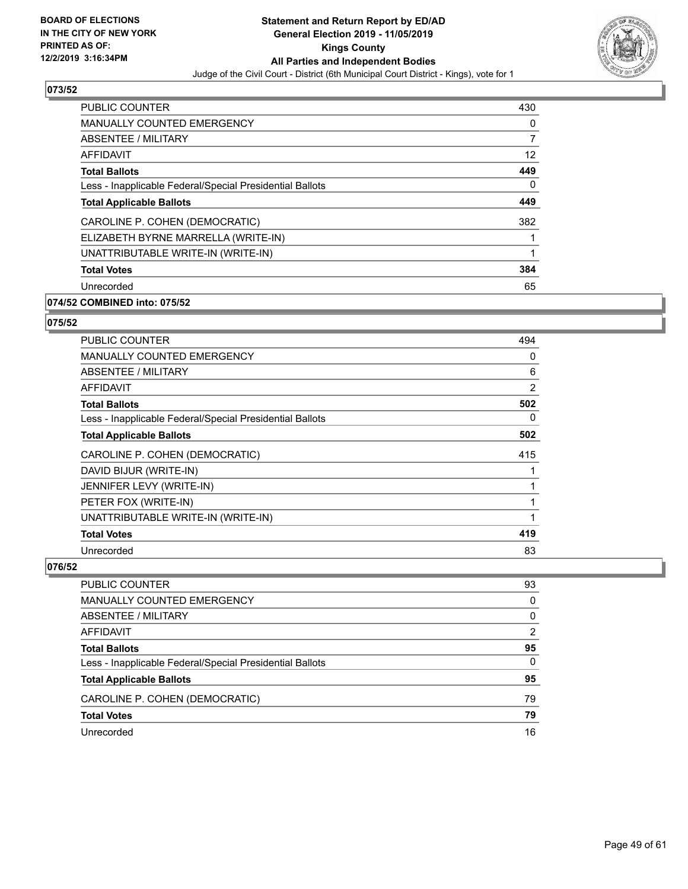## 073/52

| | |
|---|---|
| PUBLIC COUNTER | 430 |
| MANUALLY COUNTED EMERGENCY | 0 |
| ABSENTEE / MILITARY | 7 |
| AFFIDAVIT | 12 |
| **Total Ballots** | **449** |
| Less - Inapplicable Federal/Special Presidential Ballots | 0 |
| **Total Applicable Ballots** | **449** |
| CAROLINE P. COHEN (DEMOCRATIC) | 382 |
| ELIZABETH BYRNE MARRELLA (WRITE-IN) | 1 |
| UNATTRIBUTABLE WRITE-IN (WRITE-IN) | 1 |
| **Total Votes** | **384** |
| Unrecorded | 65 |

## 074/52 COMBINED into: 075/52

## 075/52

| | |
|---|---|
| PUBLIC COUNTER | 494 |
| MANUALLY COUNTED EMERGENCY | 0 |
| ABSENTEE / MILITARY | 6 |
| AFFIDAVIT | 2 |
| **Total Ballots** | **502** |
| Less - Inapplicable Federal/Special Presidential Ballots | 0 |
| **Total Applicable Ballots** | **502** |
| CAROLINE P. COHEN (DEMOCRATIC) | 415 |
| DAVID BIJUR (WRITE-IN) | 1 |
| JENNIFER LEVY (WRITE-IN) | 1 |
| PETER FOX (WRITE-IN) | 1 |
| UNATTRIBUTABLE WRITE-IN (WRITE-IN) | 1 |
| **Total Votes** | **419** |
| Unrecorded | 83 |

## 076/52

| | |
|---|---|
| PUBLIC COUNTER | 93 |
| MANUALLY COUNTED EMERGENCY | 0 |
| ABSENTEE / MILITARY | 0 |
| AFFIDAVIT | 2 |
| **Total Ballots** | **95** |
| Less - Inapplicable Federal/Special Presidential Ballots | 0 |
| **Total Applicable Ballots** | **95** |
| CAROLINE P. COHEN (DEMOCRATIC) | 79 |
| **Total Votes** | **79** |
| Unrecorded | 16 |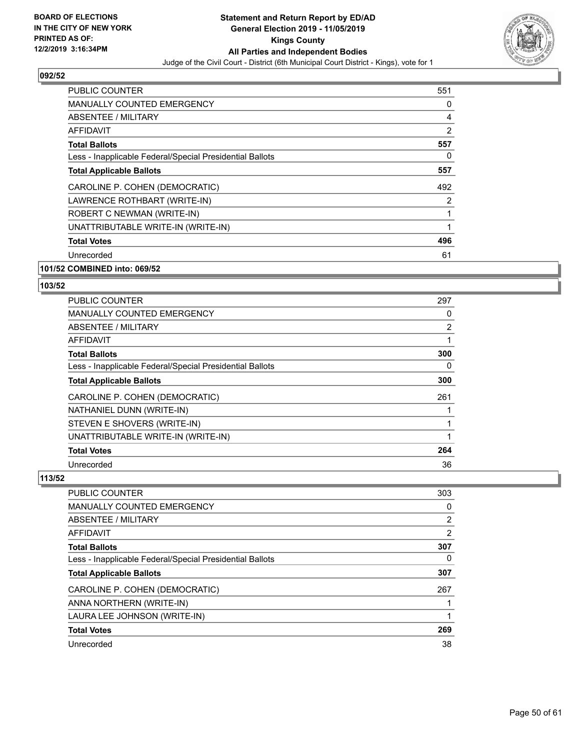### 092/52

| | |
|---|---|
| PUBLIC COUNTER | 551 |
| MANUALLY COUNTED EMERGENCY | 0 |
| ABSENTEE / MILITARY | 4 |
| AFFIDAVIT | 2 |
| **Total Ballots** | **557** |
| Less - Inapplicable Federal/Special Presidential Ballots | 0 |
| **Total Applicable Ballots** | **557** |
| CAROLINE P. COHEN (DEMOCRATIC) | 492 |
| LAWRENCE ROTHBART (WRITE-IN) | 2 |
| ROBERT C NEWMAN (WRITE-IN) | 1 |
| UNATTRIBUTABLE WRITE-IN (WRITE-IN) | 1 |
| **Total Votes** | **496** |
| Unrecorded | 61 |

### 101/52 COMBINED into: 069/52

### 103/52

| | |
|---|---|
| PUBLIC COUNTER | 297 |
| MANUALLY COUNTED EMERGENCY | 0 |
| ABSENTEE / MILITARY | 2 |
| AFFIDAVIT | 1 |
| **Total Ballots** | **300** |
| Less - Inapplicable Federal/Special Presidential Ballots | 0 |
| **Total Applicable Ballots** | **300** |
| CAROLINE P. COHEN (DEMOCRATIC) | 261 |
| NATHANIEL DUNN (WRITE-IN) | 1 |
| STEVEN E SHOVERS (WRITE-IN) | 1 |
| UNATTRIBUTABLE WRITE-IN (WRITE-IN) | 1 |
| **Total Votes** | **264** |
| Unrecorded | 36 |

### 113/52

| | |
|---|---|
| PUBLIC COUNTER | 303 |
| MANUALLY COUNTED EMERGENCY | 0 |
| ABSENTEE / MILITARY | 2 |
| AFFIDAVIT | 2 |
| **Total Ballots** | **307** |
| Less - Inapplicable Federal/Special Presidential Ballots | 0 |
| **Total Applicable Ballots** | **307** |
| CAROLINE P. COHEN (DEMOCRATIC) | 267 |
| ANNA NORTHERN (WRITE-IN) | 1 |
| LAURA LEE JOHNSON (WRITE-IN) | 1 |
| **Total Votes** | **269** |
| Unrecorded | 38 |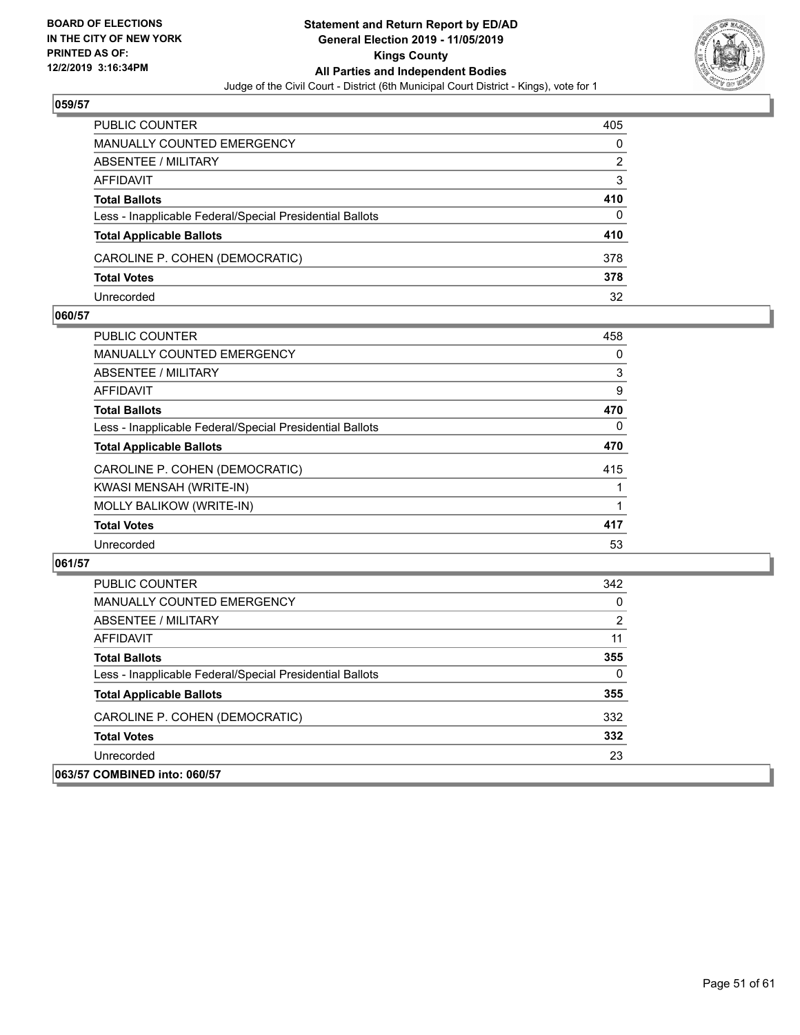## 059/57

| | |
|---|---|
| PUBLIC COUNTER | 405 |
| MANUALLY COUNTED EMERGENCY | 0 |
| ABSENTEE / MILITARY | 2 |
| AFFIDAVIT | 3 |
| **Total Ballots** | **410** |
| Less - Inapplicable Federal/Special Presidential Ballots | 0 |
| **Total Applicable Ballots** | **410** |
| CAROLINE P. COHEN (DEMOCRATIC) | 378 |
| **Total Votes** | **378** |
| Unrecorded | 32 |

## 060/57

| | |
|---|---|
| PUBLIC COUNTER | 458 |
| MANUALLY COUNTED EMERGENCY | 0 |
| ABSENTEE / MILITARY | 3 |
| AFFIDAVIT | 9 |
| **Total Ballots** | **470** |
| Less - Inapplicable Federal/Special Presidential Ballots | 0 |
| **Total Applicable Ballots** | **470** |
| CAROLINE P. COHEN (DEMOCRATIC) | 415 |
| KWASI MENSAH (WRITE-IN) | 1 |
| MOLLY BALIKOW (WRITE-IN) | 1 |
| **Total Votes** | **417** |
| Unrecorded | 53 |

## 061/57

| | |
|---|---|
| PUBLIC COUNTER | 342 |
| MANUALLY COUNTED EMERGENCY | 0 |
| ABSENTEE / MILITARY | 2 |
| AFFIDAVIT | 11 |
| **Total Ballots** | **355** |
| Less - Inapplicable Federal/Special Presidential Ballots | 0 |
| **Total Applicable Ballots** | **355** |
| CAROLINE P. COHEN (DEMOCRATIC) | 332 |
| **Total Votes** | **332** |
| Unrecorded | 23 |

## 063/57 COMBINED into: 060/57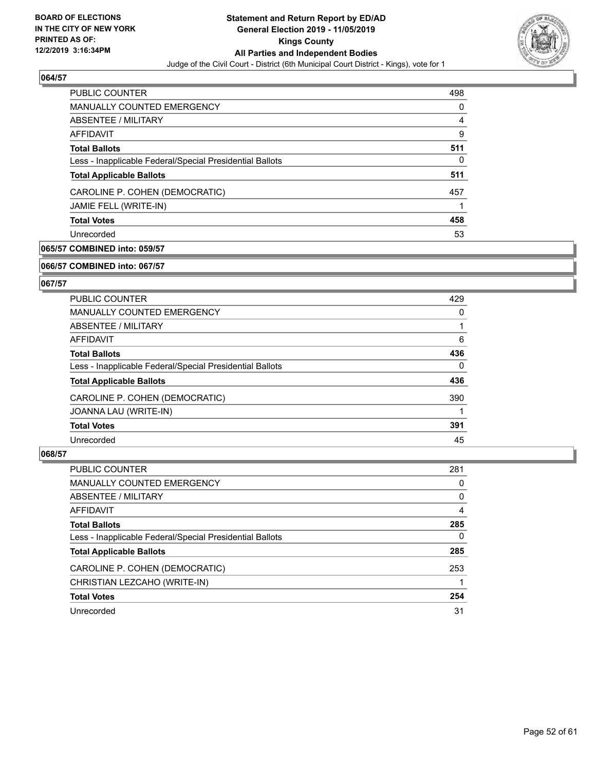## 064/57

| | |
|---|---|
| PUBLIC COUNTER | 498 |
| MANUALLY COUNTED EMERGENCY | 0 |
| ABSENTEE / MILITARY | 4 |
| AFFIDAVIT | 9 |
| **Total Ballots** | **511** |
| Less - Inapplicable Federal/Special Presidential Ballots | 0 |
| **Total Applicable Ballots** | **511** |
| CAROLINE P. COHEN (DEMOCRATIC) | 457 |
| JAMIE FELL (WRITE-IN) | 1 |
| **Total Votes** | **458** |
| Unrecorded | 53 |

## 065/57 COMBINED into: 059/57

## 066/57 COMBINED into: 067/57

## 067/57

| | |
|---|---|
| PUBLIC COUNTER | 429 |
| MANUALLY COUNTED EMERGENCY | 0 |
| ABSENTEE / MILITARY | 1 |
| AFFIDAVIT | 6 |
| **Total Ballots** | **436** |
| Less - Inapplicable Federal/Special Presidential Ballots | 0 |
| **Total Applicable Ballots** | **436** |
| CAROLINE P. COHEN (DEMOCRATIC) | 390 |
| JOANNA LAU (WRITE-IN) | 1 |
| **Total Votes** | **391** |
| Unrecorded | 45 |

## 068/57

| | |
|---|---|
| PUBLIC COUNTER | 281 |
| MANUALLY COUNTED EMERGENCY | 0 |
| ABSENTEE / MILITARY | 0 |
| AFFIDAVIT | 4 |
| **Total Ballots** | **285** |
| Less - Inapplicable Federal/Special Presidential Ballots | 0 |
| **Total Applicable Ballots** | **285** |
| CAROLINE P. COHEN (DEMOCRATIC) | 253 |
| CHRISTIAN LEZCAHO (WRITE-IN) | 1 |
| **Total Votes** | **254** |
| Unrecorded | 31 |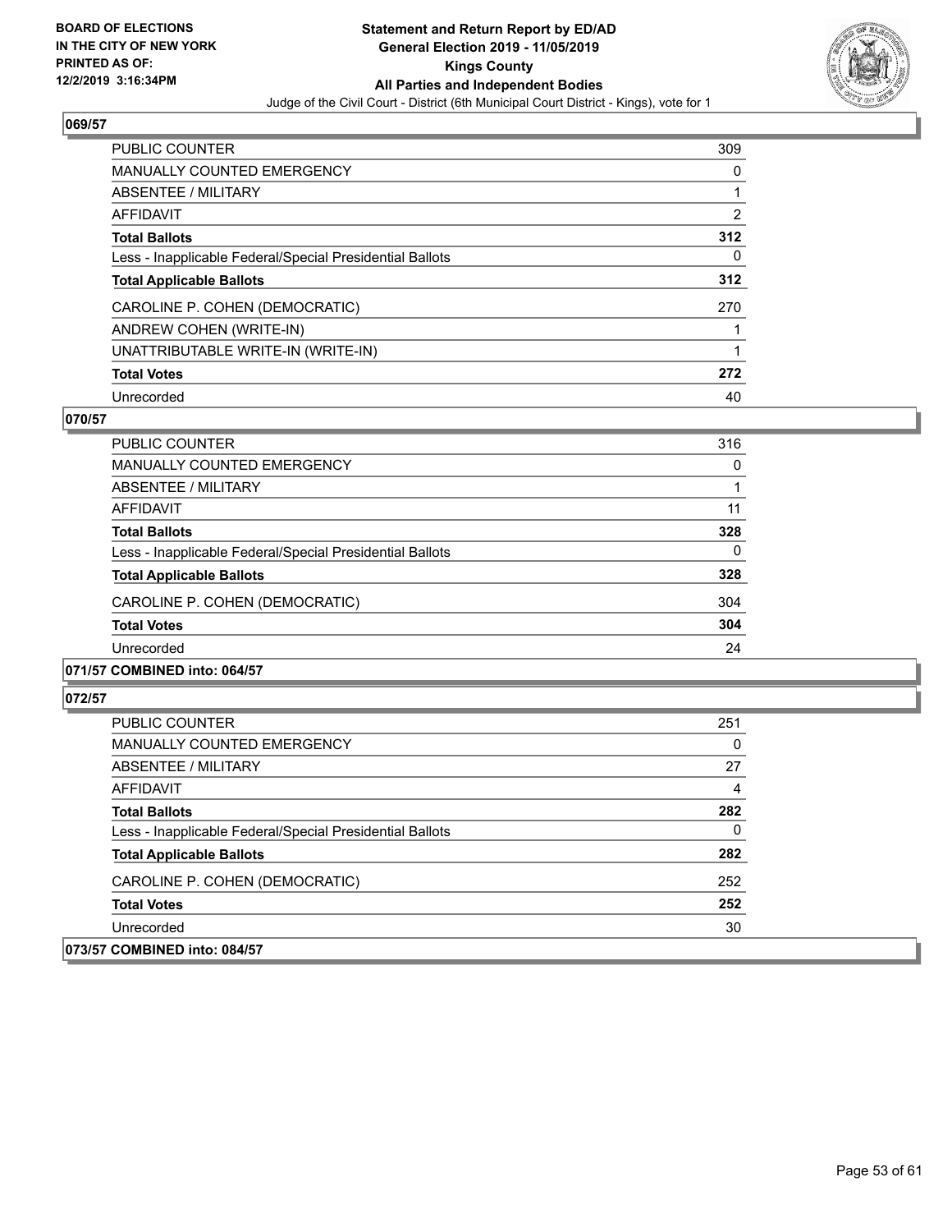## 069/57

| | |
|---|---|
| PUBLIC COUNTER | 309 |
| MANUALLY COUNTED EMERGENCY | 0 |
| ABSENTEE / MILITARY | 1 |
| AFFIDAVIT | 2 |
| **Total Ballots** | **312** |
| Less - Inapplicable Federal/Special Presidential Ballots | 0 |
| **Total Applicable Ballots** | **312** |
| CAROLINE P. COHEN (DEMOCRATIC) | 270 |
| ANDREW COHEN (WRITE-IN) | 1 |
| UNATTRIBUTABLE WRITE-IN (WRITE-IN) | 1 |
| **Total Votes** | **272** |
| Unrecorded | 40 |

## 070/57

| | |
|---|---|
| PUBLIC COUNTER | 316 |
| MANUALLY COUNTED EMERGENCY | 0 |
| ABSENTEE / MILITARY | 1 |
| AFFIDAVIT | 11 |
| **Total Ballots** | **328** |
| Less - Inapplicable Federal/Special Presidential Ballots | 0 |
| **Total Applicable Ballots** | **328** |
| CAROLINE P. COHEN (DEMOCRATIC) | 304 |
| **Total Votes** | **304** |
| Unrecorded | 24 |

## 071/57 COMBINED into: 064/57

## 072/57

| | |
|---|---|
| PUBLIC COUNTER | 251 |
| MANUALLY COUNTED EMERGENCY | 0 |
| ABSENTEE / MILITARY | 27 |
| AFFIDAVIT | 4 |
| **Total Ballots** | **282** |
| Less - Inapplicable Federal/Special Presidential Ballots | 0 |
| **Total Applicable Ballots** | **282** |
| CAROLINE P. COHEN (DEMOCRATIC) | 252 |
| **Total Votes** | **252** |
| Unrecorded | 30 |

## 073/57 COMBINED into: 084/57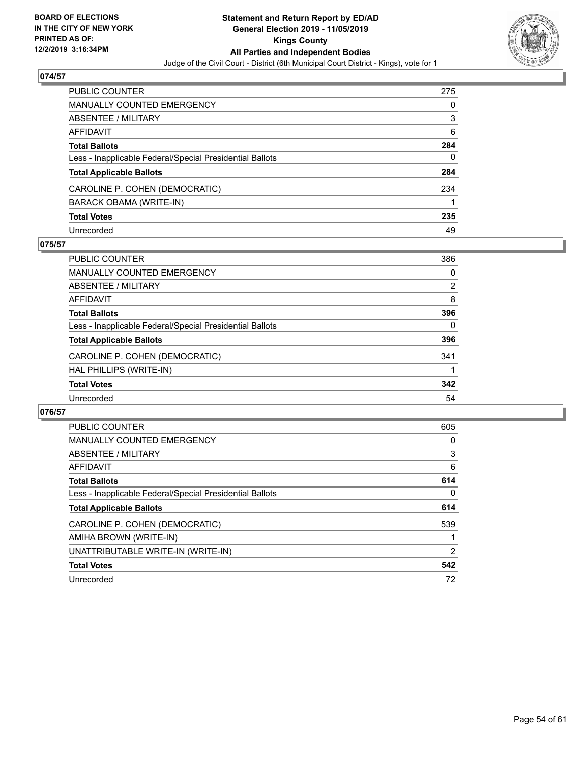BOARD OF ELECTIONS
IN THE CITY OF NEW YORK
PRINTED AS OF:
12/2/2019 3:16:34PM

**Statement and Return Report by ED/AD**
**General Election 2019 - 11/05/2019**
**Kings County**
**All Parties and Independent Bodies**
Judge of the Civil Court - District (6th Municipal Court District - Kings), vote for 1

## 074/57

| | |
|---|---|
| PUBLIC COUNTER | 275 |
| MANUALLY COUNTED EMERGENCY | 0 |
| ABSENTEE / MILITARY | 3 |
| AFFIDAVIT | 6 |
| **Total Ballots** | **284** |
| Less - Inapplicable Federal/Special Presidential Ballots | 0 |
| **Total Applicable Ballots** | **284** |
| CAROLINE P. COHEN (DEMOCRATIC) | 234 |
| BARACK OBAMA (WRITE-IN) | 1 |
| **Total Votes** | **235** |
| Unrecorded | 49 |

## 075/57

| | |
|---|---|
| PUBLIC COUNTER | 386 |
| MANUALLY COUNTED EMERGENCY | 0 |
| ABSENTEE / MILITARY | 2 |
| AFFIDAVIT | 8 |
| **Total Ballots** | **396** |
| Less - Inapplicable Federal/Special Presidential Ballots | 0 |
| **Total Applicable Ballots** | **396** |
| CAROLINE P. COHEN (DEMOCRATIC) | 341 |
| HAL PHILLIPS (WRITE-IN) | 1 |
| **Total Votes** | **342** |
| Unrecorded | 54 |

## 076/57

| | |
|---|---|
| PUBLIC COUNTER | 605 |
| MANUALLY COUNTED EMERGENCY | 0 |
| ABSENTEE / MILITARY | 3 |
| AFFIDAVIT | 6 |
| **Total Ballots** | **614** |
| Less - Inapplicable Federal/Special Presidential Ballots | 0 |
| **Total Applicable Ballots** | **614** |
| CAROLINE P. COHEN (DEMOCRATIC) | 539 |
| AMIHA BROWN (WRITE-IN) | 1 |
| UNATTRIBUTABLE WRITE-IN (WRITE-IN) | 2 |
| **Total Votes** | **542** |
| Unrecorded | 72 |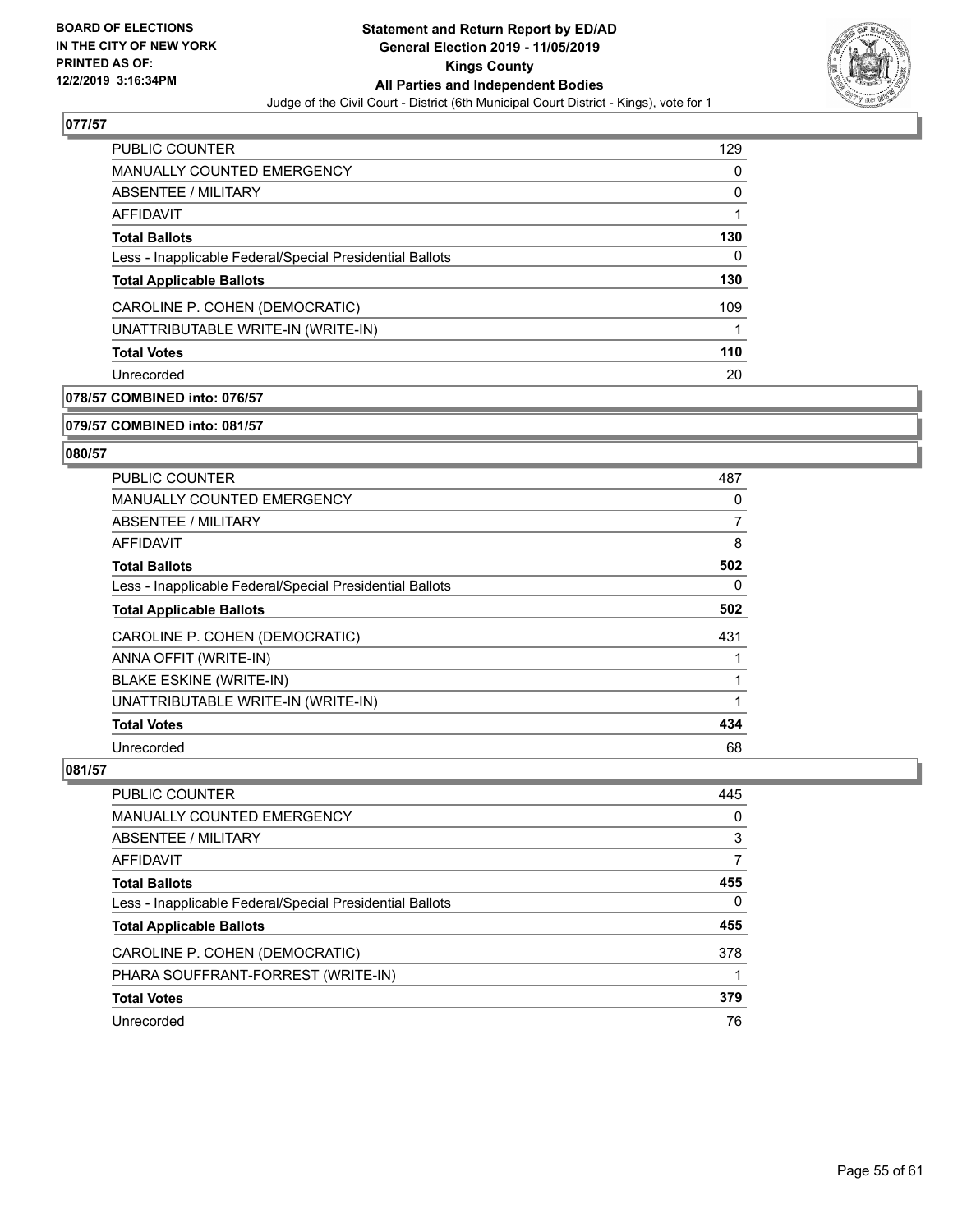**BOARD OF ELECTIONS IN THE CITY OF NEW YORK PRINTED AS OF: 12/2/2019 3:16:34PM**

**Statement and Return Report by ED/AD General Election 2019 - 11/05/2019 Kings County All Parties and Independent Bodies**

Judge of the Civil Court - District (6th Municipal Court District - Kings), vote for 1

## 077/57

| | |
|---|---|
| PUBLIC COUNTER | 129 |
| MANUALLY COUNTED EMERGENCY | 0 |
| ABSENTEE / MILITARY | 0 |
| AFFIDAVIT | 1 |
| **Total Ballots** | **130** |
| Less - Inapplicable Federal/Special Presidential Ballots | 0 |
| **Total Applicable Ballots** | **130** |
| CAROLINE P. COHEN (DEMOCRATIC) | 109 |
| UNATTRIBUTABLE WRITE-IN (WRITE-IN) | 1 |
| **Total Votes** | **110** |
| Unrecorded | 20 |

## 078/57 COMBINED into: 076/57

## 079/57 COMBINED into: 081/57

## 080/57

| | |
|---|---|
| PUBLIC COUNTER | 487 |
| MANUALLY COUNTED EMERGENCY | 0 |
| ABSENTEE / MILITARY | 7 |
| AFFIDAVIT | 8 |
| **Total Ballots** | **502** |
| Less - Inapplicable Federal/Special Presidential Ballots | 0 |
| **Total Applicable Ballots** | **502** |
| CAROLINE P. COHEN (DEMOCRATIC) | 431 |
| ANNA OFFIT (WRITE-IN) | 1 |
| BLAKE ESKINE (WRITE-IN) | 1 |
| UNATTRIBUTABLE WRITE-IN (WRITE-IN) | 1 |
| **Total Votes** | **434** |
| Unrecorded | 68 |

## 081/57

| | |
|---|---|
| PUBLIC COUNTER | 445 |
| MANUALLY COUNTED EMERGENCY | 0 |
| ABSENTEE / MILITARY | 3 |
| AFFIDAVIT | 7 |
| **Total Ballots** | **455** |
| Less - Inapplicable Federal/Special Presidential Ballots | 0 |
| **Total Applicable Ballots** | **455** |
| CAROLINE P. COHEN (DEMOCRATIC) | 378 |
| PHARA SOUFFRANT-FORREST (WRITE-IN) | 1 |
| **Total Votes** | **379** |
| Unrecorded | 76 |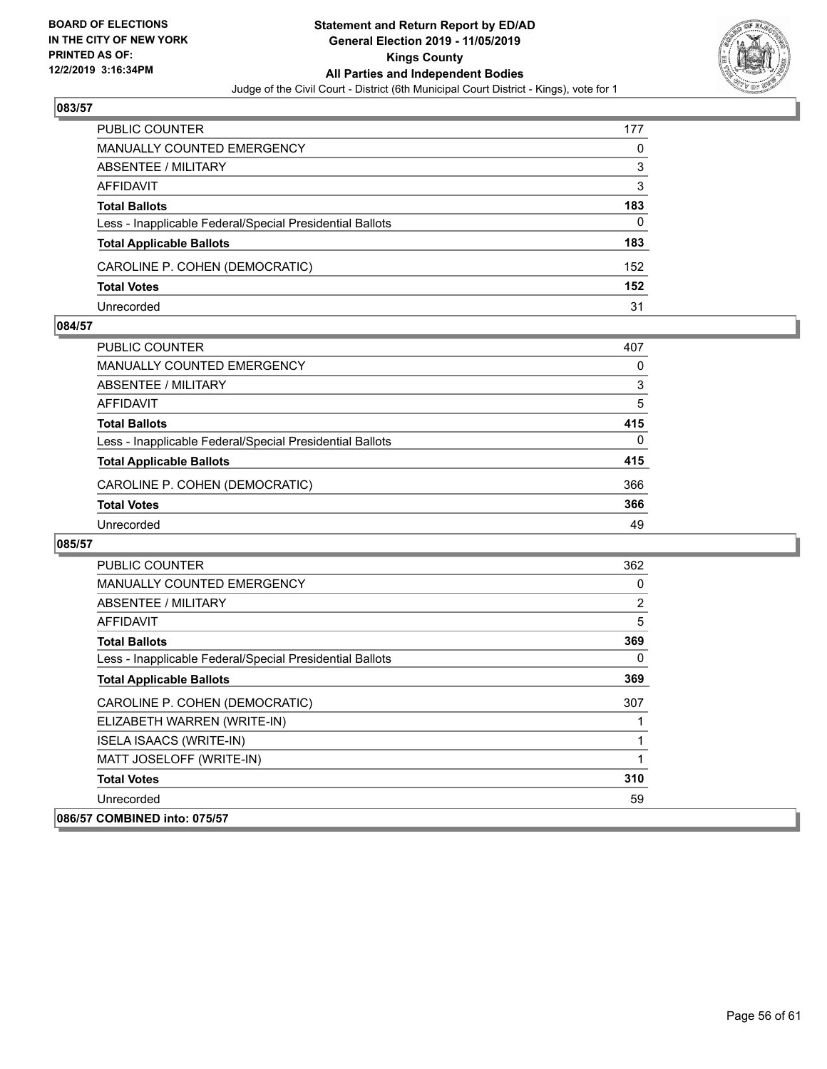## 083/57

| | |
|---|---|
| PUBLIC COUNTER | 177 |
| MANUALLY COUNTED EMERGENCY | 0 |
| ABSENTEE / MILITARY | 3 |
| AFFIDAVIT | 3 |
| **Total Ballots** | **183** |
| Less - Inapplicable Federal/Special Presidential Ballots | 0 |
| **Total Applicable Ballots** | **183** |
| CAROLINE P. COHEN (DEMOCRATIC) | 152 |
| **Total Votes** | **152** |
| Unrecorded | 31 |

## 084/57

| | |
|---|---|
| PUBLIC COUNTER | 407 |
| MANUALLY COUNTED EMERGENCY | 0 |
| ABSENTEE / MILITARY | 3 |
| AFFIDAVIT | 5 |
| **Total Ballots** | **415** |
| Less - Inapplicable Federal/Special Presidential Ballots | 0 |
| **Total Applicable Ballots** | **415** |
| CAROLINE P. COHEN (DEMOCRATIC) | 366 |
| **Total Votes** | **366** |
| Unrecorded | 49 |

## 085/57

| | |
|---|---|
| PUBLIC COUNTER | 362 |
| MANUALLY COUNTED EMERGENCY | 0 |
| ABSENTEE / MILITARY | 2 |
| AFFIDAVIT | 5 |
| **Total Ballots** | **369** |
| Less - Inapplicable Federal/Special Presidential Ballots | 0 |
| **Total Applicable Ballots** | **369** |
| CAROLINE P. COHEN (DEMOCRATIC) | 307 |
| ELIZABETH WARREN (WRITE-IN) | 1 |
| ISELA ISAACS (WRITE-IN) | 1 |
| MATT JOSELOFF (WRITE-IN) | 1 |
| **Total Votes** | **310** |
| Unrecorded | 59 |

## 086/57 COMBINED into: 075/57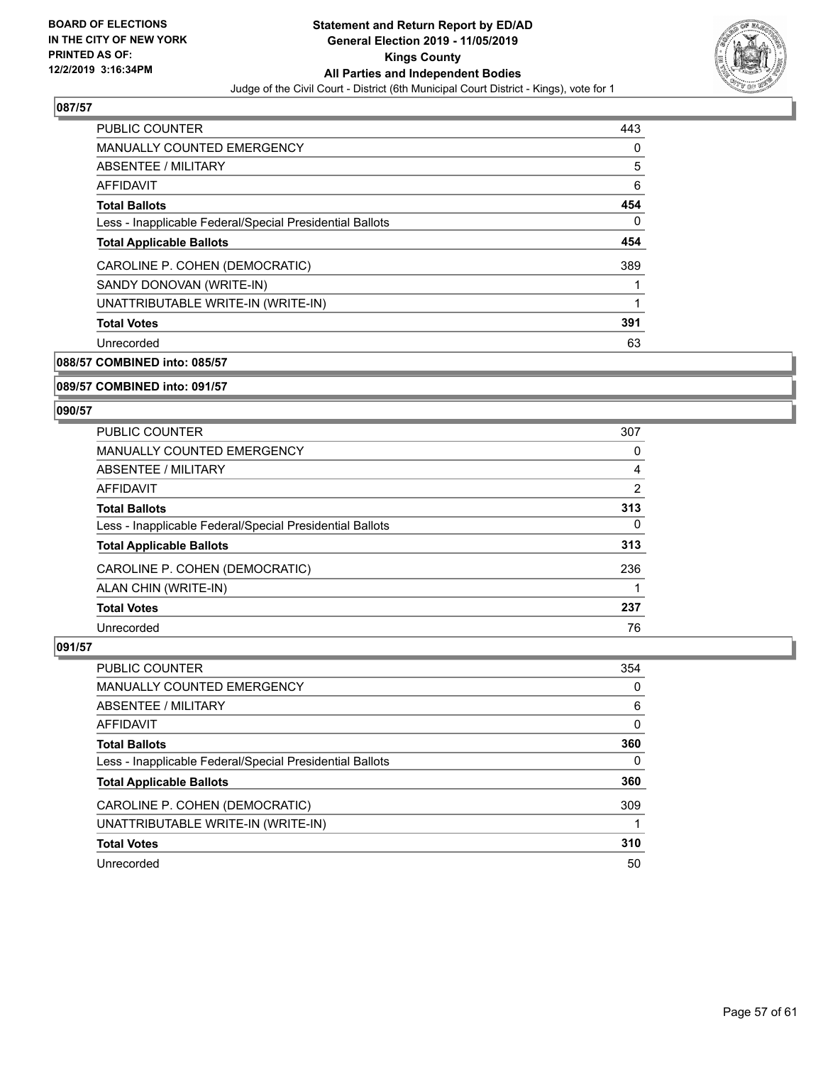**BOARD OF ELECTIONS IN THE CITY OF NEW YORK PRINTED AS OF: 12/2/2019 3:16:34PM**

# Statement and Return Report by ED/AD General Election 2019 - 11/05/2019 Kings County All Parties and Independent Bodies

Judge of the Civil Court - District (6th Municipal Court District - Kings), vote for 1

## 087/57

| | |
|---|---|
| PUBLIC COUNTER | 443 |
| MANUALLY COUNTED EMERGENCY | 0 |
| ABSENTEE / MILITARY | 5 |
| AFFIDAVIT | 6 |
| **Total Ballots** | **454** |
| Less - Inapplicable Federal/Special Presidential Ballots | 0 |
| **Total Applicable Ballots** | **454** |
| CAROLINE P. COHEN (DEMOCRATIC) | 389 |
| SANDY DONOVAN (WRITE-IN) | 1 |
| UNATTRIBUTABLE WRITE-IN (WRITE-IN) | 1 |
| **Total Votes** | **391** |
| Unrecorded | 63 |

## 088/57 COMBINED into: 085/57

## 089/57 COMBINED into: 091/57

## 090/57

| | |
|---|---|
| PUBLIC COUNTER | 307 |
| MANUALLY COUNTED EMERGENCY | 0 |
| ABSENTEE / MILITARY | 4 |
| AFFIDAVIT | 2 |
| **Total Ballots** | **313** |
| Less - Inapplicable Federal/Special Presidential Ballots | 0 |
| **Total Applicable Ballots** | **313** |
| CAROLINE P. COHEN (DEMOCRATIC) | 236 |
| ALAN CHIN (WRITE-IN) | 1 |
| **Total Votes** | **237** |
| Unrecorded | 76 |

## 091/57

| | |
|---|---|
| PUBLIC COUNTER | 354 |
| MANUALLY COUNTED EMERGENCY | 0 |
| ABSENTEE / MILITARY | 6 |
| AFFIDAVIT | 0 |
| **Total Ballots** | **360** |
| Less - Inapplicable Federal/Special Presidential Ballots | 0 |
| **Total Applicable Ballots** | **360** |
| CAROLINE P. COHEN (DEMOCRATIC) | 309 |
| UNATTRIBUTABLE WRITE-IN (WRITE-IN) | 1 |
| **Total Votes** | **310** |
| Unrecorded | 50 |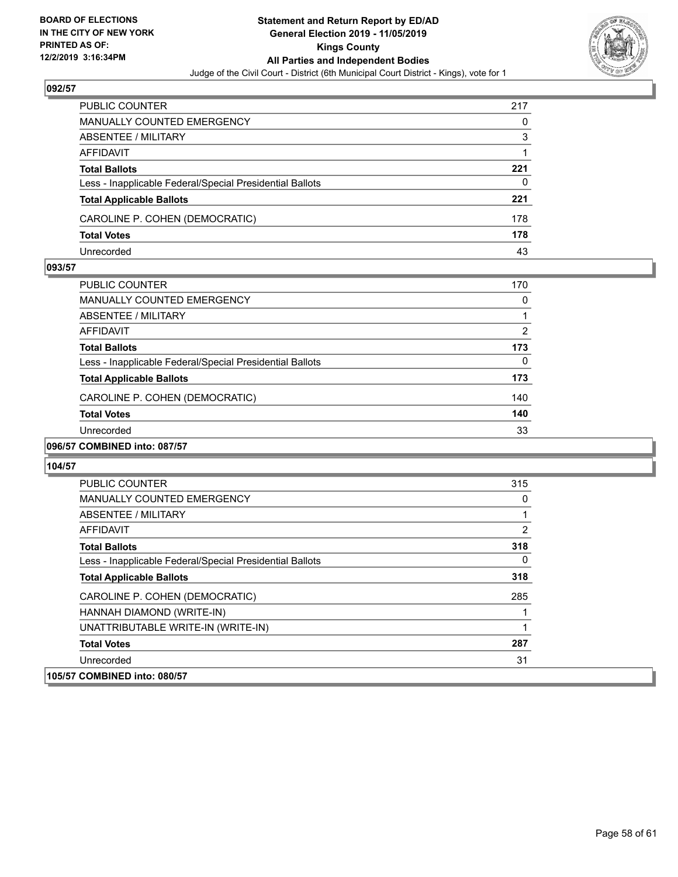## 092/57

| | |
|---|---|
| PUBLIC COUNTER | 217 |
| MANUALLY COUNTED EMERGENCY | 0 |
| ABSENTEE / MILITARY | 3 |
| AFFIDAVIT | 1 |
| **Total Ballots** | **221** |
| Less - Inapplicable Federal/Special Presidential Ballots | 0 |
| **Total Applicable Ballots** | **221** |
| CAROLINE P. COHEN (DEMOCRATIC) | 178 |
| **Total Votes** | **178** |
| Unrecorded | 43 |

## 093/57

| | |
|---|---|
| PUBLIC COUNTER | 170 |
| MANUALLY COUNTED EMERGENCY | 0 |
| ABSENTEE / MILITARY | 1 |
| AFFIDAVIT | 2 |
| **Total Ballots** | **173** |
| Less - Inapplicable Federal/Special Presidential Ballots | 0 |
| **Total Applicable Ballots** | **173** |
| CAROLINE P. COHEN (DEMOCRATIC) | 140 |
| **Total Votes** | **140** |
| Unrecorded | 33 |

## 096/57 COMBINED into: 087/57

## 104/57

| | |
|---|---|
| PUBLIC COUNTER | 315 |
| MANUALLY COUNTED EMERGENCY | 0 |
| ABSENTEE / MILITARY | 1 |
| AFFIDAVIT | 2 |
| **Total Ballots** | **318** |
| Less - Inapplicable Federal/Special Presidential Ballots | 0 |
| **Total Applicable Ballots** | **318** |
| CAROLINE P. COHEN (DEMOCRATIC) | 285 |
| HANNAH DIAMOND (WRITE-IN) | 1 |
| UNATTRIBUTABLE WRITE-IN (WRITE-IN) | 1 |
| **Total Votes** | **287** |
| Unrecorded | 31 |

## 105/57 COMBINED into: 080/57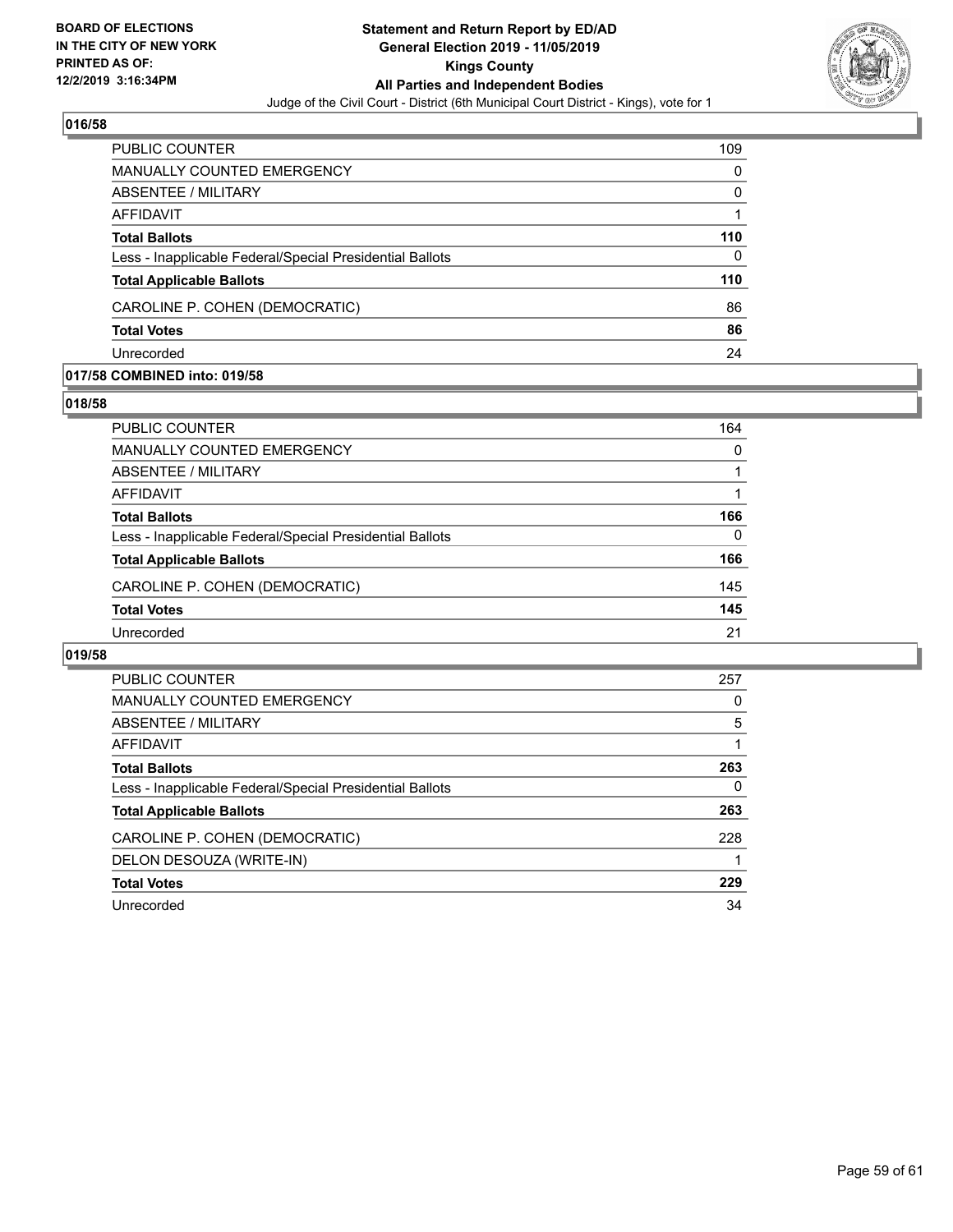## 016/58

| | |
|---|---|
| PUBLIC COUNTER | 109 |
| MANUALLY COUNTED EMERGENCY | 0 |
| ABSENTEE / MILITARY | 0 |
| AFFIDAVIT | 1 |
| **Total Ballots** | **110** |
| Less - Inapplicable Federal/Special Presidential Ballots | 0 |
| **Total Applicable Ballots** | **110** |
| CAROLINE P. COHEN (DEMOCRATIC) | 86 |
| **Total Votes** | **86** |
| Unrecorded | 24 |

## 017/58 COMBINED into: 019/58

## 018/58

| | |
|---|---|
| PUBLIC COUNTER | 164 |
| MANUALLY COUNTED EMERGENCY | 0 |
| ABSENTEE / MILITARY | 1 |
| AFFIDAVIT | 1 |
| **Total Ballots** | **166** |
| Less - Inapplicable Federal/Special Presidential Ballots | 0 |
| **Total Applicable Ballots** | **166** |
| CAROLINE P. COHEN (DEMOCRATIC) | 145 |
| **Total Votes** | **145** |
| Unrecorded | 21 |

## 019/58

| | |
|---|---|
| PUBLIC COUNTER | 257 |
| MANUALLY COUNTED EMERGENCY | 0 |
| ABSENTEE / MILITARY | 5 |
| AFFIDAVIT | 1 |
| **Total Ballots** | **263** |
| Less - Inapplicable Federal/Special Presidential Ballots | 0 |
| **Total Applicable Ballots** | **263** |
| CAROLINE P. COHEN (DEMOCRATIC) | 228 |
| DELON DESOUZA (WRITE-IN) | 1 |
| **Total Votes** | **229** |
| Unrecorded | 34 |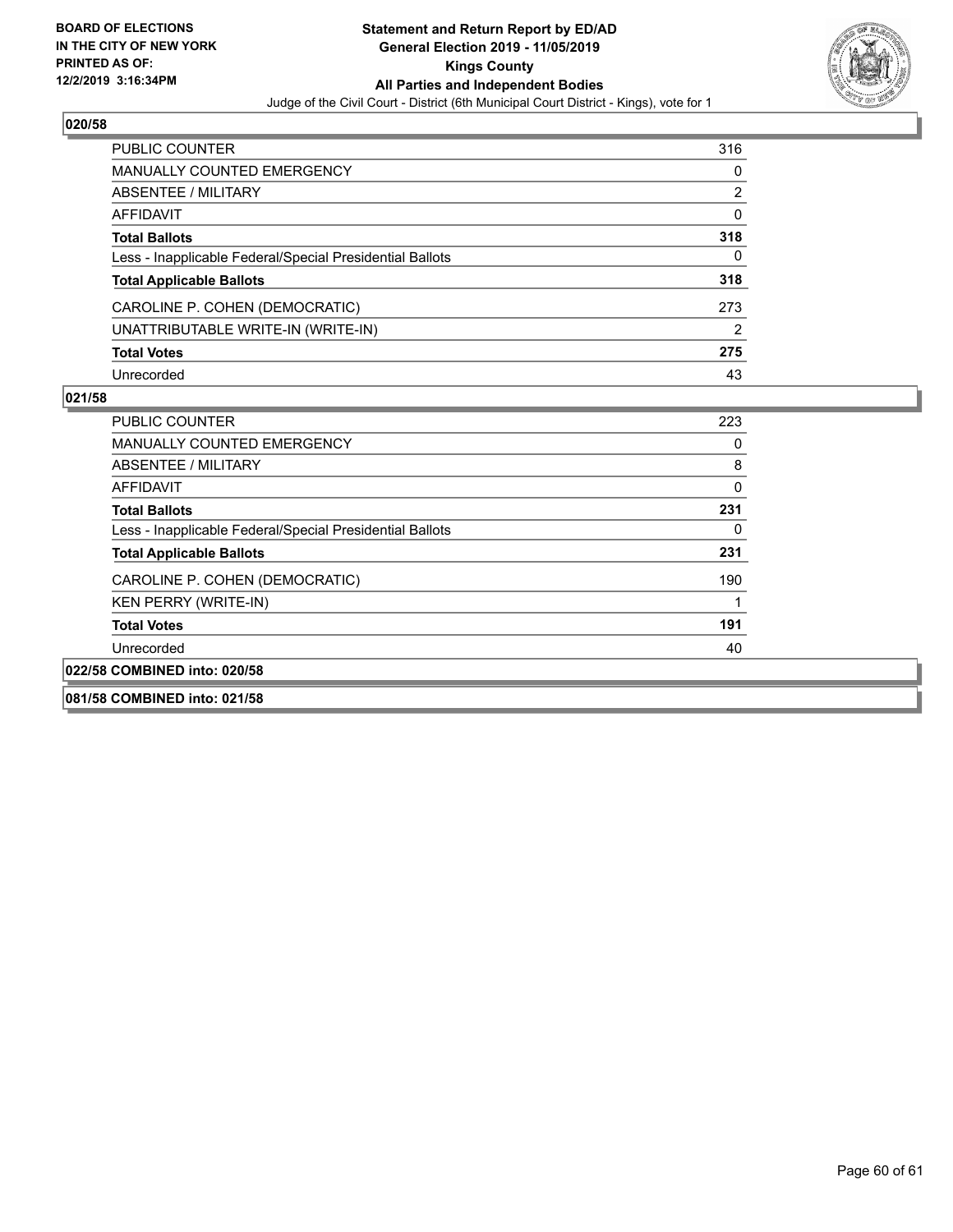**Statement and Return Report by ED/AD**
**General Election 2019 - 11/05/2019**
**Kings County**
**All Parties and Independent Bodies**
Judge of the Civil Court - District (6th Municipal Court District - Kings), vote for 1

BOARD OF ELECTIONS IN THE CITY OF NEW YORK PRINTED AS OF: 12/2/2019 3:16:34PM

### 020/58

| | |
|---|---|
| PUBLIC COUNTER | 316 |
| MANUALLY COUNTED EMERGENCY | 0 |
| ABSENTEE / MILITARY | 2 |
| AFFIDAVIT | 0 |
| **Total Ballots** | **318** |
| Less - Inapplicable Federal/Special Presidential Ballots | 0 |
| **Total Applicable Ballots** | **318** |
| CAROLINE P. COHEN (DEMOCRATIC) | 273 |
| UNATTRIBUTABLE WRITE-IN (WRITE-IN) | 2 |
| **Total Votes** | **275** |
| Unrecorded | 43 |

### 021/58

| | |
|---|---|
| PUBLIC COUNTER | 223 |
| MANUALLY COUNTED EMERGENCY | 0 |
| ABSENTEE / MILITARY | 8 |
| AFFIDAVIT | 0 |
| **Total Ballots** | **231** |
| Less - Inapplicable Federal/Special Presidential Ballots | 0 |
| **Total Applicable Ballots** | **231** |
| CAROLINE P. COHEN (DEMOCRATIC) | 190 |
| KEN PERRY (WRITE-IN) | 1 |
| **Total Votes** | **191** |
| Unrecorded | 40 |

### 022/58 COMBINED into: 020/58

### 081/58 COMBINED into: 021/58